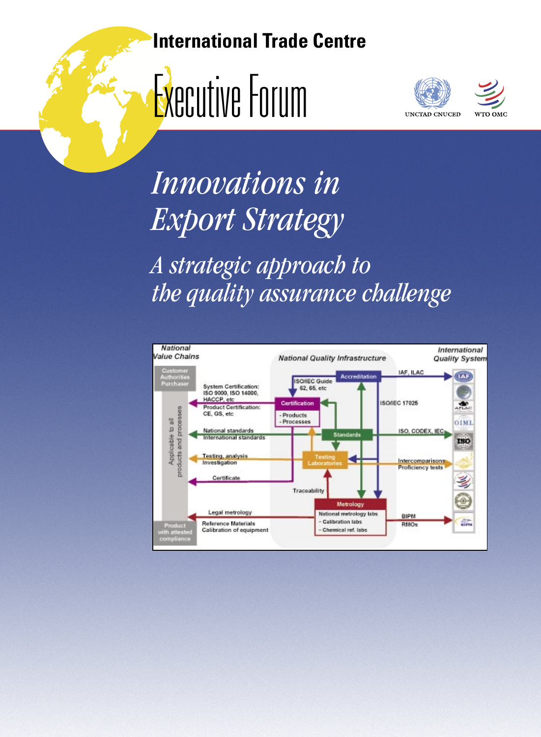**International Trade Centre**

# Executive Forum

UNCTAD CNUCED WTO OMC

# *Innovations in Export Strategy*

## *A strategic approach to the quality assurance challenge*

National Value Chains | National Quality Infrastructure | International Quality System

Customer Authorities Purchaser

Applicable to all products and processes

Product with attested compliance

System Certification: ISO 9000, ISO 14000, HACCP, etc

Product Certification: CE, GS, etc

National standards

International standards

Testing, analysis

Investigation

Certificate

Legal metrology

Reference Materials

Calibration of equipment

Accreditation

ISO/IEC Guide 62, 66, etc

Certification

- Products
- Processes

Standards

Testing Laboratories

Traceability

Metrology

National metrology labs

- Calibration labs
- Chemical ref. labs

IAF, ILAC

ISO/IEC 17025

ISO, CODEX, IEC

Intercomparisons

Proficiency tests

BIPM

RMOs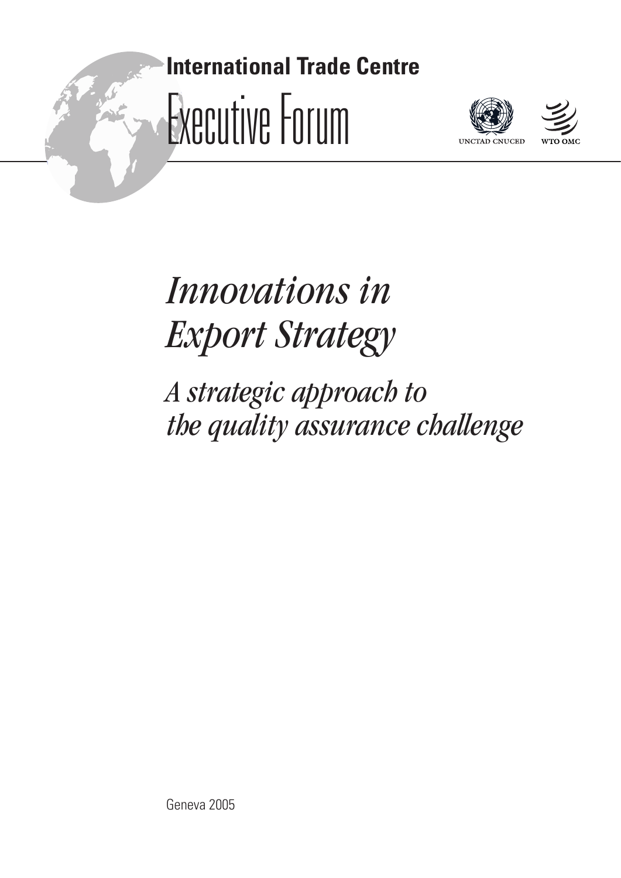**International Trade Centre**

Executive Forum

UNCTAD CNUCED

WTO OMC

# *Innovations in Export Strategy*

## *A strategic approach to the quality assurance challenge*

Geneva 2005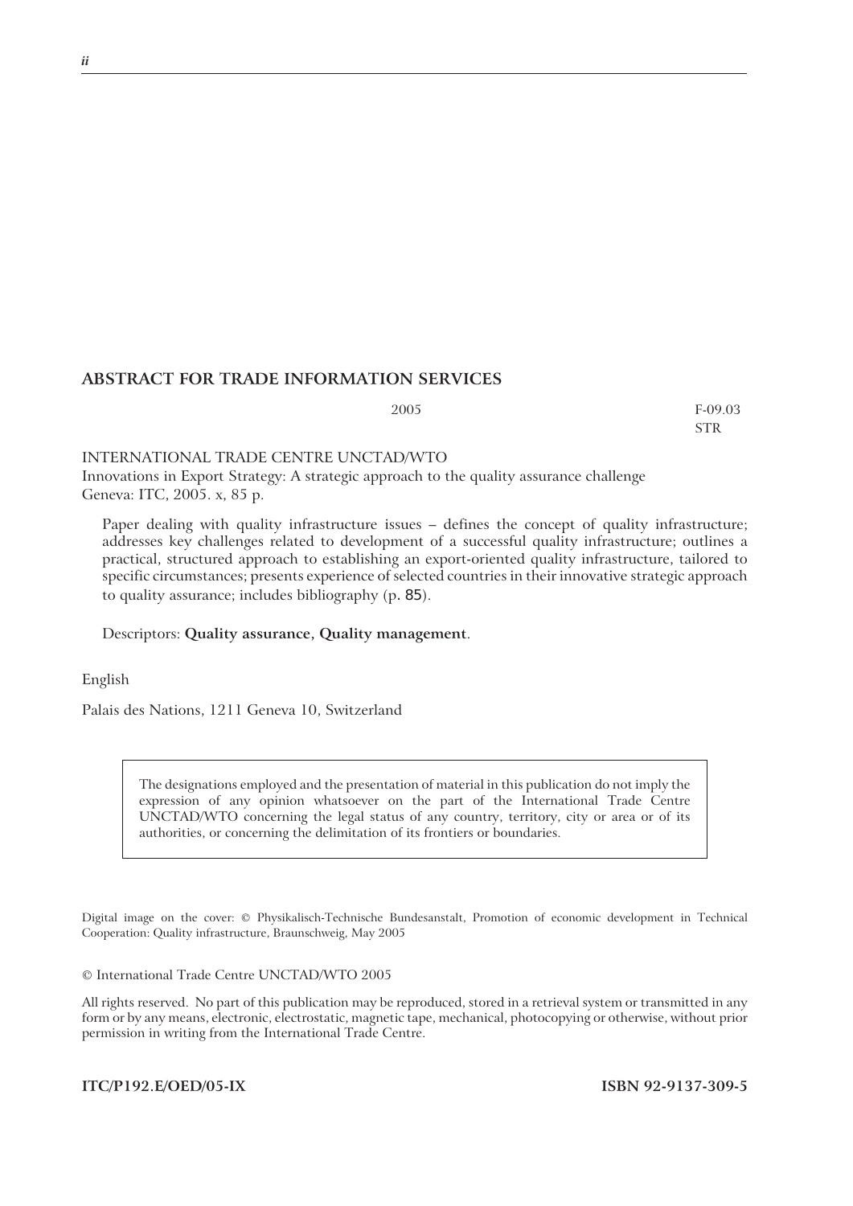## ABSTRACT FOR TRADE INFORMATION SERVICES

2005 F-09.03
STR

INTERNATIONAL TRADE CENTRE UNCTAD/WTO
Innovations in Export Strategy: A strategic approach to the quality assurance challenge
Geneva: ITC, 2005. x, 85 p.

Paper dealing with quality infrastructure issues – defines the concept of quality infrastructure; addresses key challenges related to development of a successful quality infrastructure; outlines a practical, structured approach to establishing an export-oriented quality infrastructure, tailored to specific circumstances; presents experience of selected countries in their innovative strategic approach to quality assurance; includes bibliography (p. 85).

Descriptors: **Quality assurance, Quality management**.

English

Palais des Nations, 1211 Geneva 10, Switzerland

> The designations employed and the presentation of material in this publication do not imply the expression of any opinion whatsoever on the part of the International Trade Centre UNCTAD/WTO concerning the legal status of any country, territory, city or area or of its authorities, or concerning the delimitation of its frontiers or boundaries.

Digital image on the cover: © Physikalisch-Technische Bundesanstalt, Promotion of economic development in Technical Cooperation: Quality infrastructure, Braunschweig, May 2005

© International Trade Centre UNCTAD/WTO 2005

All rights reserved. No part of this publication may be reproduced, stored in a retrieval system or transmitted in any form or by any means, electronic, electrostatic, magnetic tape, mechanical, photocopying or otherwise, without prior permission in writing from the International Trade Centre.

**ITC/P192.E/OED/05-IX** **ISBN 92-9137-309-5**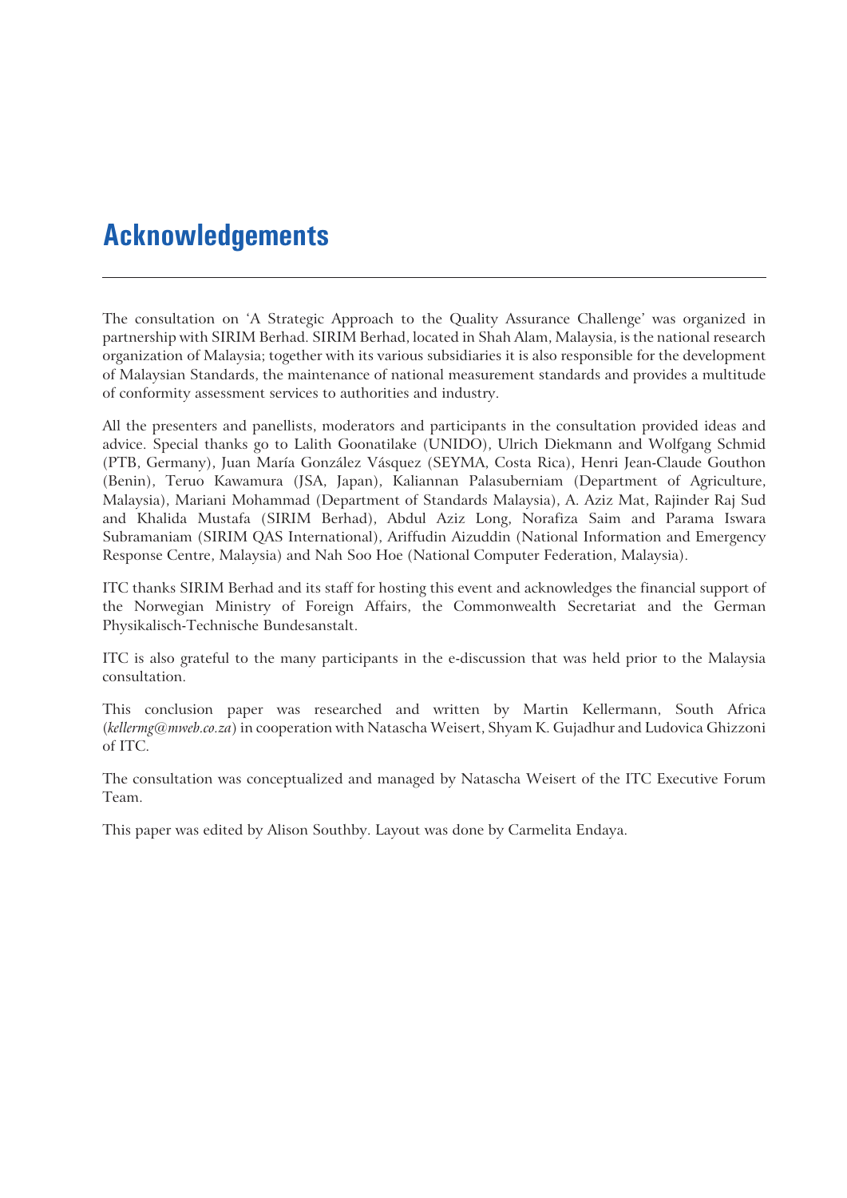# Acknowledgements

The consultation on 'A Strategic Approach to the Quality Assurance Challenge' was organized in partnership with SIRIM Berhad. SIRIM Berhad, located in Shah Alam, Malaysia, is the national research organization of Malaysia; together with its various subsidiaries it is also responsible for the development of Malaysian Standards, the maintenance of national measurement standards and provides a multitude of conformity assessment services to authorities and industry.

All the presenters and panellists, moderators and participants in the consultation provided ideas and advice. Special thanks go to Lalith Goonatilake (UNIDO), Ulrich Diekmann and Wolfgang Schmid (PTB, Germany), Juan María González Vásquez (SEYMA, Costa Rica), Henri Jean-Claude Gouthon (Benin), Teruo Kawamura (JSA, Japan), Kaliannan Palasuberniam (Department of Agriculture, Malaysia), Mariani Mohammad (Department of Standards Malaysia), A. Aziz Mat, Rajinder Raj Sud and Khalida Mustafa (SIRIM Berhad), Abdul Aziz Long, Norafiza Saim and Parama Iswara Subramaniam (SIRIM QAS International), Ariffudin Aizuddin (National Information and Emergency Response Centre, Malaysia) and Nah Soo Hoe (National Computer Federation, Malaysia).

ITC thanks SIRIM Berhad and its staff for hosting this event and acknowledges the financial support of the Norwegian Ministry of Foreign Affairs, the Commonwealth Secretariat and the German Physikalisch-Technische Bundesanstalt.

ITC is also grateful to the many participants in the e-discussion that was held prior to the Malaysia consultation.

This conclusion paper was researched and written by Martin Kellermann, South Africa (*kellermg@mweb.co.za*) in cooperation with Natascha Weisert, Shyam K. Gujadhur and Ludovica Ghizzoni of ITC.

The consultation was conceptualized and managed by Natascha Weisert of the ITC Executive Forum Team.

This paper was edited by Alison Southby. Layout was done by Carmelita Endaya.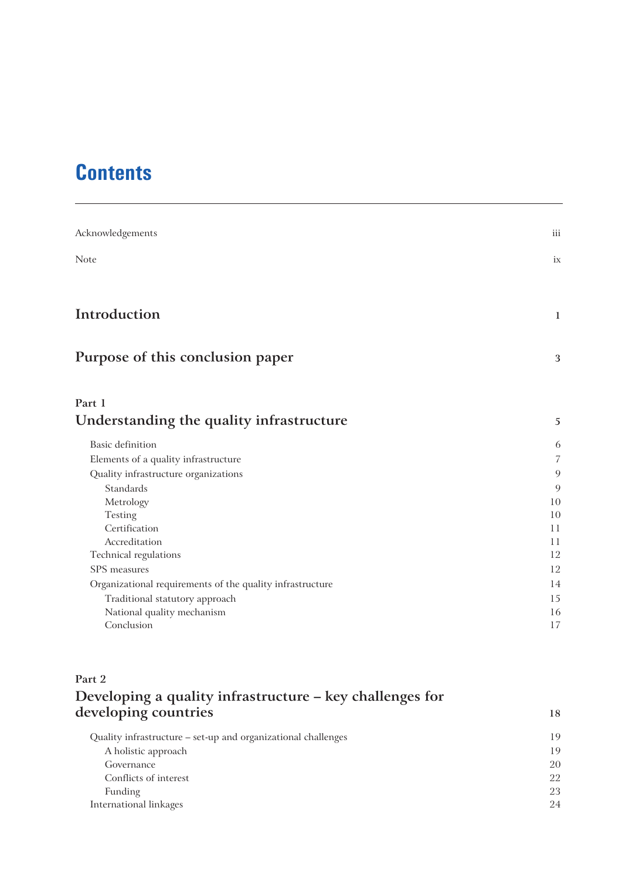# Contents

| | |
|---|---|
| Acknowledgements | iii |
| Note | ix |
| **Introduction** | **1** |
| **Purpose of this conclusion paper** | **3** |
| **Part 1** | |
| **Understanding the quality infrastructure** | **5** |
| Basic definition | 6 |
| Elements of a quality infrastructure | 7 |
| Quality infrastructure organizations | 9 |
| Standards | 9 |
| Metrology | 10 |
| Testing | 10 |
| Certification | 11 |
| Accreditation | 11 |
| Technical regulations | 12 |
| SPS measures | 12 |
| Organizational requirements of the quality infrastructure | 14 |
| Traditional statutory approach | 15 |
| National quality mechanism | 16 |
| Conclusion | 17 |
| **Part 2** | |
| **Developing a quality infrastructure – key challenges for developing countries** | **18** |
| Quality infrastructure – set-up and organizational challenges | 19 |
| A holistic approach | 19 |
| Governance | 20 |
| Conflicts of interest | 22 |
| Funding | 23 |
| International linkages | 24 |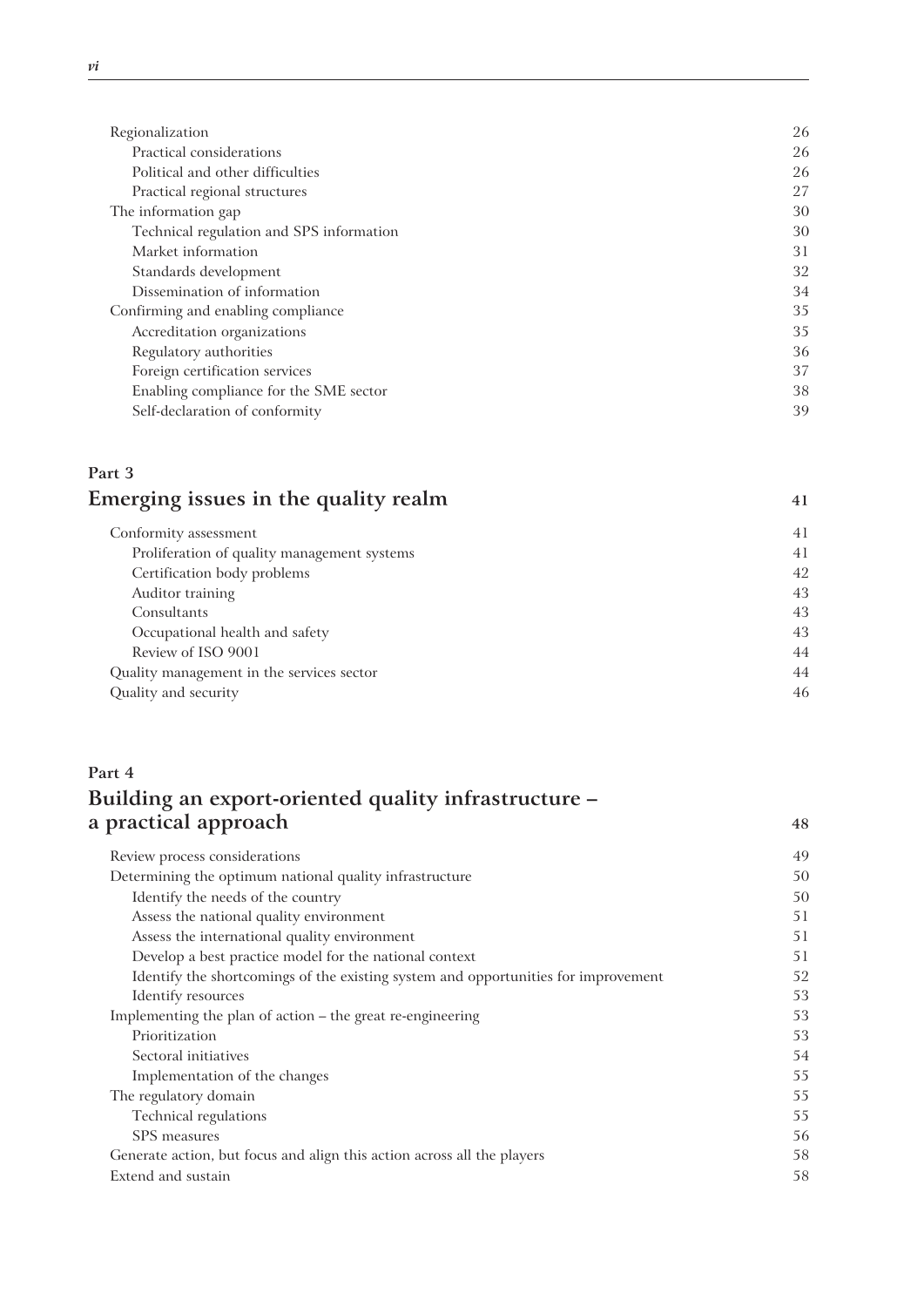| | |
|---|---|
| Regionalization | 26 |
| Practical considerations | 26 |
| Political and other difficulties | 26 |
| Practical regional structures | 27 |
| The information gap | 30 |
| Technical regulation and SPS information | 30 |
| Market information | 31 |
| Standards development | 32 |
| Dissemination of information | 34 |
| Confirming and enabling compliance | 35 |
| Accreditation organizations | 35 |
| Regulatory authorities | 36 |
| Foreign certification services | 37 |
| Enabling compliance for the SME sector | 38 |
| Self-declaration of conformity | 39 |

**Part 3**

## Emerging issues in the quality realm — 41

| | |
|---|---|
| Conformity assessment | 41 |
| Proliferation of quality management systems | 41 |
| Certification body problems | 42 |
| Auditor training | 43 |
| Consultants | 43 |
| Occupational health and safety | 43 |
| Review of ISO 9001 | 44 |
| Quality management in the services sector | 44 |
| Quality and security | 46 |

**Part 4**

## Building an export-oriented quality infrastructure – a practical approach — 48

| | |
|---|---|
| Review process considerations | 49 |
| Determining the optimum national quality infrastructure | 50 |
| Identify the needs of the country | 50 |
| Assess the national quality environment | 51 |
| Assess the international quality environment | 51 |
| Develop a best practice model for the national context | 51 |
| Identify the shortcomings of the existing system and opportunities for improvement | 52 |
| Identify resources | 53 |
| Implementing the plan of action – the great re-engineering | 53 |
| Prioritization | 53 |
| Sectoral initiatives | 54 |
| Implementation of the changes | 55 |
| The regulatory domain | 55 |
| Technical regulations | 55 |
| SPS measures | 56 |
| Generate action, but focus and align this action across all the players | 58 |
| Extend and sustain | 58 |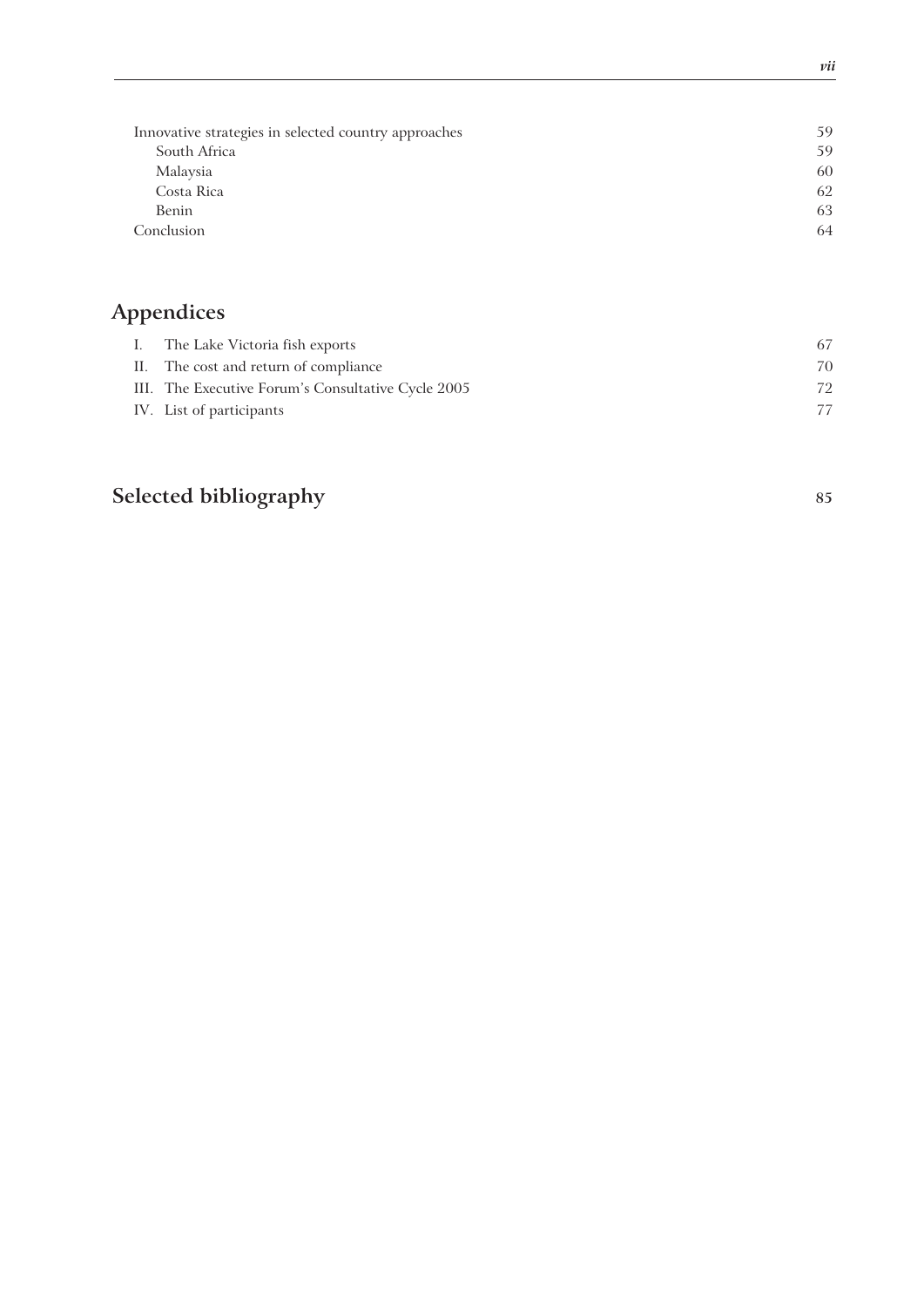Innovative strategies in selected country approaches 59

- South Africa 59
- Malaysia 60
- Costa Rica 62
- Benin 63

Conclusion 64

## Appendices

I. The Lake Victoria fish exports 67

II. The cost and return of compliance 70

III. The Executive Forum's Consultative Cycle 2005 72

IV. List of participants 77

## Selected bibliography 85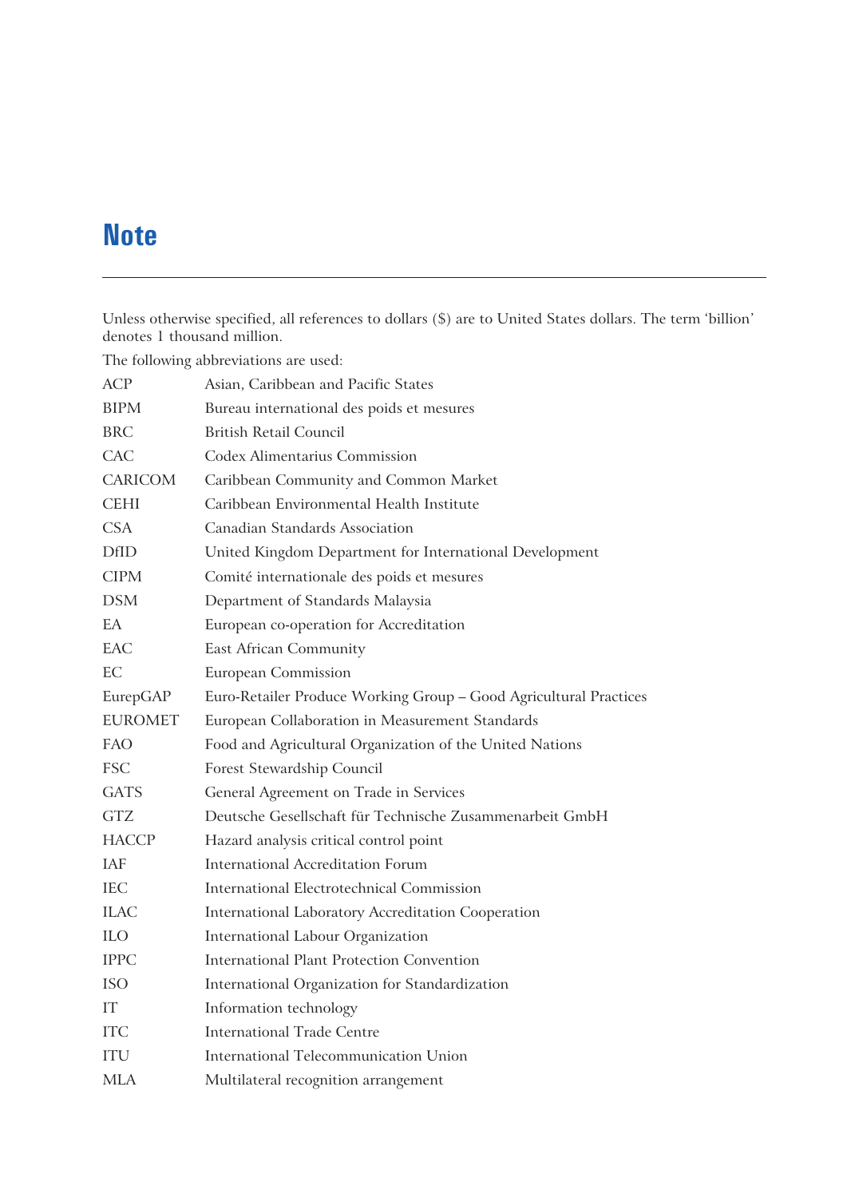# Note

Unless otherwise specified, all references to dollars ($) are to United States dollars. The term 'billion' denotes 1 thousand million.

The following abbreviations are used:

| | |
|---|---|
| ACP | Asian, Caribbean and Pacific States |
| BIPM | Bureau international des poids et mesures |
| BRC | British Retail Council |
| CAC | Codex Alimentarius Commission |
| CARICOM | Caribbean Community and Common Market |
| CEHI | Caribbean Environmental Health Institute |
| CSA | Canadian Standards Association |
| DfID | United Kingdom Department for International Development |
| CIPM | Comité internationale des poids et mesures |
| DSM | Department of Standards Malaysia |
| EA | European co-operation for Accreditation |
| EAC | East African Community |
| EC | European Commission |
| EurepGAP | Euro-Retailer Produce Working Group – Good Agricultural Practices |
| EUROMET | European Collaboration in Measurement Standards |
| FAO | Food and Agricultural Organization of the United Nations |
| FSC | Forest Stewardship Council |
| GATS | General Agreement on Trade in Services |
| GTZ | Deutsche Gesellschaft für Technische Zusammenarbeit GmbH |
| HACCP | Hazard analysis critical control point |
| IAF | International Accreditation Forum |
| IEC | International Electrotechnical Commission |
| ILAC | International Laboratory Accreditation Cooperation |
| ILO | International Labour Organization |
| IPPC | International Plant Protection Convention |
| ISO | International Organization for Standardization |
| IT | Information technology |
| ITC | International Trade Centre |
| ITU | International Telecommunication Union |
| MLA | Multilateral recognition arrangement |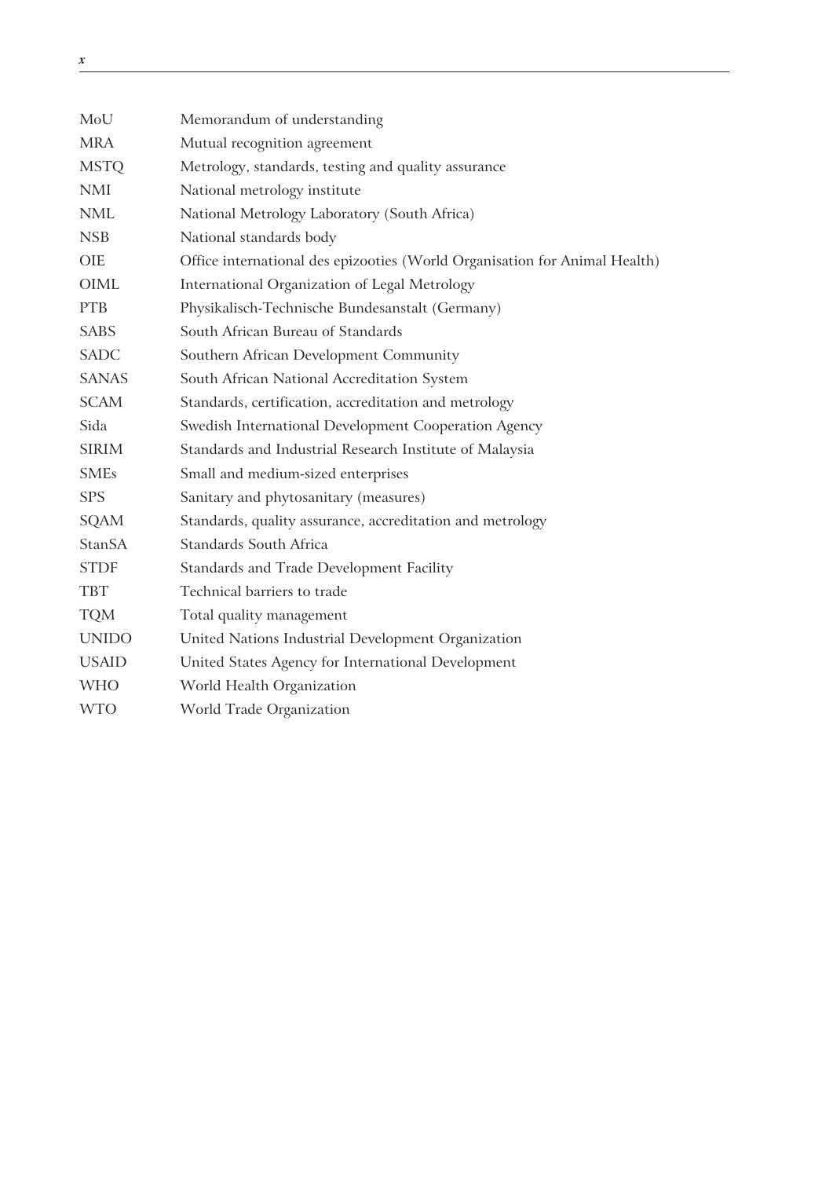| | |
|---|---|
| MoU | Memorandum of understanding |
| MRA | Mutual recognition agreement |
| MSTQ | Metrology, standards, testing and quality assurance |
| NMI | National metrology institute |
| NML | National Metrology Laboratory (South Africa) |
| NSB | National standards body |
| OIE | Office international des epizooties (World Organisation for Animal Health) |
| OIML | International Organization of Legal Metrology |
| PTB | Physikalisch-Technische Bundesanstalt (Germany) |
| SABS | South African Bureau of Standards |
| SADC | Southern African Development Community |
| SANAS | South African National Accreditation System |
| SCAM | Standards, certification, accreditation and metrology |
| Sida | Swedish International Development Cooperation Agency |
| SIRIM | Standards and Industrial Research Institute of Malaysia |
| SMEs | Small and medium-sized enterprises |
| SPS | Sanitary and phytosanitary (measures) |
| SQAM | Standards, quality assurance, accreditation and metrology |
| StanSA | Standards South Africa |
| STDF | Standards and Trade Development Facility |
| TBT | Technical barriers to trade |
| TQM | Total quality management |
| UNIDO | United Nations Industrial Development Organization |
| USAID | United States Agency for International Development |
| WHO | World Health Organization |
| WTO | World Trade Organization |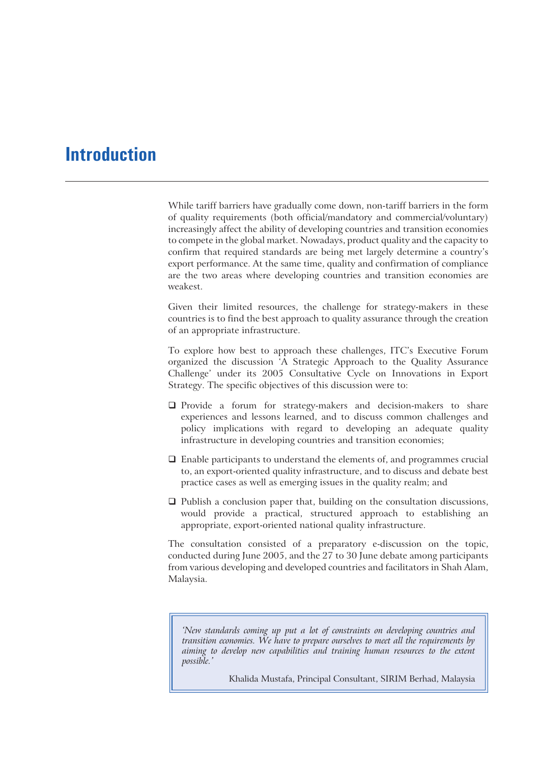# Introduction

While tariff barriers have gradually come down, non-tariff barriers in the form of quality requirements (both official/mandatory and commercial/voluntary) increasingly affect the ability of developing countries and transition economies to compete in the global market. Nowadays, product quality and the capacity to confirm that required standards are being met largely determine a country's export performance. At the same time, quality and confirmation of compliance are the two areas where developing countries and transition economies are weakest.

Given their limited resources, the challenge for strategy-makers in these countries is to find the best approach to quality assurance through the creation of an appropriate infrastructure.

To explore how best to approach these challenges, ITC's Executive Forum organized the discussion 'A Strategic Approach to the Quality Assurance Challenge' under its 2005 Consultative Cycle on Innovations in Export Strategy. The specific objectives of this discussion were to:

- Provide a forum for strategy-makers and decision-makers to share experiences and lessons learned, and to discuss common challenges and policy implications with regard to developing an adequate quality infrastructure in developing countries and transition economies;
- Enable participants to understand the elements of, and programmes crucial to, an export-oriented quality infrastructure, and to discuss and debate best practice cases as well as emerging issues in the quality realm; and
- Publish a conclusion paper that, building on the consultation discussions, would provide a practical, structured approach to establishing an appropriate, export-oriented national quality infrastructure.

The consultation consisted of a preparatory e-discussion on the topic, conducted during June 2005, and the 27 to 30 June debate among participants from various developing and developed countries and facilitators in Shah Alam, Malaysia.

> *'New standards coming up put a lot of constraints on developing countries and transition economies. We have to prepare ourselves to meet all the requirements by aiming to develop new capabilities and training human resources to the extent possible.'*
>
> Khalida Mustafa, Principal Consultant, SIRIM Berhad, Malaysia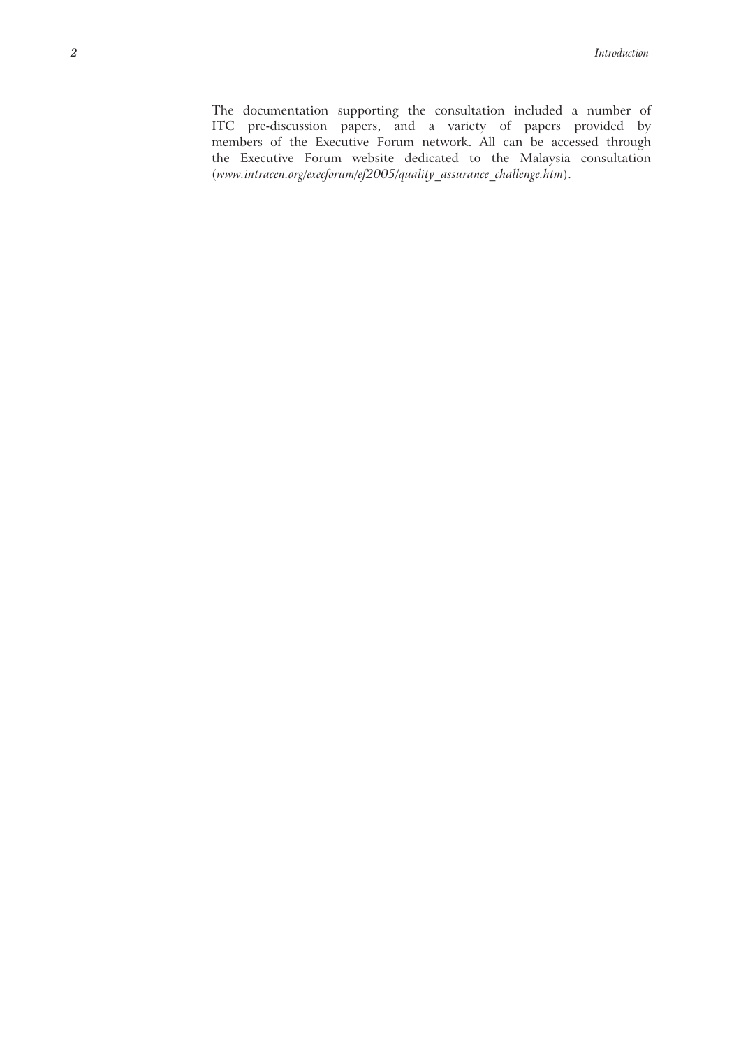The documentation supporting the consultation included a number of ITC pre-discussion papers, and a variety of papers provided by members of the Executive Forum network. All can be accessed through the Executive Forum website dedicated to the Malaysia consultation (*www.intracen.org/execforum/ef2005/quality_assurance_challenge.htm*).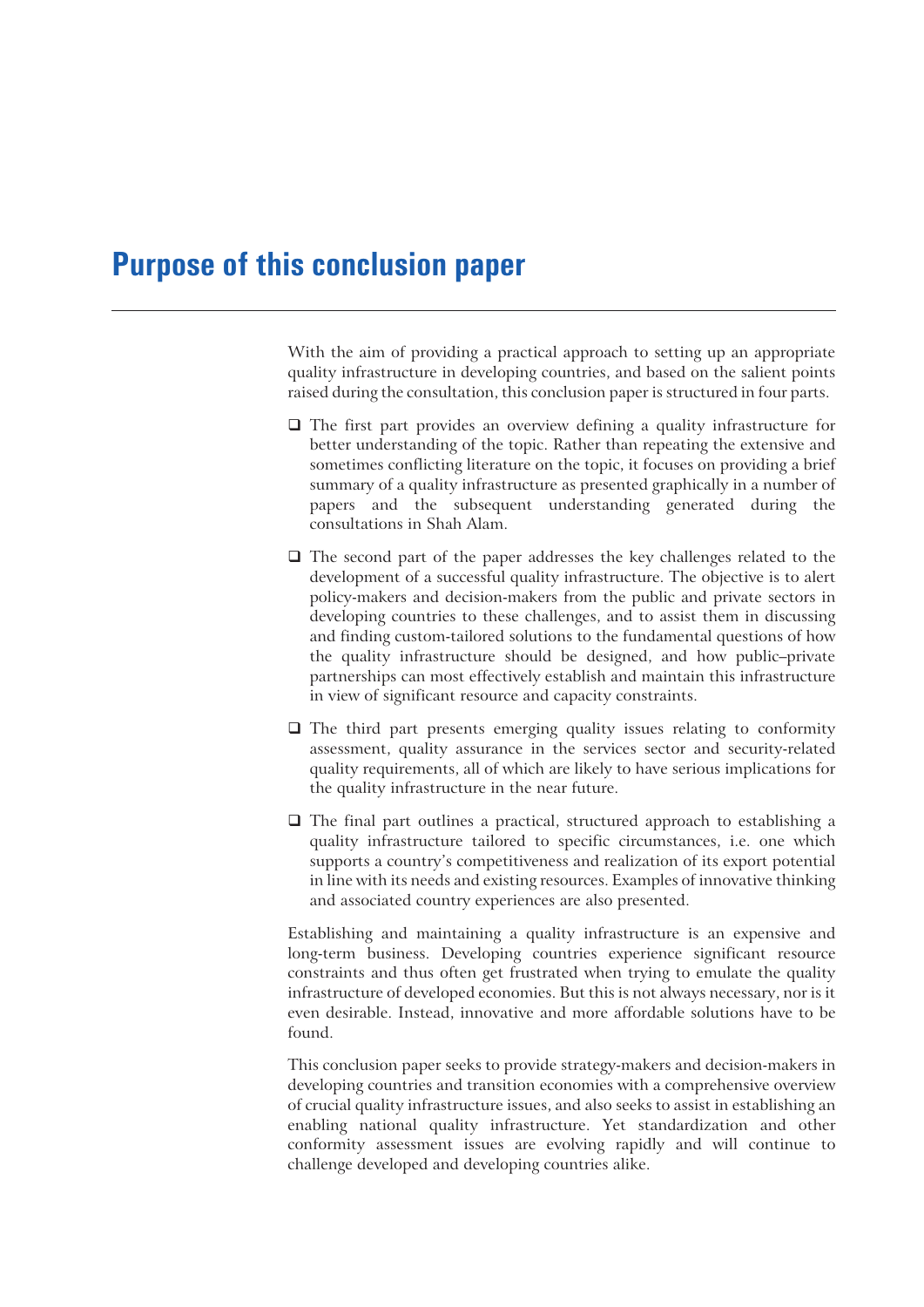# Purpose of this conclusion paper

With the aim of providing a practical approach to setting up an appropriate quality infrastructure in developing countries, and based on the salient points raised during the consultation, this conclusion paper is structured in four parts.

- The first part provides an overview defining a quality infrastructure for better understanding of the topic. Rather than repeating the extensive and sometimes conflicting literature on the topic, it focuses on providing a brief summary of a quality infrastructure as presented graphically in a number of papers and the subsequent understanding generated during the consultations in Shah Alam.

- The second part of the paper addresses the key challenges related to the development of a successful quality infrastructure. The objective is to alert policy-makers and decision-makers from the public and private sectors in developing countries to these challenges, and to assist them in discussing and finding custom-tailored solutions to the fundamental questions of how the quality infrastructure should be designed, and how public–private partnerships can most effectively establish and maintain this infrastructure in view of significant resource and capacity constraints.

- The third part presents emerging quality issues relating to conformity assessment, quality assurance in the services sector and security-related quality requirements, all of which are likely to have serious implications for the quality infrastructure in the near future.

- The final part outlines a practical, structured approach to establishing a quality infrastructure tailored to specific circumstances, i.e. one which supports a country's competitiveness and realization of its export potential in line with its needs and existing resources. Examples of innovative thinking and associated country experiences are also presented.

Establishing and maintaining a quality infrastructure is an expensive and long-term business. Developing countries experience significant resource constraints and thus often get frustrated when trying to emulate the quality infrastructure of developed economies. But this is not always necessary, nor is it even desirable. Instead, innovative and more affordable solutions have to be found.

This conclusion paper seeks to provide strategy-makers and decision-makers in developing countries and transition economies with a comprehensive overview of crucial quality infrastructure issues, and also seeks to assist in establishing an enabling national quality infrastructure. Yet standardization and other conformity assessment issues are evolving rapidly and will continue to challenge developed and developing countries alike.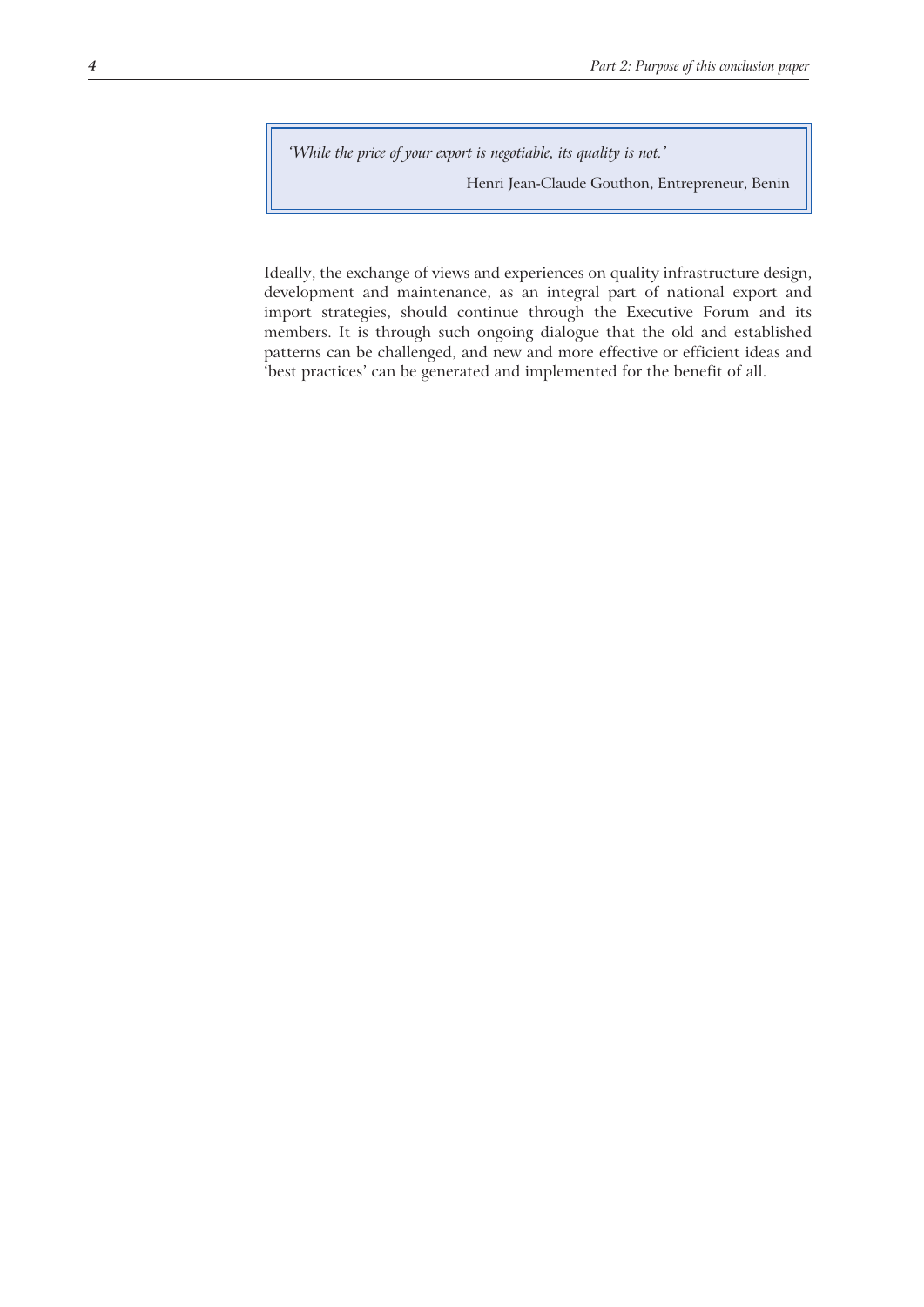> *'While the price of your export is negotiable, its quality is not.'*
>
> Henri Jean-Claude Gouthon, Entrepreneur, Benin

Ideally, the exchange of views and experiences on quality infrastructure design, development and maintenance, as an integral part of national export and import strategies, should continue through the Executive Forum and its members. It is through such ongoing dialogue that the old and established patterns can be challenged, and new and more effective or efficient ideas and 'best practices' can be generated and implemented for the benefit of all.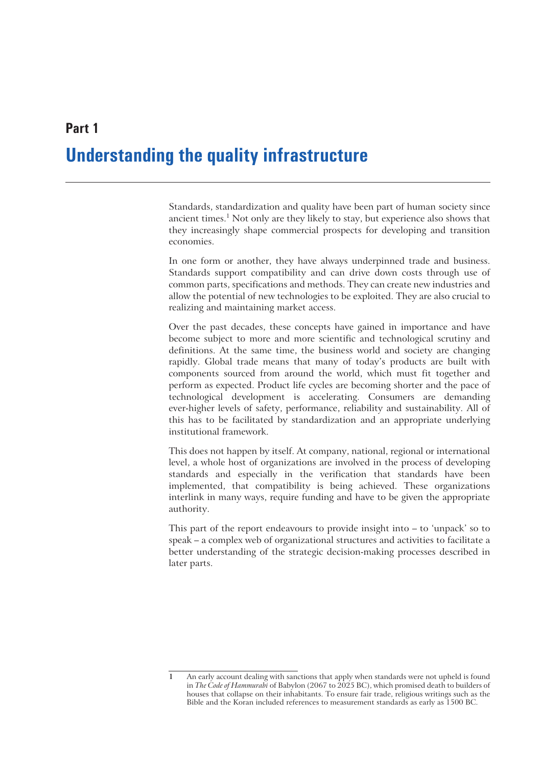# Part 1

## Understanding the quality infrastructure

Standards, standardization and quality have been part of human society since ancient times.[1] Not only are they likely to stay, but experience also shows that they increasingly shape commercial prospects for developing and transition economies.

In one form or another, they have always underpinned trade and business. Standards support compatibility and can drive down costs through use of common parts, specifications and methods. They can create new industries and allow the potential of new technologies to be exploited. They are also crucial to realizing and maintaining market access.

Over the past decades, these concepts have gained in importance and have become subject to more and more scientific and technological scrutiny and definitions. At the same time, the business world and society are changing rapidly. Global trade means that many of today's products are built with components sourced from around the world, which must fit together and perform as expected. Product life cycles are becoming shorter and the pace of technological development is accelerating. Consumers are demanding ever-higher levels of safety, performance, reliability and sustainability. All of this has to be facilitated by standardization and an appropriate underlying institutional framework.

This does not happen by itself. At company, national, regional or international level, a whole host of organizations are involved in the process of developing standards and especially in the verification that standards have been implemented, that compatibility is being achieved. These organizations interlink in many ways, require funding and have to be given the appropriate authority.

This part of the report endeavours to provide insight into – to 'unpack' so to speak – a complex web of organizational structures and activities to facilitate a better understanding of the strategic decision-making processes described in later parts.

---

1 An early account dealing with sanctions that apply when standards were not upheld is found in *The Code of Hammurabi* of Babylon (2067 to 2025 BC), which promised death to builders of houses that collapse on their inhabitants. To ensure fair trade, religious writings such as the Bible and the Koran included references to measurement standards as early as 1500 BC.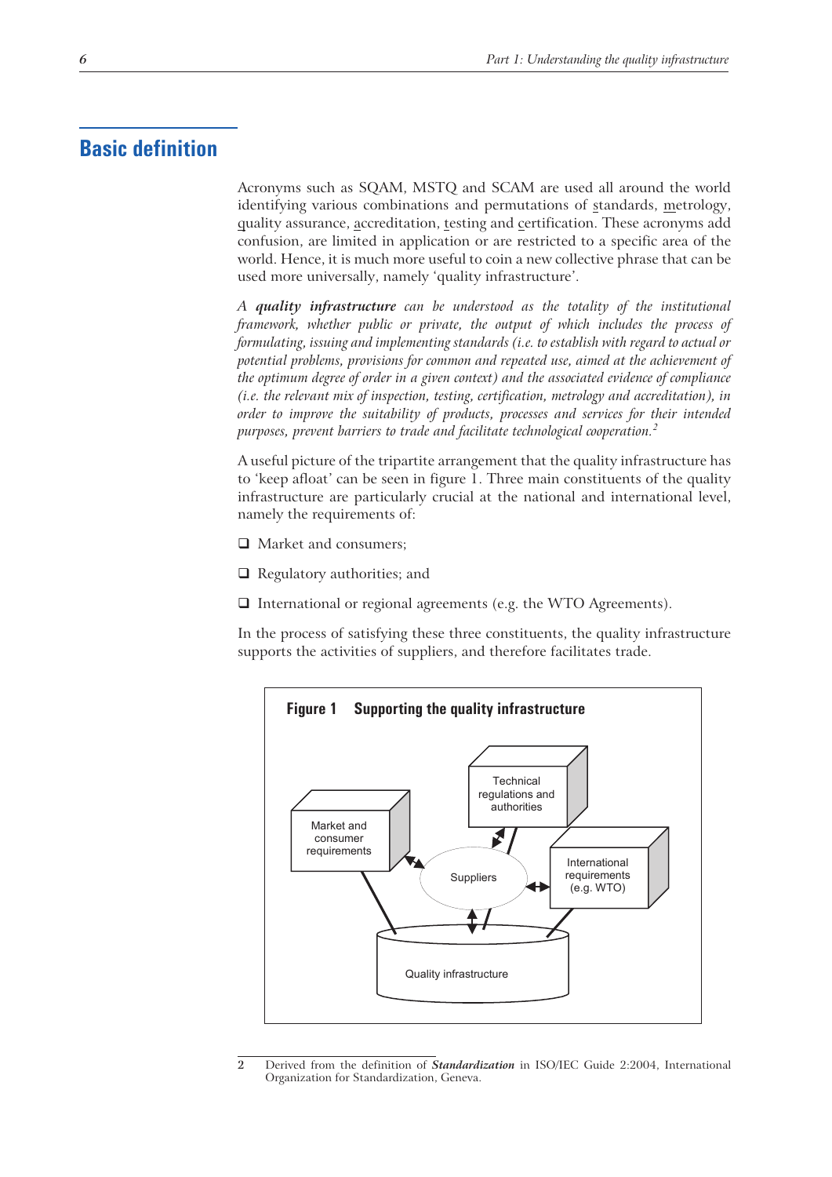## Basic definition

Acronyms such as SQAM, MSTQ and SCAM are used all around the world identifying various combinations and permutations of standards, metrology, quality assurance, accreditation, testing and certification. These acronyms add confusion, are limited in application or are restricted to a specific area of the world. Hence, it is much more useful to coin a new collective phrase that can be used more universally, namely 'quality infrastructure'.

*A **quality infrastructure** can be understood as the totality of the institutional framework, whether public or private, the output of which includes the process of formulating, issuing and implementing standards (i.e. to establish with regard to actual or potential problems, provisions for common and repeated use, aimed at the achievement of the optimum degree of order in a given context) and the associated evidence of compliance (i.e. the relevant mix of inspection, testing, certification, metrology and accreditation), in order to improve the suitability of products, processes and services for their intended purposes, prevent barriers to trade and facilitate technological cooperation.*[2]

A useful picture of the tripartite arrangement that the quality infrastructure has to 'keep afloat' can be seen in figure 1. Three main constituents of the quality infrastructure are particularly crucial at the national and international level, namely the requirements of:

- Market and consumers;
- Regulatory authorities; and
- International or regional agreements (e.g. the WTO Agreements).

In the process of satisfying these three constituents, the quality infrastructure supports the activities of suppliers, and therefore facilitates trade.

**Figure 1 Supporting the quality infrastructure**

Market and consumer requirements

Technical regulations and authorities

Suppliers

International requirements (e.g. WTO)

Quality infrastructure

---

2 Derived from the definition of ***Standardization*** in ISO/IEC Guide 2:2004, International Organization for Standardization, Geneva.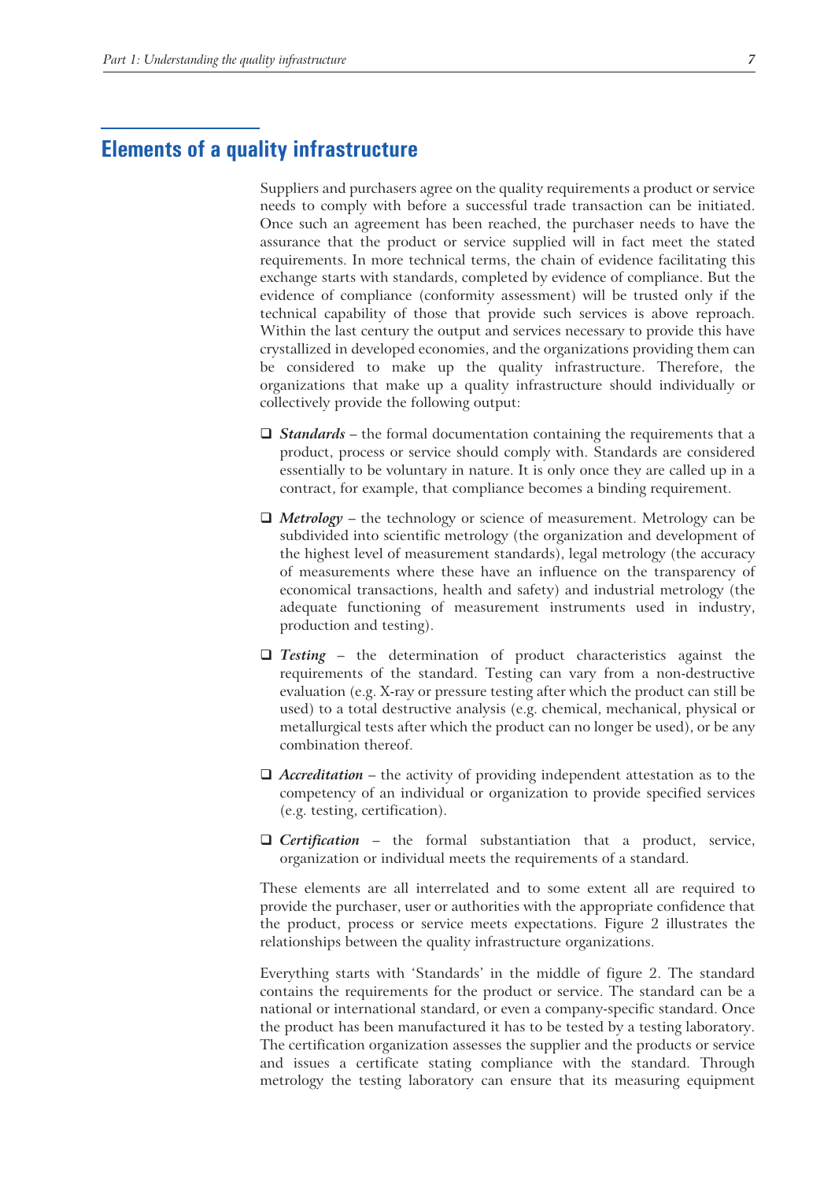## Elements of a quality infrastructure

Suppliers and purchasers agree on the quality requirements a product or service needs to comply with before a successful trade transaction can be initiated. Once such an agreement has been reached, the purchaser needs to have the assurance that the product or service supplied will in fact meet the stated requirements. In more technical terms, the chain of evidence facilitating this exchange starts with standards, completed by evidence of compliance. But the evidence of compliance (conformity assessment) will be trusted only if the technical capability of those that provide such services is above reproach. Within the last century the output and services necessary to provide this have crystallized in developed economies, and the organizations providing them can be considered to make up the quality infrastructure. Therefore, the organizations that make up a quality infrastructure should individually or collectively provide the following output:

- ***Standards*** – the formal documentation containing the requirements that a product, process or service should comply with. Standards are considered essentially to be voluntary in nature. It is only once they are called up in a contract, for example, that compliance becomes a binding requirement.
- ***Metrology*** – the technology or science of measurement. Metrology can be subdivided into scientific metrology (the organization and development of the highest level of measurement standards), legal metrology (the accuracy of measurements where these have an influence on the transparency of economical transactions, health and safety) and industrial metrology (the adequate functioning of measurement instruments used in industry, production and testing).
- ***Testing*** – the determination of product characteristics against the requirements of the standard. Testing can vary from a non-destructive evaluation (e.g. X-ray or pressure testing after which the product can still be used) to a total destructive analysis (e.g. chemical, mechanical, physical or metallurgical tests after which the product can no longer be used), or be any combination thereof.
- ***Accreditation*** – the activity of providing independent attestation as to the competency of an individual or organization to provide specified services (e.g. testing, certification).
- ***Certification*** – the formal substantiation that a product, service, organization or individual meets the requirements of a standard.

These elements are all interrelated and to some extent all are required to provide the purchaser, user or authorities with the appropriate confidence that the product, process or service meets expectations. Figure 2 illustrates the relationships between the quality infrastructure organizations.

Everything starts with 'Standards' in the middle of figure 2. The standard contains the requirements for the product or service. The standard can be a national or international standard, or even a company-specific standard. Once the product has been manufactured it has to be tested by a testing laboratory. The certification organization assesses the supplier and the products or service and issues a certificate stating compliance with the standard. Through metrology the testing laboratory can ensure that its measuring equipment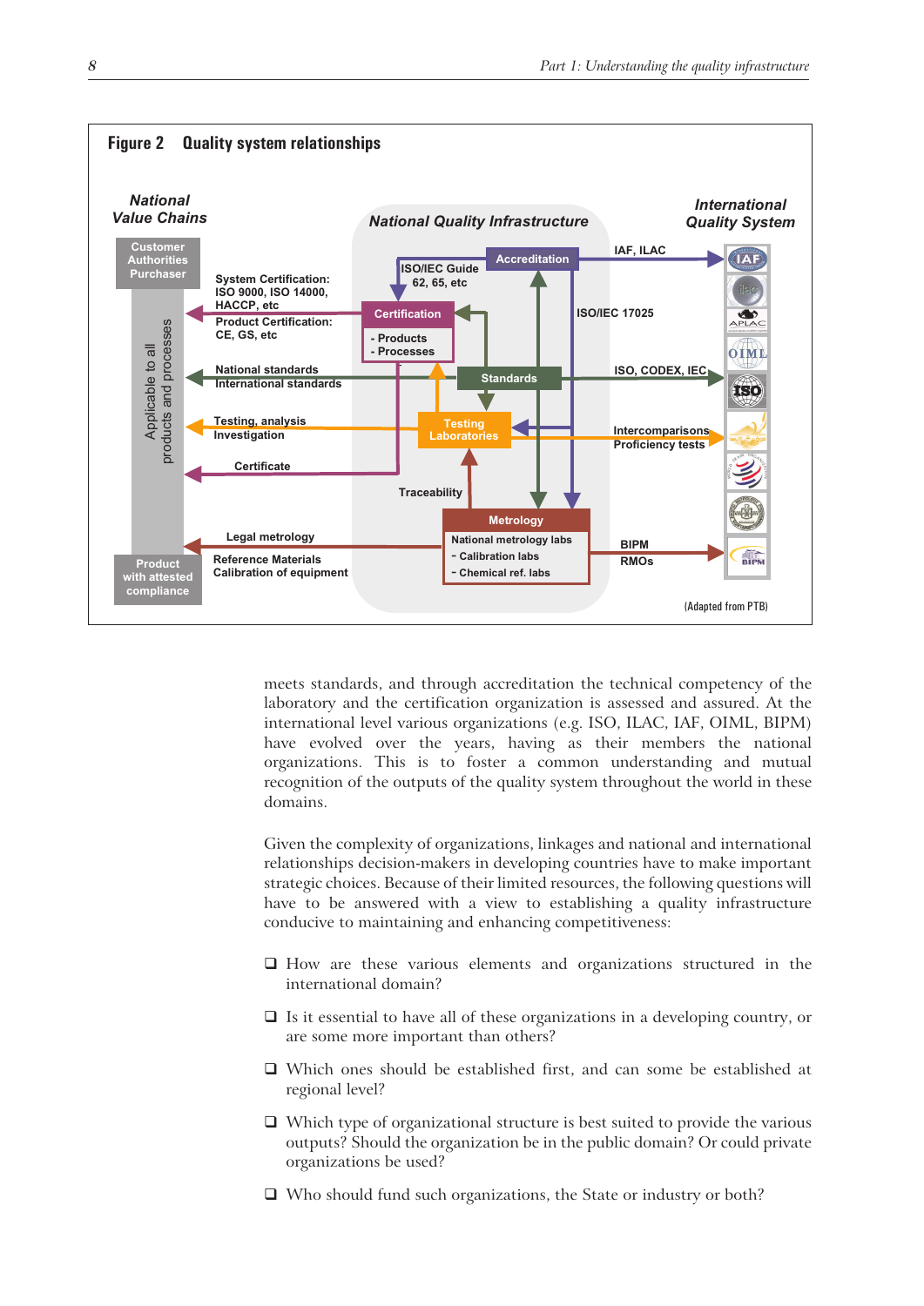**Figure 2 Quality system relationships**

*National Value Chains* | *National Quality Infrastructure* | *International Quality System*

Customer, Authorities, Purchaser — Applicable to all products and processes — Product with attested compliance

System Certification: ISO 9000, ISO 14000, HACCP, etc

Product Certification: CE, GS, etc

Certification: - Products - Processes

ISO/IEC Guide 62, 65, etc

Accreditation — IAF, ILAC

ISO/IEC 17025

Standards — National standards, International standards — ISO, CODEX, IEC

Testing Laboratories — Testing, analysis, Investigation — Intercomparisons, Proficiency tests

Certificate

Traceability

Metrology: National metrology labs - Calibration labs - Chemical ref. labs — BIPM, RMOs

Legal metrology, Reference Materials, Calibration of equipment

IAF, ilac, APLAC, OIML, ISO, BIPM

(Adapted from PTB)

meets standards, and through accreditation the technical competency of the laboratory and the certification organization is assessed and assured. At the international level various organizations (e.g. ISO, ILAC, IAF, OIML, BIPM) have evolved over the years, having as their members the national organizations. This is to foster a common understanding and mutual recognition of the outputs of the quality system throughout the world in these domains.

Given the complexity of organizations, linkages and national and international relationships decision-makers in developing countries have to make important strategic choices. Because of their limited resources, the following questions will have to be answered with a view to establishing a quality infrastructure conducive to maintaining and enhancing competitiveness:

- How are these various elements and organizations structured in the international domain?
- Is it essential to have all of these organizations in a developing country, or are some more important than others?
- Which ones should be established first, and can some be established at regional level?
- Which type of organizational structure is best suited to provide the various outputs? Should the organization be in the public domain? Or could private organizations be used?
- Who should fund such organizations, the State or industry or both?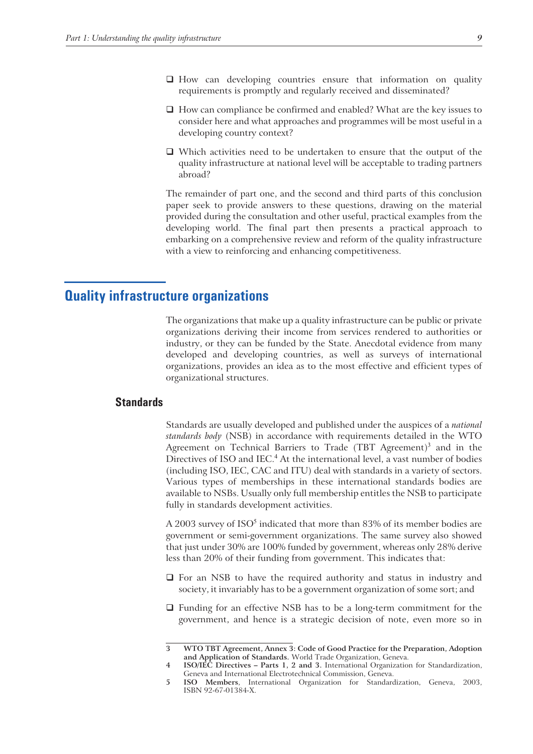- How can developing countries ensure that information on quality requirements is promptly and regularly received and disseminated?
- How can compliance be confirmed and enabled? What are the key issues to consider here and what approaches and programmes will be most useful in a developing country context?
- Which activities need to be undertaken to ensure that the output of the quality infrastructure at national level will be acceptable to trading partners abroad?

The remainder of part one, and the second and third parts of this conclusion paper seek to provide answers to these questions, drawing on the material provided during the consultation and other useful, practical examples from the developing world. The final part then presents a practical approach to embarking on a comprehensive review and reform of the quality infrastructure with a view to reinforcing and enhancing competitiveness.

## Quality infrastructure organizations

The organizations that make up a quality infrastructure can be public or private organizations deriving their income from services rendered to authorities or industry, or they can be funded by the State. Anecdotal evidence from many developed and developing countries, as well as surveys of international organizations, provides an idea as to the most effective and efficient types of organizational structures.

### Standards

Standards are usually developed and published under the auspices of a *national standards body* (NSB) in accordance with requirements detailed in the WTO Agreement on Technical Barriers to Trade (TBT Agreement)[3] and in the Directives of ISO and IEC.[4] At the international level, a vast number of bodies (including ISO, IEC, CAC and ITU) deal with standards in a variety of sectors. Various types of memberships in these international standards bodies are available to NSBs. Usually only full membership entitles the NSB to participate fully in standards development activities.

A 2003 survey of ISO[5] indicated that more than 83% of its member bodies are government or semi-government organizations. The same survey also showed that just under 30% are 100% funded by government, whereas only 28% derive less than 20% of their funding from government. This indicates that:

- For an NSB to have the required authority and status in industry and society, it invariably has to be a government organization of some sort; and
- Funding for an effective NSB has to be a long-term commitment for the government, and hence is a strategic decision of note, even more so in

---

3 **WTO TBT Agreement, Annex 3: Code of Good Practice for the Preparation, Adoption and Application of Standards.** World Trade Organization, Geneva.

4 **ISO/IEC Directives – Parts 1, 2 and 3.** International Organization for Standardization, Geneva and International Electrotechnical Commission, Geneva.

5 **ISO Members**, International Organization for Standardization, Geneva, 2003, ISBN 92-67-01384-X.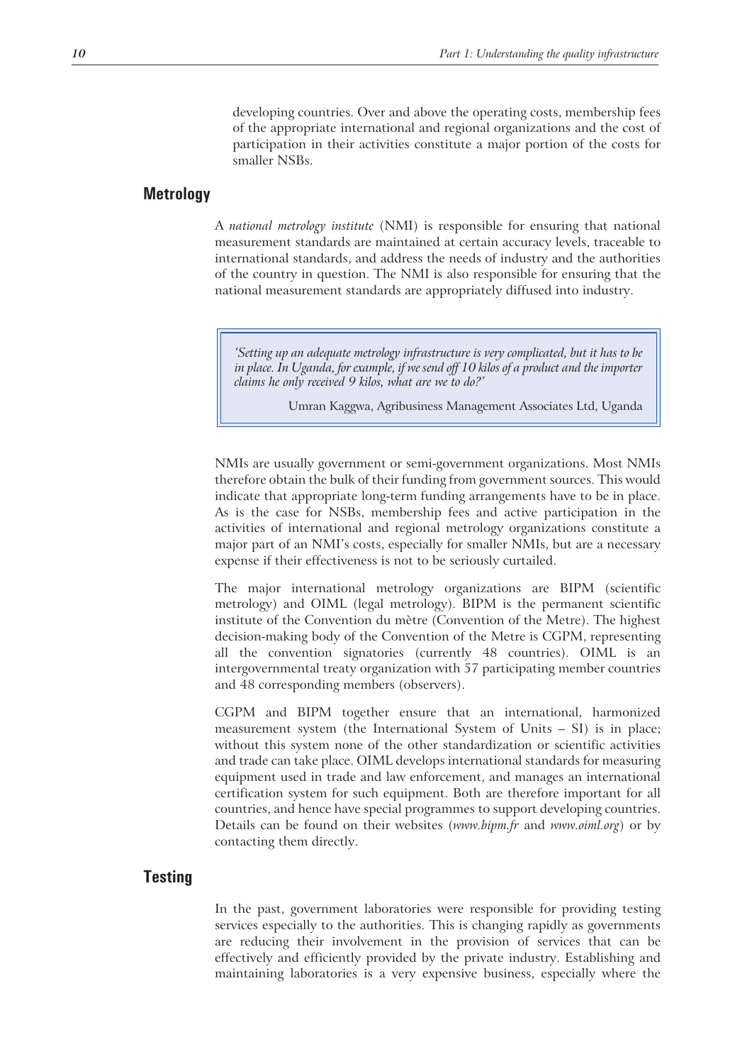developing countries. Over and above the operating costs, membership fees of the appropriate international and regional organizations and the cost of participation in their activities constitute a major portion of the costs for smaller NSBs.

## Metrology

A *national metrology institute* (NMI) is responsible for ensuring that national measurement standards are maintained at certain accuracy levels, traceable to international standards, and address the needs of industry and the authorities of the country in question. The NMI is also responsible for ensuring that the national measurement standards are appropriately diffused into industry.

> *'Setting up an adequate metrology infrastructure is very complicated, but it has to be in place. In Uganda, for example, if we send off 10 kilos of a product and the importer claims he only received 9 kilos, what are we to do?'*
>
> Umran Kaggwa, Agribusiness Management Associates Ltd, Uganda

NMIs are usually government or semi-government organizations. Most NMIs therefore obtain the bulk of their funding from government sources. This would indicate that appropriate long-term funding arrangements have to be in place. As is the case for NSBs, membership fees and active participation in the activities of international and regional metrology organizations constitute a major part of an NMI's costs, especially for smaller NMIs, but are a necessary expense if their effectiveness is not to be seriously curtailed.

The major international metrology organizations are BIPM (scientific metrology) and OIML (legal metrology). BIPM is the permanent scientific institute of the Convention du mètre (Convention of the Metre). The highest decision-making body of the Convention of the Metre is CGPM, representing all the convention signatories (currently 48 countries). OIML is an intergovernmental treaty organization with 57 participating member countries and 48 corresponding members (observers).

CGPM and BIPM together ensure that an international, harmonized measurement system (the International System of Units – SI) is in place; without this system none of the other standardization or scientific activities and trade can take place. OIML develops international standards for measuring equipment used in trade and law enforcement, and manages an international certification system for such equipment. Both are therefore important for all countries, and hence have special programmes to support developing countries. Details can be found on their websites (*www.bipm.fr* and *www.oiml.org*) or by contacting them directly.

## Testing

In the past, government laboratories were responsible for providing testing services especially to the authorities. This is changing rapidly as governments are reducing their involvement in the provision of services that can be effectively and efficiently provided by the private industry. Establishing and maintaining laboratories is a very expensive business, especially where the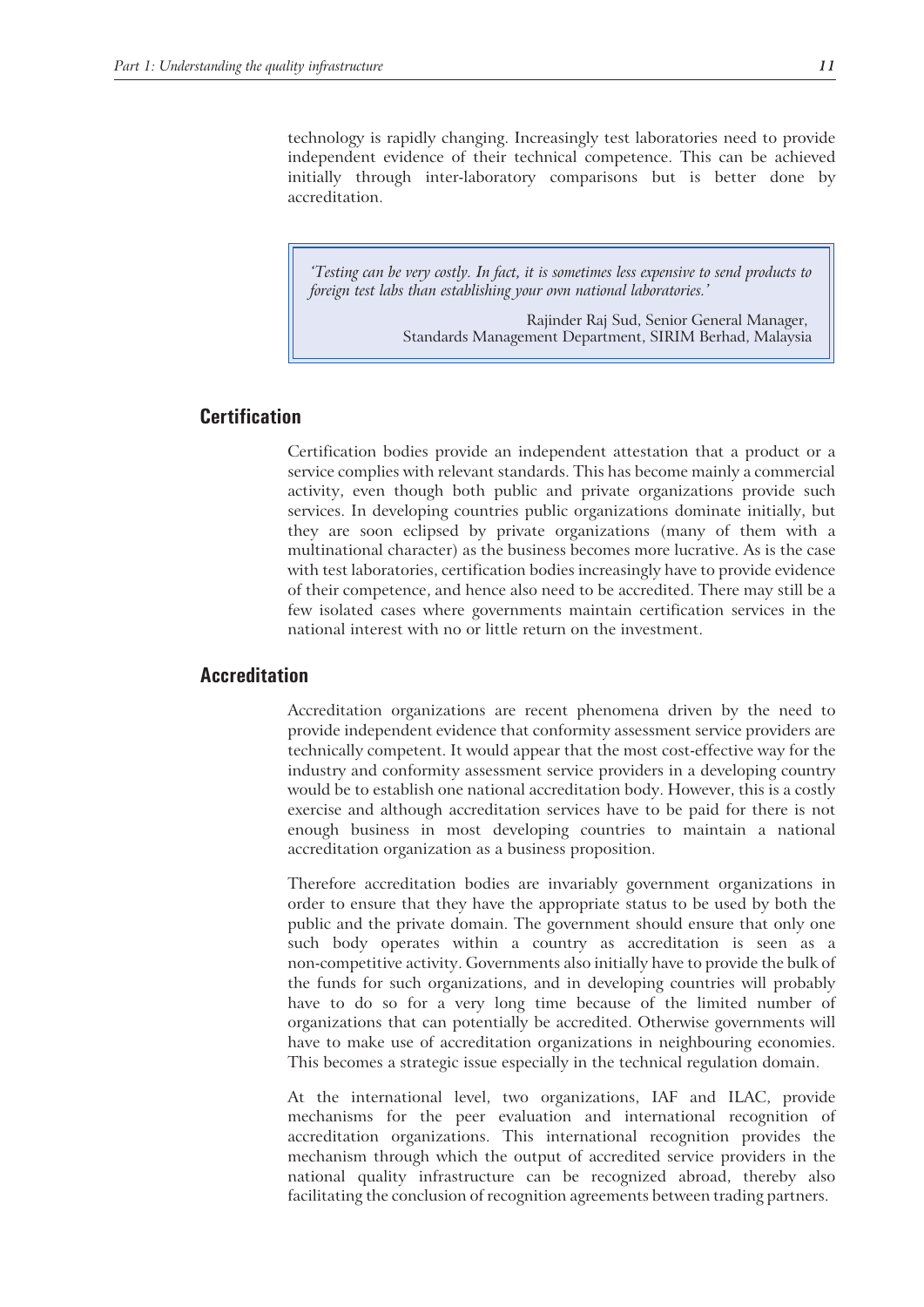technology is rapidly changing. Increasingly test laboratories need to provide independent evidence of their technical competence. This can be achieved initially through inter-laboratory comparisons but is better done by accreditation.

> *'Testing can be very costly. In fact, it is sometimes less expensive to send products to foreign test labs than establishing your own national laboratories.'*
>
> Rajinder Raj Sud, Senior General Manager, Standards Management Department, SIRIM Berhad, Malaysia

## Certification

Certification bodies provide an independent attestation that a product or a service complies with relevant standards. This has become mainly a commercial activity, even though both public and private organizations provide such services. In developing countries public organizations dominate initially, but they are soon eclipsed by private organizations (many of them with a multinational character) as the business becomes more lucrative. As is the case with test laboratories, certification bodies increasingly have to provide evidence of their competence, and hence also need to be accredited. There may still be a few isolated cases where governments maintain certification services in the national interest with no or little return on the investment.

## Accreditation

Accreditation organizations are recent phenomena driven by the need to provide independent evidence that conformity assessment service providers are technically competent. It would appear that the most cost-effective way for the industry and conformity assessment service providers in a developing country would be to establish one national accreditation body. However, this is a costly exercise and although accreditation services have to be paid for there is not enough business in most developing countries to maintain a national accreditation organization as a business proposition.

Therefore accreditation bodies are invariably government organizations in order to ensure that they have the appropriate status to be used by both the public and the private domain. The government should ensure that only one such body operates within a country as accreditation is seen as a non-competitive activity. Governments also initially have to provide the bulk of the funds for such organizations, and in developing countries will probably have to do so for a very long time because of the limited number of organizations that can potentially be accredited. Otherwise governments will have to make use of accreditation organizations in neighbouring economies. This becomes a strategic issue especially in the technical regulation domain.

At the international level, two organizations, IAF and ILAC, provide mechanisms for the peer evaluation and international recognition of accreditation organizations. This international recognition provides the mechanism through which the output of accredited service providers in the national quality infrastructure can be recognized abroad, thereby also facilitating the conclusion of recognition agreements between trading partners.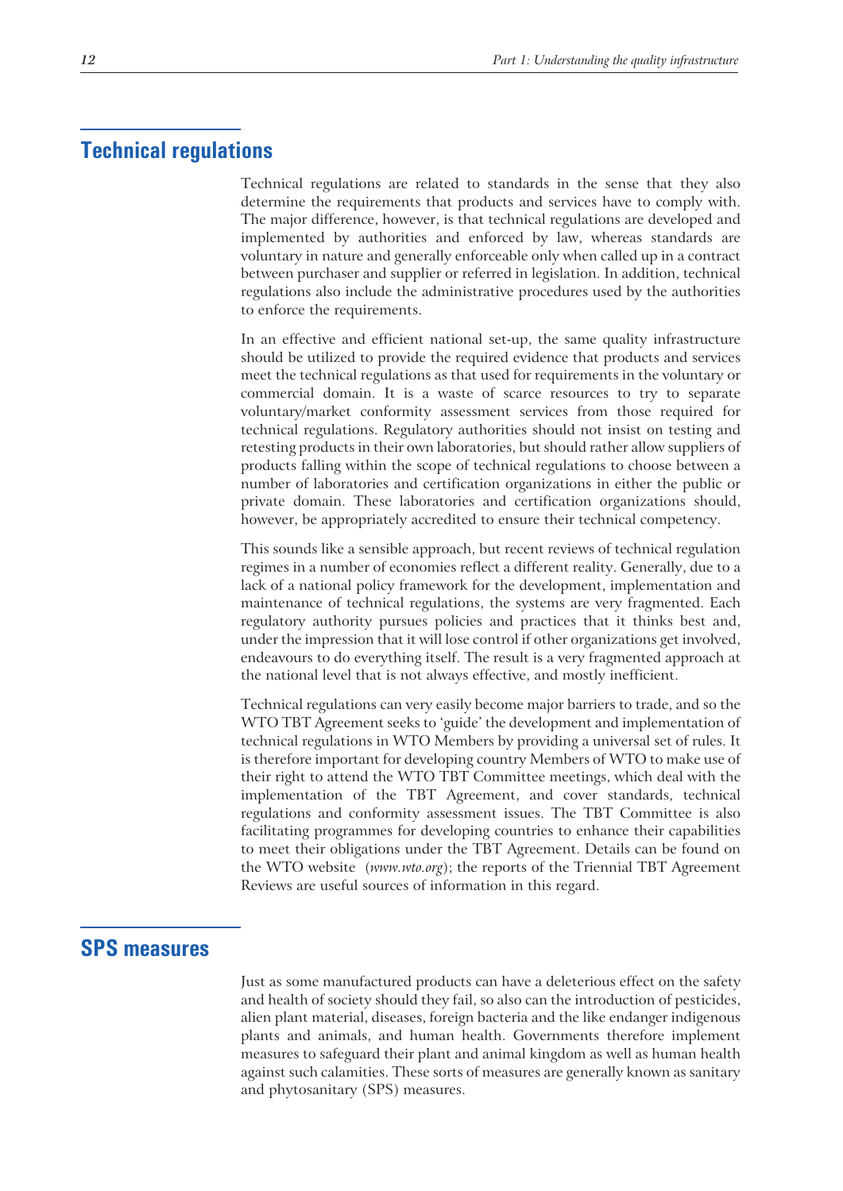## Technical regulations

Technical regulations are related to standards in the sense that they also determine the requirements that products and services have to comply with. The major difference, however, is that technical regulations are developed and implemented by authorities and enforced by law, whereas standards are voluntary in nature and generally enforceable only when called up in a contract between purchaser and supplier or referred in legislation. In addition, technical regulations also include the administrative procedures used by the authorities to enforce the requirements.

In an effective and efficient national set-up, the same quality infrastructure should be utilized to provide the required evidence that products and services meet the technical regulations as that used for requirements in the voluntary or commercial domain. It is a waste of scarce resources to try to separate voluntary/market conformity assessment services from those required for technical regulations. Regulatory authorities should not insist on testing and retesting products in their own laboratories, but should rather allow suppliers of products falling within the scope of technical regulations to choose between a number of laboratories and certification organizations in either the public or private domain. These laboratories and certification organizations should, however, be appropriately accredited to ensure their technical competency.

This sounds like a sensible approach, but recent reviews of technical regulation regimes in a number of economies reflect a different reality. Generally, due to a lack of a national policy framework for the development, implementation and maintenance of technical regulations, the systems are very fragmented. Each regulatory authority pursues policies and practices that it thinks best and, under the impression that it will lose control if other organizations get involved, endeavours to do everything itself. The result is a very fragmented approach at the national level that is not always effective, and mostly inefficient.

Technical regulations can very easily become major barriers to trade, and so the WTO TBT Agreement seeks to 'guide' the development and implementation of technical regulations in WTO Members by providing a universal set of rules. It is therefore important for developing country Members of WTO to make use of their right to attend the WTO TBT Committee meetings, which deal with the implementation of the TBT Agreement, and cover standards, technical regulations and conformity assessment issues. The TBT Committee is also facilitating programmes for developing countries to enhance their capabilities to meet their obligations under the TBT Agreement. Details can be found on the WTO website (*www.wto.org*); the reports of the Triennial TBT Agreement Reviews are useful sources of information in this regard.

## SPS measures

Just as some manufactured products can have a deleterious effect on the safety and health of society should they fail, so also can the introduction of pesticides, alien plant material, diseases, foreign bacteria and the like endanger indigenous plants and animals, and human health. Governments therefore implement measures to safeguard their plant and animal kingdom as well as human health against such calamities. These sorts of measures are generally known as sanitary and phytosanitary (SPS) measures.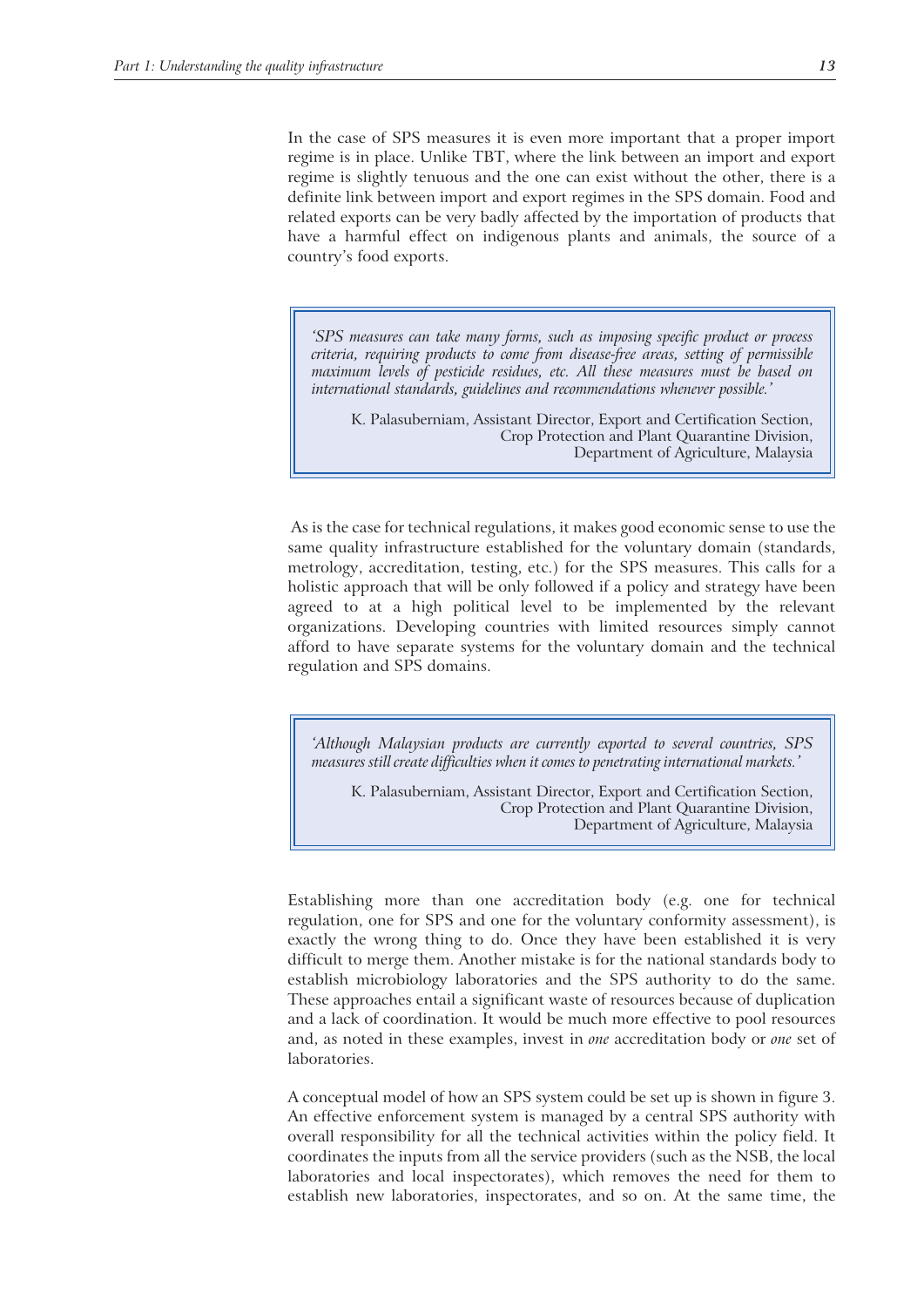In the case of SPS measures it is even more important that a proper import regime is in place. Unlike TBT, where the link between an import and export regime is slightly tenuous and the one can exist without the other, there is a definite link between import and export regimes in the SPS domain. Food and related exports can be very badly affected by the importation of products that have a harmful effect on indigenous plants and animals, the source of a country's food exports.

> *'SPS measures can take many forms, such as imposing specific product or process criteria, requiring products to come from disease-free areas, setting of permissible maximum levels of pesticide residues, etc. All these measures must be based on international standards, guidelines and recommendations whenever possible.'*
>
> K. Palasuberniam, Assistant Director, Export and Certification Section, Crop Protection and Plant Quarantine Division, Department of Agriculture, Malaysia

As is the case for technical regulations, it makes good economic sense to use the same quality infrastructure established for the voluntary domain (standards, metrology, accreditation, testing, etc.) for the SPS measures. This calls for a holistic approach that will be only followed if a policy and strategy have been agreed to at a high political level to be implemented by the relevant organizations. Developing countries with limited resources simply cannot afford to have separate systems for the voluntary domain and the technical regulation and SPS domains.

> *'Although Malaysian products are currently exported to several countries, SPS measures still create difficulties when it comes to penetrating international markets.'*
>
> K. Palasuberniam, Assistant Director, Export and Certification Section, Crop Protection and Plant Quarantine Division, Department of Agriculture, Malaysia

Establishing more than one accreditation body (e.g. one for technical regulation, one for SPS and one for the voluntary conformity assessment), is exactly the wrong thing to do. Once they have been established it is very difficult to merge them. Another mistake is for the national standards body to establish microbiology laboratories and the SPS authority to do the same. These approaches entail a significant waste of resources because of duplication and a lack of coordination. It would be much more effective to pool resources and, as noted in these examples, invest in *one* accreditation body or *one* set of laboratories.

A conceptual model of how an SPS system could be set up is shown in figure 3. An effective enforcement system is managed by a central SPS authority with overall responsibility for all the technical activities within the policy field. It coordinates the inputs from all the service providers (such as the NSB, the local laboratories and local inspectorates), which removes the need for them to establish new laboratories, inspectorates, and so on. At the same time, the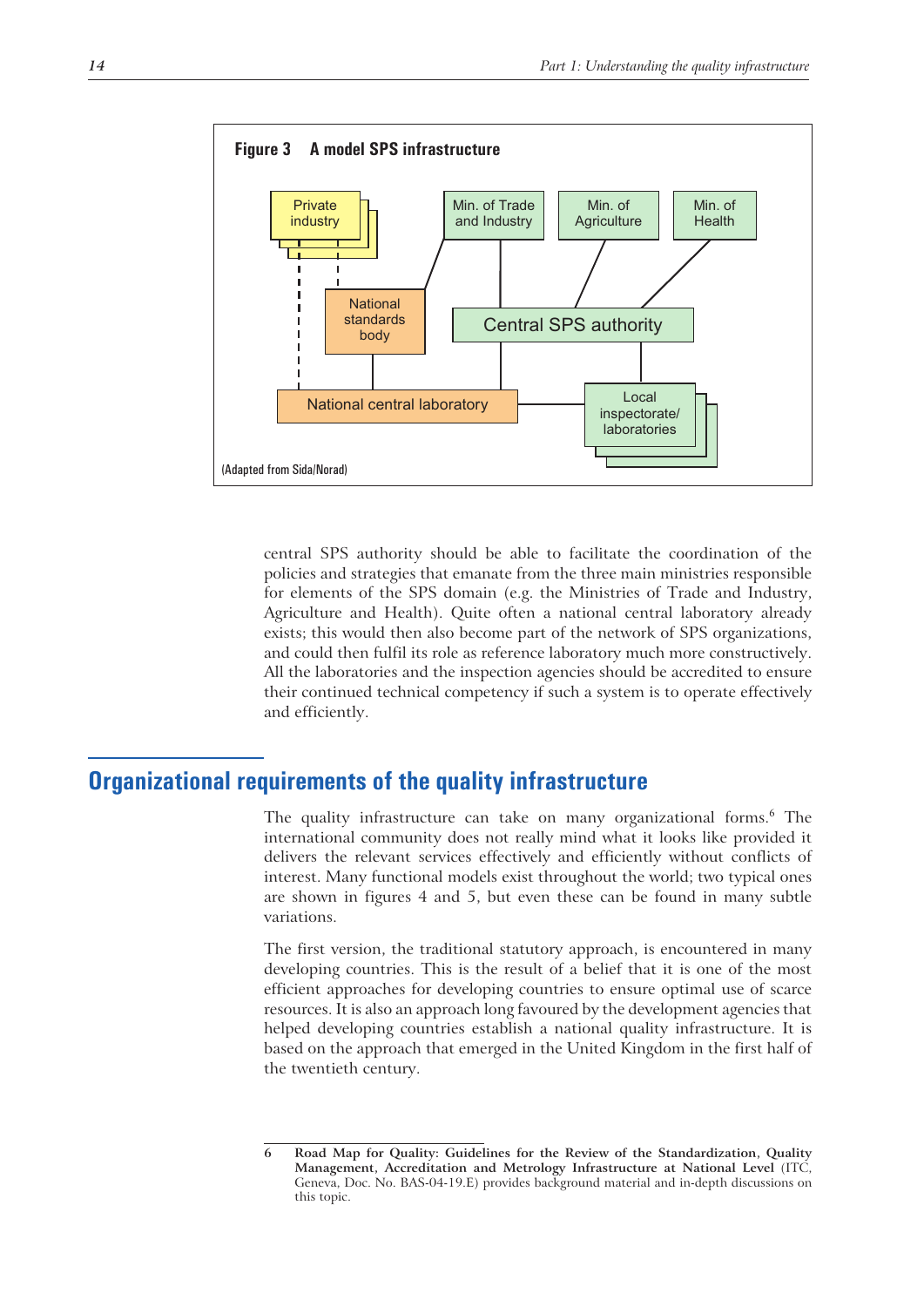**Figure 3 A model SPS infrastructure**

Private industry

Min. of Trade and Industry

Min. of Agriculture

Min. of Health

National standards body

Central SPS authority

National central laboratory

Local inspectorate/ laboratories

(Adapted from Sida/Norad)

central SPS authority should be able to facilitate the coordination of the policies and strategies that emanate from the three main ministries responsible for elements of the SPS domain (e.g. the Ministries of Trade and Industry, Agriculture and Health). Quite often a national central laboratory already exists; this would then also become part of the network of SPS organizations, and could then fulfil its role as reference laboratory much more constructively. All the laboratories and the inspection agencies should be accredited to ensure their continued technical competency if such a system is to operate effectively and efficiently.

## Organizational requirements of the quality infrastructure

The quality infrastructure can take on many organizational forms.[6] The international community does not really mind what it looks like provided it delivers the relevant services effectively and efficiently without conflicts of interest. Many functional models exist throughout the world; two typical ones are shown in figures 4 and 5, but even these can be found in many subtle variations.

The first version, the traditional statutory approach, is encountered in many developing countries. This is the result of a belief that it is one of the most efficient approaches for developing countries to ensure optimal use of scarce resources. It is also an approach long favoured by the development agencies that helped developing countries establish a national quality infrastructure. It is based on the approach that emerged in the United Kingdom in the first half of the twentieth century.

6 **Road Map for Quality: Guidelines for the Review of the Standardization, Quality Management, Accreditation and Metrology Infrastructure at National Level** (ITC, Geneva, Doc. No. BAS-04-19.E) provides background material and in-depth discussions on this topic.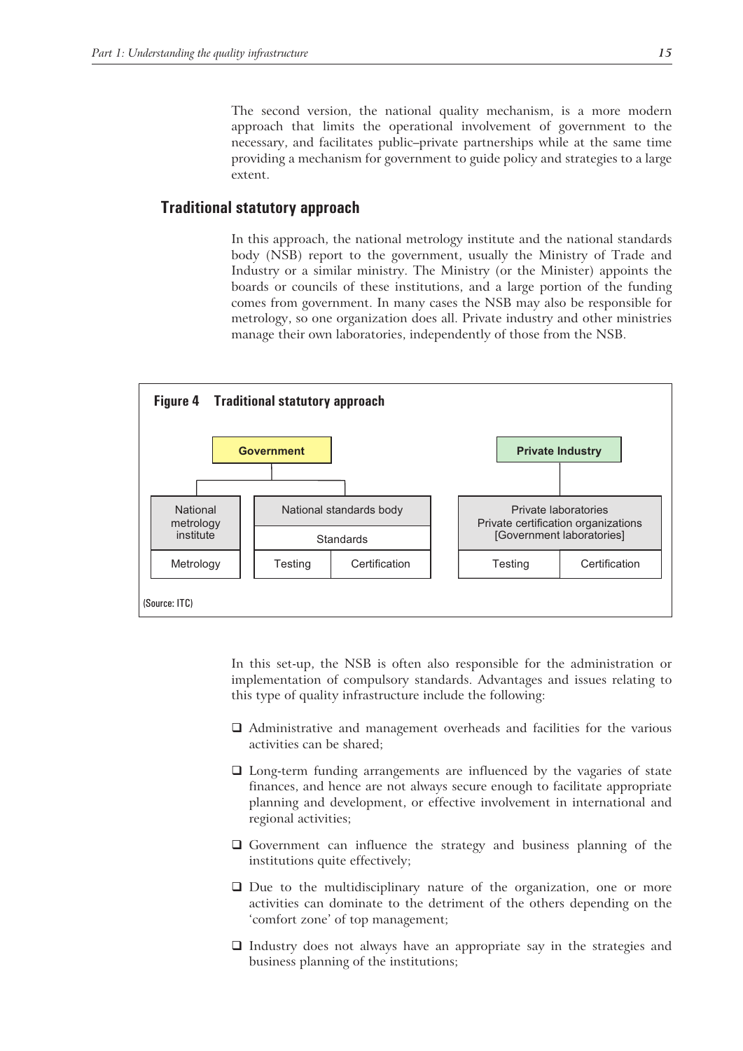The second version, the national quality mechanism, is a more modern approach that limits the operational involvement of government to the necessary, and facilitates public–private partnerships while at the same time providing a mechanism for government to guide policy and strategies to a large extent.

## Traditional statutory approach

In this approach, the national metrology institute and the national standards body (NSB) report to the government, usually the Ministry of Trade and Industry or a similar ministry. The Ministry (or the Minister) appoints the boards or councils of these institutions, and a large portion of the funding comes from government. In many cases the NSB may also be responsible for metrology, so one organization does all. Private industry and other ministries manage their own laboratories, independently of those from the NSB.

**Figure 4 Traditional statutory approach**

| Government | | | Private Industry | |
|---|---|---|---|---|
| National metrology institute | National standards body | | Private laboratories<br>Private certification organizations<br>[Government laboratories] | |
| | Standards | | | |
| Metrology | Testing | Certification | Testing | Certification |

(Source: ITC)

In this set-up, the NSB is often also responsible for the administration or implementation of compulsory standards. Advantages and issues relating to this type of quality infrastructure include the following:

- Administrative and management overheads and facilities for the various activities can be shared;
- Long-term funding arrangements are influenced by the vagaries of state finances, and hence are not always secure enough to facilitate appropriate planning and development, or effective involvement in international and regional activities;
- Government can influence the strategy and business planning of the institutions quite effectively;
- Due to the multidisciplinary nature of the organization, one or more activities can dominate to the detriment of the others depending on the 'comfort zone' of top management;
- Industry does not always have an appropriate say in the strategies and business planning of the institutions;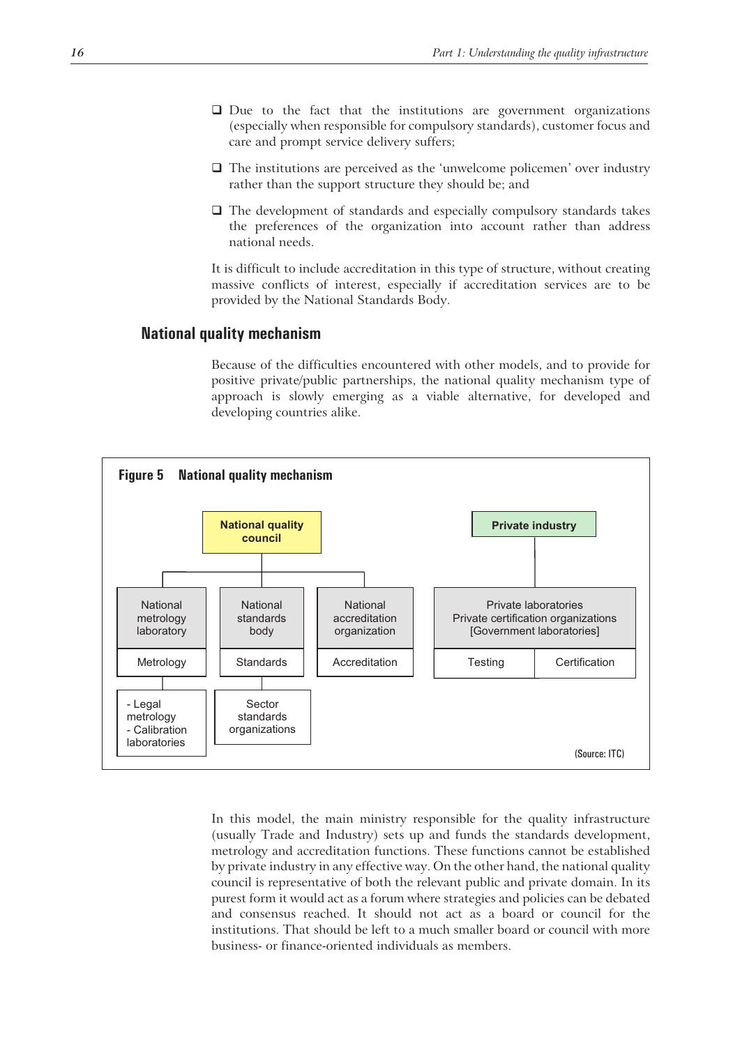- Due to the fact that the institutions are government organizations (especially when responsible for compulsory standards), customer focus and care and prompt service delivery suffers;
- The institutions are perceived as the 'unwelcome policemen' over industry rather than the support structure they should be; and
- The development of standards and especially compulsory standards takes the preferences of the organization into account rather than address national needs.

It is difficult to include accreditation in this type of structure, without creating massive conflicts of interest, especially if accreditation services are to be provided by the National Standards Body.

## National quality mechanism

Because of the difficulties encountered with other models, and to provide for positive private/public partnerships, the national quality mechanism type of approach is slowly emerging as a viable alternative, for developed and developing countries alike.

**Figure 5 National quality mechanism**

National quality council
- National metrology laboratory — Metrology
  - Legal metrology
  - Calibration laboratories
- National standards body — Standards
  - Sector standards organizations
- National accreditation organization — Accreditation

Private industry
- Private laboratories / Private certification organizations / [Government laboratories] — Testing, Certification

(Source: ITC)

In this model, the main ministry responsible for the quality infrastructure (usually Trade and Industry) sets up and funds the standards development, metrology and accreditation functions. These functions cannot be established by private industry in any effective way. On the other hand, the national quality council is representative of both the relevant public and private domain. In its purest form it would act as a forum where strategies and policies can be debated and consensus reached. It should not act as a board or council for the institutions. That should be left to a much smaller board or council with more business- or finance-oriented individuals as members.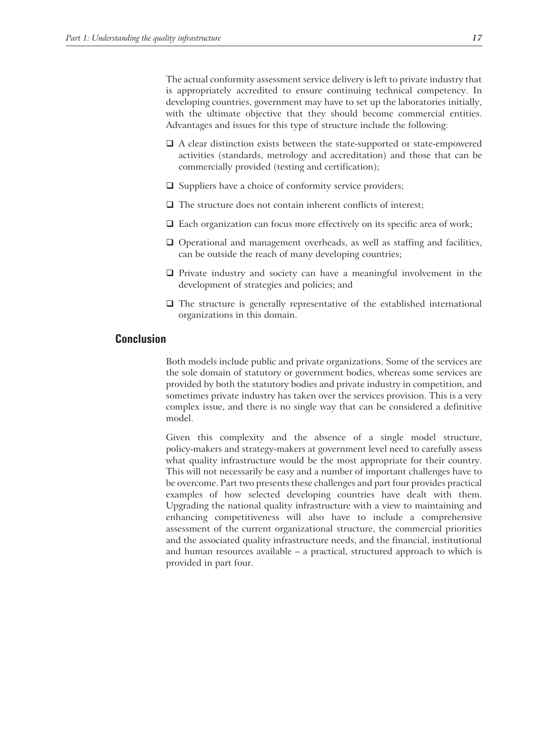The actual conformity assessment service delivery is left to private industry that is appropriately accredited to ensure continuing technical competency. In developing countries, government may have to set up the laboratories initially, with the ultimate objective that they should become commercial entities. Advantages and issues for this type of structure include the following:

- A clear distinction exists between the state-supported or state-empowered activities (standards, metrology and accreditation) and those that can be commercially provided (testing and certification);
- Suppliers have a choice of conformity service providers;
- The structure does not contain inherent conflicts of interest;
- Each organization can focus more effectively on its specific area of work;
- Operational and management overheads, as well as staffing and facilities, can be outside the reach of many developing countries;
- Private industry and society can have a meaningful involvement in the development of strategies and policies; and
- The structure is generally representative of the established international organizations in this domain.

## Conclusion

Both models include public and private organizations. Some of the services are the sole domain of statutory or government bodies, whereas some services are provided by both the statutory bodies and private industry in competition, and sometimes private industry has taken over the services provision. This is a very complex issue, and there is no single way that can be considered a definitive model.

Given this complexity and the absence of a single model structure, policy-makers and strategy-makers at government level need to carefully assess what quality infrastructure would be the most appropriate for their country. This will not necessarily be easy and a number of important challenges have to be overcome. Part two presents these challenges and part four provides practical examples of how selected developing countries have dealt with them. Upgrading the national quality infrastructure with a view to maintaining and enhancing competitiveness will also have to include a comprehensive assessment of the current organizational structure, the commercial priorities and the associated quality infrastructure needs, and the financial, institutional and human resources available – a practical, structured approach to which is provided in part four.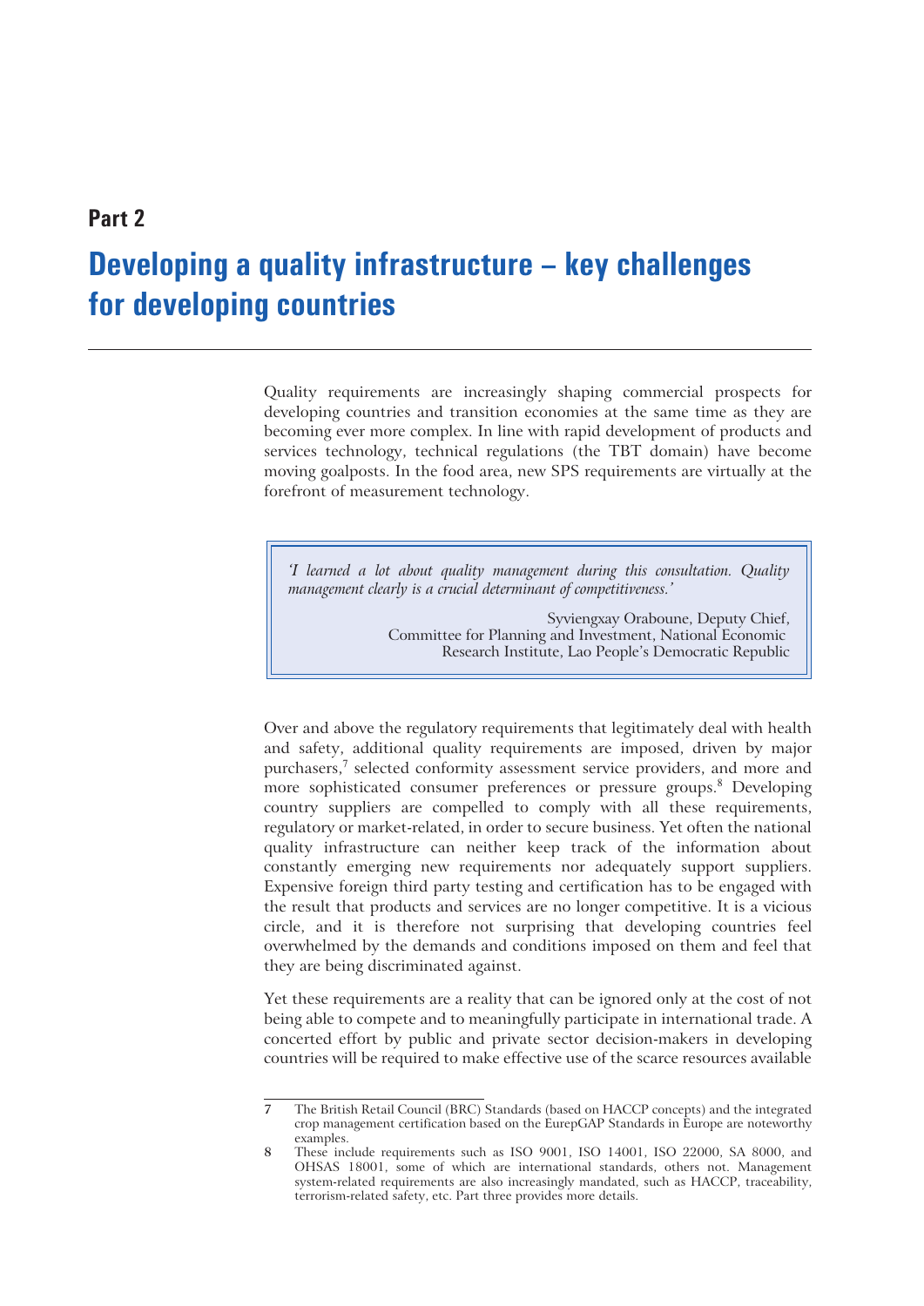# Part 2

## Developing a quality infrastructure – key challenges for developing countries

Quality requirements are increasingly shaping commercial prospects for developing countries and transition economies at the same time as they are becoming ever more complex. In line with rapid development of products and services technology, technical regulations (the TBT domain) have become moving goalposts. In the food area, new SPS requirements are virtually at the forefront of measurement technology.

> *'I learned a lot about quality management during this consultation. Quality management clearly is a crucial determinant of competitiveness.'*
>
> Syviengxay Oraboune, Deputy Chief,
> Committee for Planning and Investment, National Economic
> Research Institute, Lao People's Democratic Republic

Over and above the regulatory requirements that legitimately deal with health and safety, additional quality requirements are imposed, driven by major purchasers,[7] selected conformity assessment service providers, and more and more sophisticated consumer preferences or pressure groups.[8] Developing country suppliers are compelled to comply with all these requirements, regulatory or market-related, in order to secure business. Yet often the national quality infrastructure can neither keep track of the information about constantly emerging new requirements nor adequately support suppliers. Expensive foreign third party testing and certification has to be engaged with the result that products and services are no longer competitive. It is a vicious circle, and it is therefore not surprising that developing countries feel overwhelmed by the demands and conditions imposed on them and feel that they are being discriminated against.

Yet these requirements are a reality that can be ignored only at the cost of not being able to compete and to meaningfully participate in international trade. A concerted effort by public and private sector decision-makers in developing countries will be required to make effective use of the scarce resources available

---

7 The British Retail Council (BRC) Standards (based on HACCP concepts) and the integrated crop management certification based on the EurepGAP Standards in Europe are noteworthy examples.

8 These include requirements such as ISO 9001, ISO 14001, ISO 22000, SA 8000, and OHSAS 18001, some of which are international standards, others not. Management system-related requirements are also increasingly mandated, such as HACCP, traceability, terrorism-related safety, etc. Part three provides more details.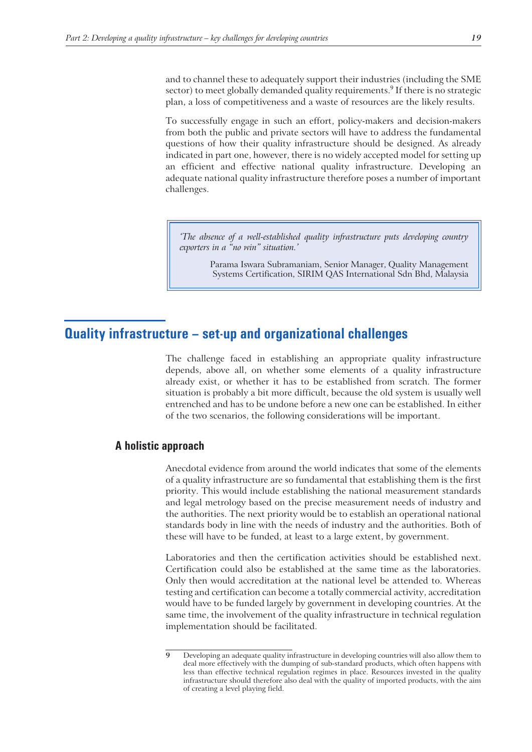and to channel these to adequately support their industries (including the SME sector) to meet globally demanded quality requirements.[9] If there is no strategic plan, a loss of competitiveness and a waste of resources are the likely results.

To successfully engage in such an effort, policy-makers and decision-makers from both the public and private sectors will have to address the fundamental questions of how their quality infrastructure should be designed. As already indicated in part one, however, there is no widely accepted model for setting up an efficient and effective national quality infrastructure. Developing an adequate national quality infrastructure therefore poses a number of important challenges.

> *'The absence of a well-established quality infrastructure puts developing country exporters in a "no win" situation.'*
>
> Parama Iswara Subramaniam, Senior Manager, Quality Management Systems Certification, SIRIM QAS International Sdn Bhd, Malaysia

## Quality infrastructure – set-up and organizational challenges

The challenge faced in establishing an appropriate quality infrastructure depends, above all, on whether some elements of a quality infrastructure already exist, or whether it has to be established from scratch. The former situation is probably a bit more difficult, because the old system is usually well entrenched and has to be undone before a new one can be established. In either of the two scenarios, the following considerations will be important.

### A holistic approach

Anecdotal evidence from around the world indicates that some of the elements of a quality infrastructure are so fundamental that establishing them is the first priority. This would include establishing the national measurement standards and legal metrology based on the precise measurement needs of industry and the authorities. The next priority would be to establish an operational national standards body in line with the needs of industry and the authorities. Both of these will have to be funded, at least to a large extent, by government.

Laboratories and then the certification activities should be established next. Certification could also be established at the same time as the laboratories. Only then would accreditation at the national level be attended to. Whereas testing and certification can become a totally commercial activity, accreditation would have to be funded largely by government in developing countries. At the same time, the involvement of the quality infrastructure in technical regulation implementation should be facilitated.

---

**9** Developing an adequate quality infrastructure in developing countries will also allow them to deal more effectively with the dumping of sub-standard products, which often happens with less than effective technical regulation regimes in place. Resources invested in the quality infrastructure should therefore also deal with the quality of imported products, with the aim of creating a level playing field.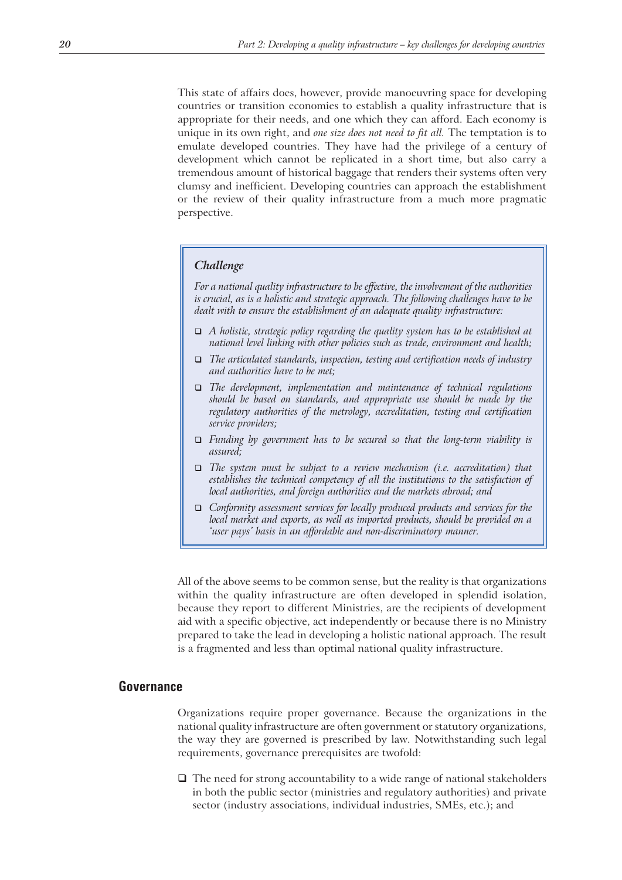This state of affairs does, however, provide manoeuvring space for developing countries or transition economies to establish a quality infrastructure that is appropriate for their needs, and one which they can afford. Each economy is unique in its own right, and *one size does not need to fit all.* The temptation is to emulate developed countries. They have had the privilege of a century of development which cannot be replicated in a short time, but also carry a tremendous amount of historical baggage that renders their systems often very clumsy and inefficient. Developing countries can approach the establishment or the review of their quality infrastructure from a much more pragmatic perspective.

> ***Challenge***
>
> *For a national quality infrastructure to be effective, the involvement of the authorities is crucial, as is a holistic and strategic approach. The following challenges have to be dealt with to ensure the establishment of an adequate quality infrastructure:*
>
> - *A holistic, strategic policy regarding the quality system has to be established at national level linking with other policies such as trade, environment and health;*
> - *The articulated standards, inspection, testing and certification needs of industry and authorities have to be met;*
> - *The development, implementation and maintenance of technical regulations should be based on standards, and appropriate use should be made by the regulatory authorities of the metrology, accreditation, testing and certification service providers;*
> - *Funding by government has to be secured so that the long-term viability is assured;*
> - *The system must be subject to a review mechanism (i.e. accreditation) that establishes the technical competency of all the institutions to the satisfaction of local authorities, and foreign authorities and the markets abroad; and*
> - *Conformity assessment services for locally produced products and services for the local market and exports, as well as imported products, should be provided on a 'user pays' basis in an affordable and non-discriminatory manner.*

All of the above seems to be common sense, but the reality is that organizations within the quality infrastructure are often developed in splendid isolation, because they report to different Ministries, are the recipients of development aid with a specific objective, act independently or because there is no Ministry prepared to take the lead in developing a holistic national approach. The result is a fragmented and less than optimal national quality infrastructure.

## Governance

Organizations require proper governance. Because the organizations in the national quality infrastructure are often government or statutory organizations, the way they are governed is prescribed by law. Notwithstanding such legal requirements, governance prerequisites are twofold:

- The need for strong accountability to a wide range of national stakeholders in both the public sector (ministries and regulatory authorities) and private sector (industry associations, individual industries, SMEs, etc.); and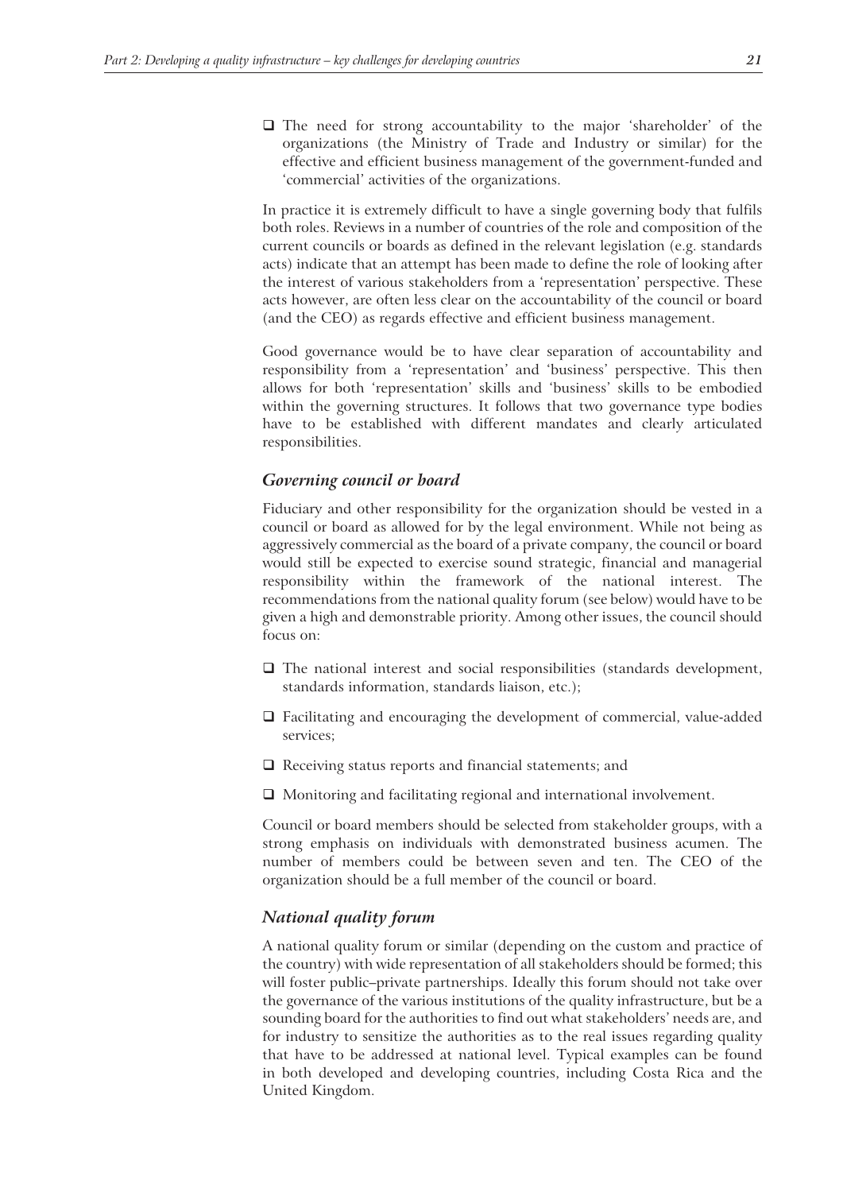- The need for strong accountability to the major 'shareholder' of the organizations (the Ministry of Trade and Industry or similar) for the effective and efficient business management of the government-funded and 'commercial' activities of the organizations.

In practice it is extremely difficult to have a single governing body that fulfils both roles. Reviews in a number of countries of the role and composition of the current councils or boards as defined in the relevant legislation (e.g. standards acts) indicate that an attempt has been made to define the role of looking after the interest of various stakeholders from a 'representation' perspective. These acts however, are often less clear on the accountability of the council or board (and the CEO) as regards effective and efficient business management.

Good governance would be to have clear separation of accountability and responsibility from a 'representation' and 'business' perspective. This then allows for both 'representation' skills and 'business' skills to be embodied within the governing structures. It follows that two governance type bodies have to be established with different mandates and clearly articulated responsibilities.

### *Governing council or board*

Fiduciary and other responsibility for the organization should be vested in a council or board as allowed for by the legal environment. While not being as aggressively commercial as the board of a private company, the council or board would still be expected to exercise sound strategic, financial and managerial responsibility within the framework of the national interest. The recommendations from the national quality forum (see below) would have to be given a high and demonstrable priority. Among other issues, the council should focus on:

- The national interest and social responsibilities (standards development, standards information, standards liaison, etc.);
- Facilitating and encouraging the development of commercial, value-added services;
- Receiving status reports and financial statements; and
- Monitoring and facilitating regional and international involvement.

Council or board members should be selected from stakeholder groups, with a strong emphasis on individuals with demonstrated business acumen. The number of members could be between seven and ten. The CEO of the organization should be a full member of the council or board.

### *National quality forum*

A national quality forum or similar (depending on the custom and practice of the country) with wide representation of all stakeholders should be formed; this will foster public–private partnerships. Ideally this forum should not take over the governance of the various institutions of the quality infrastructure, but be a sounding board for the authorities to find out what stakeholders' needs are, and for industry to sensitize the authorities as to the real issues regarding quality that have to be addressed at national level. Typical examples can be found in both developed and developing countries, including Costa Rica and the United Kingdom.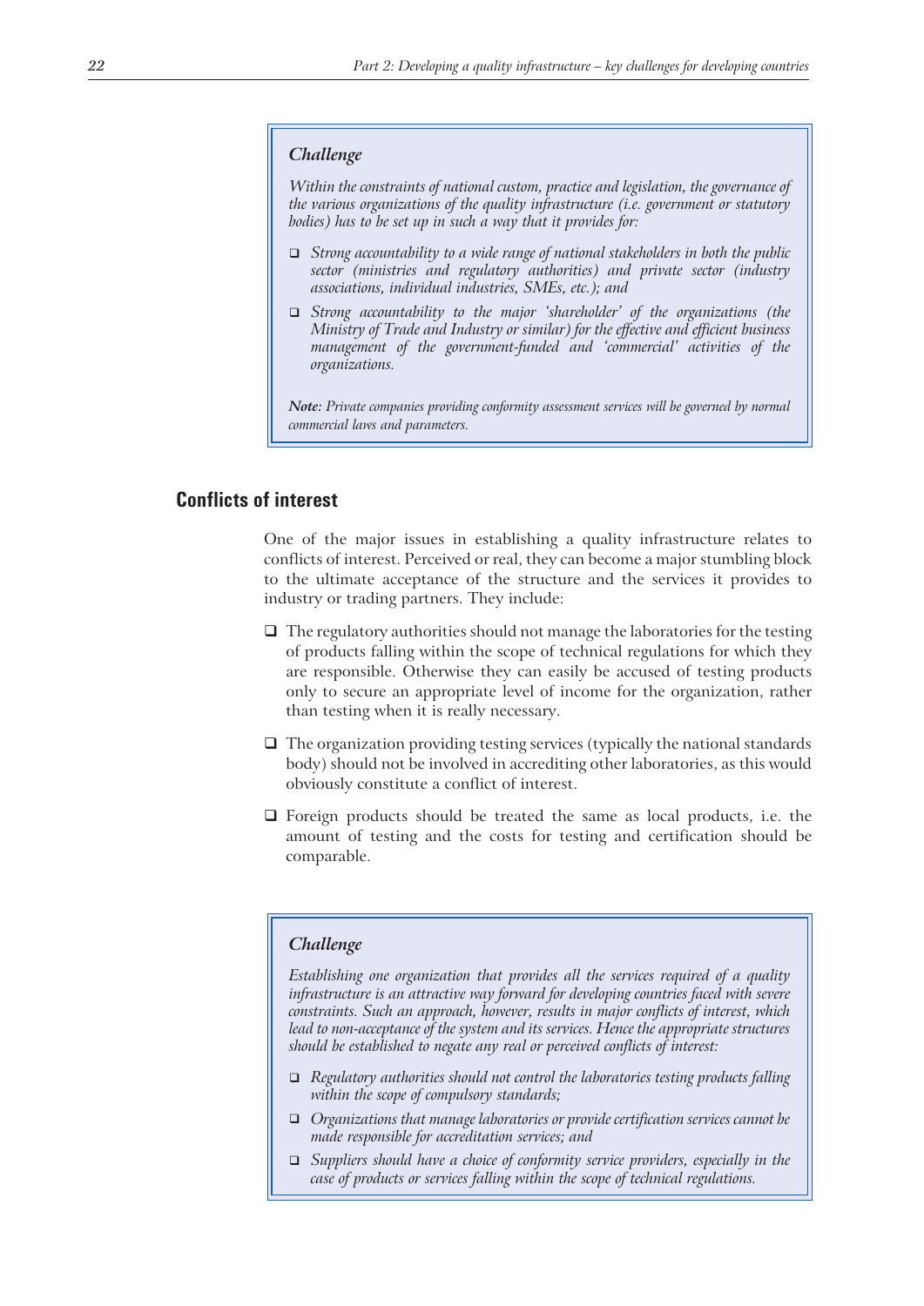> ***Challenge***
>
> *Within the constraints of national custom, practice and legislation, the governance of the various organizations of the quality infrastructure (i.e. government or statutory bodies) has to be set up in such a way that it provides for:*
>
> - *Strong accountability to a wide range of national stakeholders in both the public sector (ministries and regulatory authorities) and private sector (industry associations, individual industries, SMEs, etc.); and*
> - *Strong accountability to the major 'shareholder' of the organizations (the Ministry of Trade and Industry or similar) for the effective and efficient business management of the government-funded and 'commercial' activities of the organizations.*
>
> ***Note:*** *Private companies providing conformity assessment services will be governed by normal commercial laws and parameters.*

## Conflicts of interest

One of the major issues in establishing a quality infrastructure relates to conflicts of interest. Perceived or real, they can become a major stumbling block to the ultimate acceptance of the structure and the services it provides to industry or trading partners. They include:

- The regulatory authorities should not manage the laboratories for the testing of products falling within the scope of technical regulations for which they are responsible. Otherwise they can easily be accused of testing products only to secure an appropriate level of income for the organization, rather than testing when it is really necessary.
- The organization providing testing services (typically the national standards body) should not be involved in accrediting other laboratories, as this would obviously constitute a conflict of interest.
- Foreign products should be treated the same as local products, i.e. the amount of testing and the costs for testing and certification should be comparable.

> ***Challenge***
>
> *Establishing one organization that provides all the services required of a quality infrastructure is an attractive way forward for developing countries faced with severe constraints. Such an approach, however, results in major conflicts of interest, which lead to non-acceptance of the system and its services. Hence the appropriate structures should be established to negate any real or perceived conflicts of interest:*
>
> - *Regulatory authorities should not control the laboratories testing products falling within the scope of compulsory standards;*
> - *Organizations that manage laboratories or provide certification services cannot be made responsible for accreditation services; and*
> - *Suppliers should have a choice of conformity service providers, especially in the case of products or services falling within the scope of technical regulations.*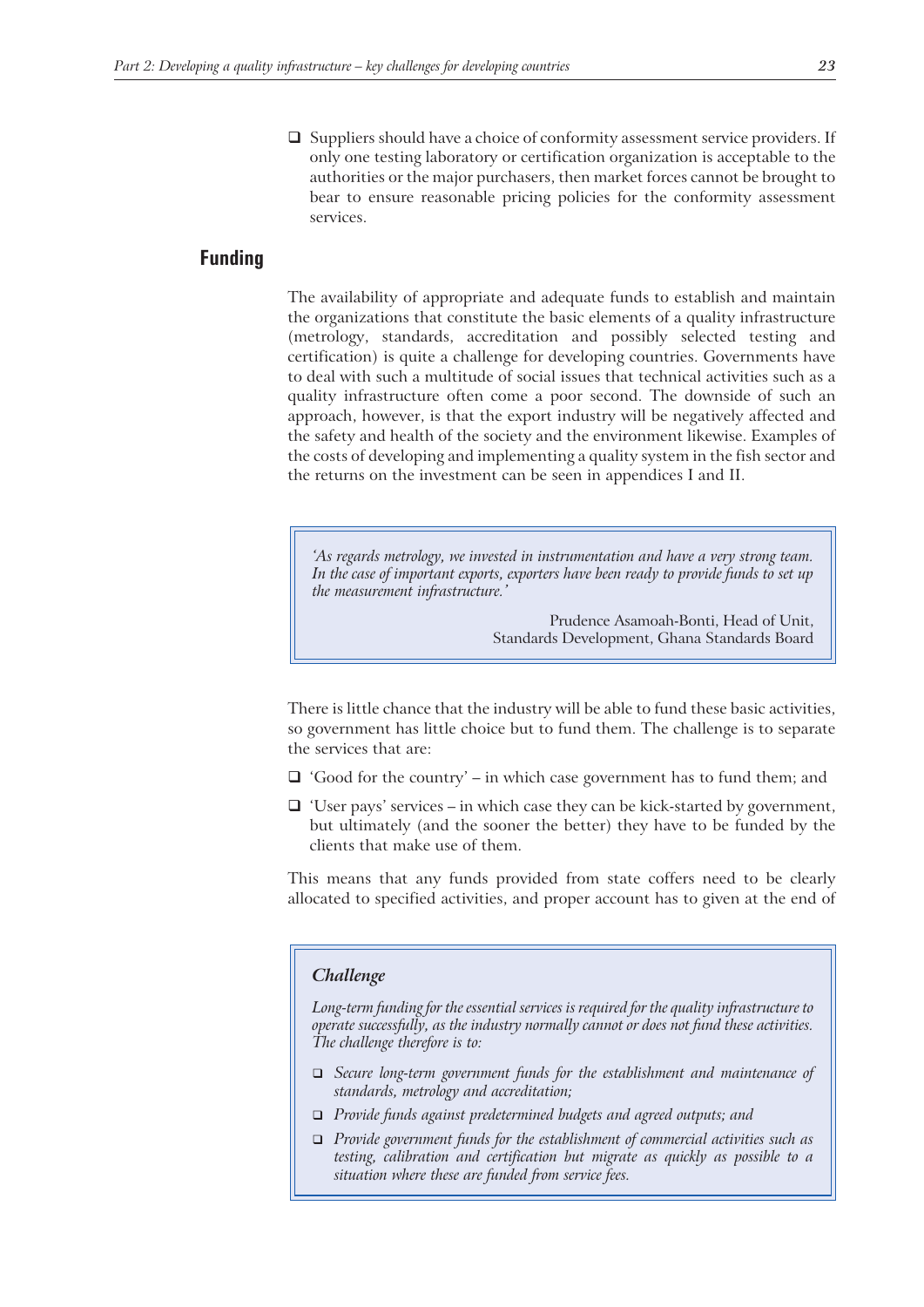- Suppliers should have a choice of conformity assessment service providers. If only one testing laboratory or certification organization is acceptable to the authorities or the major purchasers, then market forces cannot be brought to bear to ensure reasonable pricing policies for the conformity assessment services.

## Funding

The availability of appropriate and adequate funds to establish and maintain the organizations that constitute the basic elements of a quality infrastructure (metrology, standards, accreditation and possibly selected testing and certification) is quite a challenge for developing countries. Governments have to deal with such a multitude of social issues that technical activities such as a quality infrastructure often come a poor second. The downside of such an approach, however, is that the export industry will be negatively affected and the safety and health of the society and the environment likewise. Examples of the costs of developing and implementing a quality system in the fish sector and the returns on the investment can be seen in appendices I and II.

> *'As regards metrology, we invested in instrumentation and have a very strong team. In the case of important exports, exporters have been ready to provide funds to set up the measurement infrastructure.'*
>
> Prudence Asamoah-Bonti, Head of Unit, Standards Development, Ghana Standards Board

There is little chance that the industry will be able to fund these basic activities, so government has little choice but to fund them. The challenge is to separate the services that are:

- 'Good for the country' – in which case government has to fund them; and
- 'User pays' services – in which case they can be kick-started by government, but ultimately (and the sooner the better) they have to be funded by the clients that make use of them.

This means that any funds provided from state coffers need to be clearly allocated to specified activities, and proper account has to given at the end of

> ***Challenge***
>
> *Long-term funding for the essential services is required for the quality infrastructure to operate successfully, as the industry normally cannot or does not fund these activities. The challenge therefore is to:*
>
> - *Secure long-term government funds for the establishment and maintenance of standards, metrology and accreditation;*
> - *Provide funds against predetermined budgets and agreed outputs; and*
> - *Provide government funds for the establishment of commercial activities such as testing, calibration and certification but migrate as quickly as possible to a situation where these are funded from service fees.*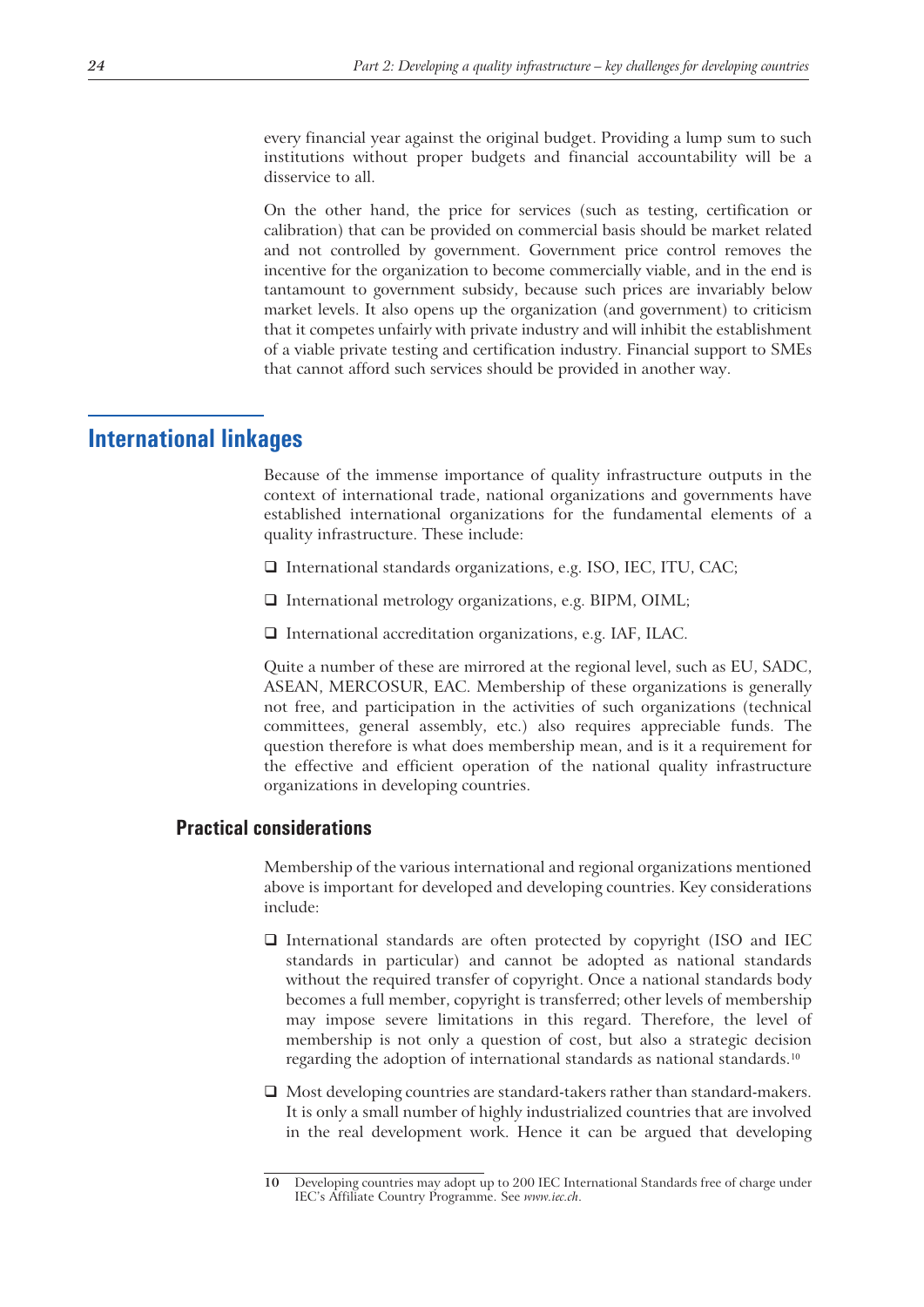every financial year against the original budget. Providing a lump sum to such institutions without proper budgets and financial accountability will be a disservice to all.

On the other hand, the price for services (such as testing, certification or calibration) that can be provided on commercial basis should be market related and not controlled by government. Government price control removes the incentive for the organization to become commercially viable, and in the end is tantamount to government subsidy, because such prices are invariably below market levels. It also opens up the organization (and government) to criticism that it competes unfairly with private industry and will inhibit the establishment of a viable private testing and certification industry. Financial support to SMEs that cannot afford such services should be provided in another way.

## International linkages

Because of the immense importance of quality infrastructure outputs in the context of international trade, national organizations and governments have established international organizations for the fundamental elements of a quality infrastructure. These include:

- International standards organizations, e.g. ISO, IEC, ITU, CAC;
- International metrology organizations, e.g. BIPM, OIML;
- International accreditation organizations, e.g. IAF, ILAC.

Quite a number of these are mirrored at the regional level, such as EU, SADC, ASEAN, MERCOSUR, EAC. Membership of these organizations is generally not free, and participation in the activities of such organizations (technical committees, general assembly, etc.) also requires appreciable funds. The question therefore is what does membership mean, and is it a requirement for the effective and efficient operation of the national quality infrastructure organizations in developing countries.

### Practical considerations

Membership of the various international and regional organizations mentioned above is important for developed and developing countries. Key considerations include:

- International standards are often protected by copyright (ISO and IEC standards in particular) and cannot be adopted as national standards without the required transfer of copyright. Once a national standards body becomes a full member, copyright is transferred; other levels of membership may impose severe limitations in this regard. Therefore, the level of membership is not only a question of cost, but also a strategic decision regarding the adoption of international standards as national standards.[10]
- Most developing countries are standard-takers rather than standard-makers. It is only a small number of highly industrialized countries that are involved in the real development work. Hence it can be argued that developing

10 Developing countries may adopt up to 200 IEC International Standards free of charge under IEC's Affiliate Country Programme. See *www.iec.ch*.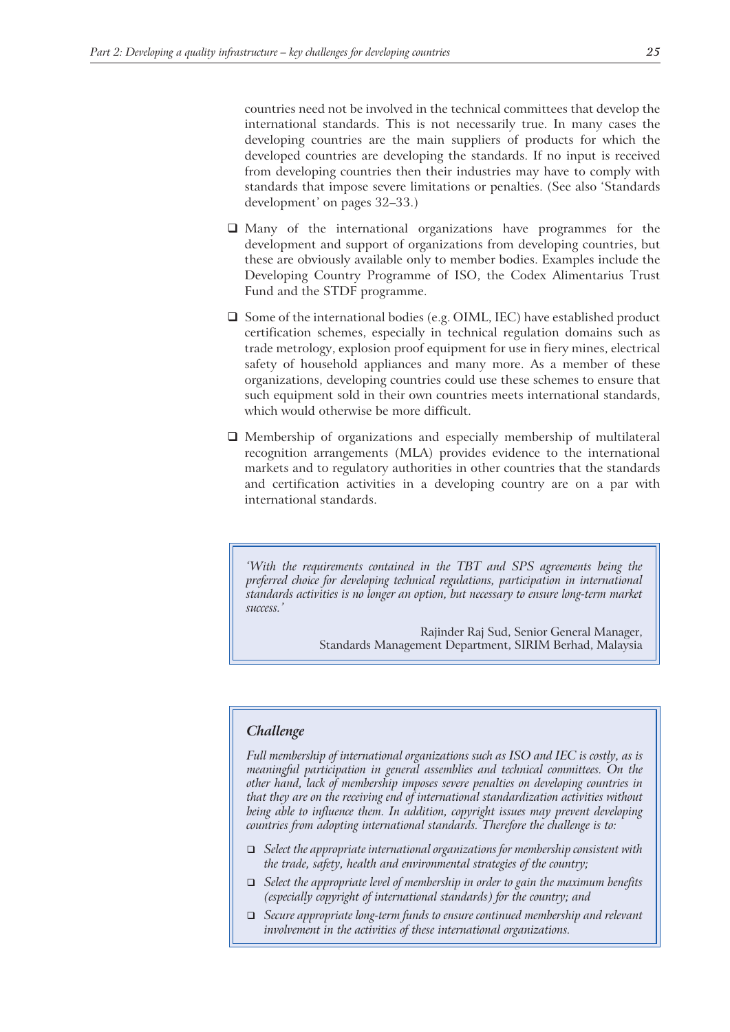countries need not be involved in the technical committees that develop the international standards. This is not necessarily true. In many cases the developing countries are the main suppliers of products for which the developed countries are developing the standards. If no input is received from developing countries then their industries may have to comply with standards that impose severe limitations or penalties. (See also 'Standards development' on pages 32–33.)

- Many of the international organizations have programmes for the development and support of organizations from developing countries, but these are obviously available only to member bodies. Examples include the Developing Country Programme of ISO, the Codex Alimentarius Trust Fund and the STDF programme.
- Some of the international bodies (e.g. OIML, IEC) have established product certification schemes, especially in technical regulation domains such as trade metrology, explosion proof equipment for use in fiery mines, electrical safety of household appliances and many more. As a member of these organizations, developing countries could use these schemes to ensure that such equipment sold in their own countries meets international standards, which would otherwise be more difficult.
- Membership of organizations and especially membership of multilateral recognition arrangements (MLA) provides evidence to the international markets and to regulatory authorities in other countries that the standards and certification activities in a developing country are on a par with international standards.

> *'With the requirements contained in the TBT and SPS agreements being the preferred choice for developing technical regulations, participation in international standards activities is no longer an option, but necessary to ensure long-term market success.'*
>
> Rajinder Raj Sud, Senior General Manager, Standards Management Department, SIRIM Berhad, Malaysia

> ***Challenge***
>
> *Full membership of international organizations such as ISO and IEC is costly, as is meaningful participation in general assemblies and technical committees. On the other hand, lack of membership imposes severe penalties on developing countries in that they are on the receiving end of international standardization activities without being able to influence them. In addition, copyright issues may prevent developing countries from adopting international standards. Therefore the challenge is to:*
>
> - *Select the appropriate international organizations for membership consistent with the trade, safety, health and environmental strategies of the country;*
> - *Select the appropriate level of membership in order to gain the maximum benefits (especially copyright of international standards) for the country; and*
> - *Secure appropriate long-term funds to ensure continued membership and relevant involvement in the activities of these international organizations.*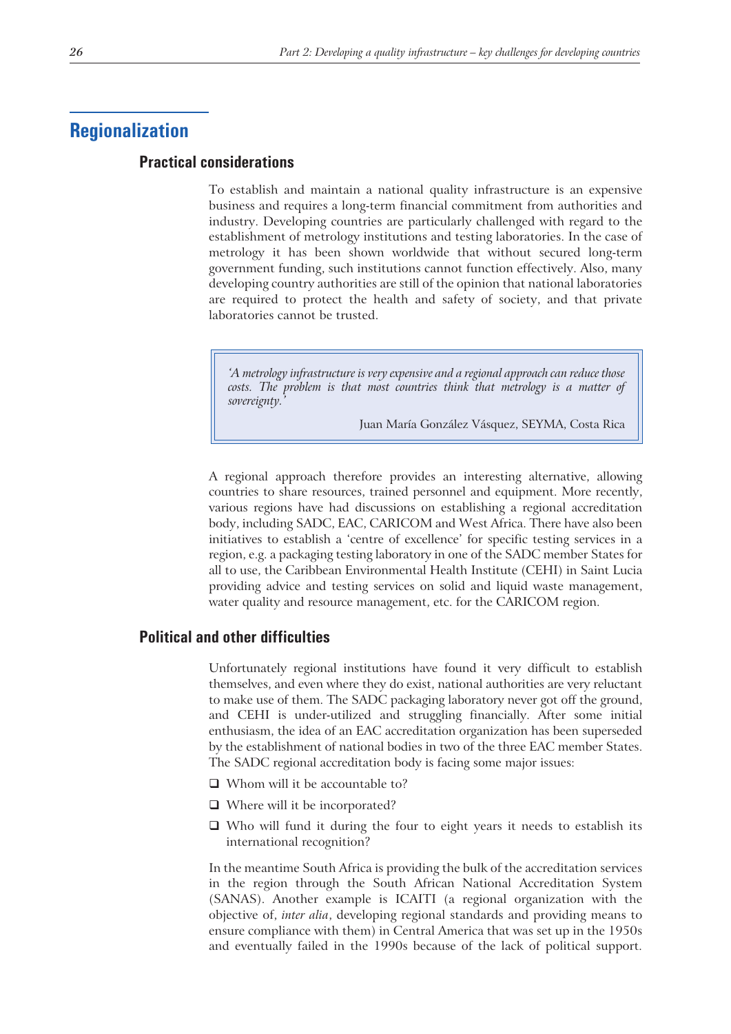## Regionalization

### Practical considerations

To establish and maintain a national quality infrastructure is an expensive business and requires a long-term financial commitment from authorities and industry. Developing countries are particularly challenged with regard to the establishment of metrology institutions and testing laboratories. In the case of metrology it has been shown worldwide that without secured long-term government funding, such institutions cannot function effectively. Also, many developing country authorities are still of the opinion that national laboratories are required to protect the health and safety of society, and that private laboratories cannot be trusted.

> *'A metrology infrastructure is very expensive and a regional approach can reduce those costs. The problem is that most countries think that metrology is a matter of sovereignty.'*
>
> Juan María González Vásquez, SEYMA, Costa Rica

A regional approach therefore provides an interesting alternative, allowing countries to share resources, trained personnel and equipment. More recently, various regions have had discussions on establishing a regional accreditation body, including SADC, EAC, CARICOM and West Africa. There have also been initiatives to establish a 'centre of excellence' for specific testing services in a region, e.g. a packaging testing laboratory in one of the SADC member States for all to use, the Caribbean Environmental Health Institute (CEHI) in Saint Lucia providing advice and testing services on solid and liquid waste management, water quality and resource management, etc. for the CARICOM region.

### Political and other difficulties

Unfortunately regional institutions have found it very difficult to establish themselves, and even where they do exist, national authorities are very reluctant to make use of them. The SADC packaging laboratory never got off the ground, and CEHI is under-utilized and struggling financially. After some initial enthusiasm, the idea of an EAC accreditation organization has been superseded by the establishment of national bodies in two of the three EAC member States. The SADC regional accreditation body is facing some major issues:

- Whom will it be accountable to?
- Where will it be incorporated?
- Who will fund it during the four to eight years it needs to establish its international recognition?

In the meantime South Africa is providing the bulk of the accreditation services in the region through the South African National Accreditation System (SANAS). Another example is ICAITI (a regional organization with the objective of, *inter alia*, developing regional standards and providing means to ensure compliance with them) in Central America that was set up in the 1950s and eventually failed in the 1990s because of the lack of political support.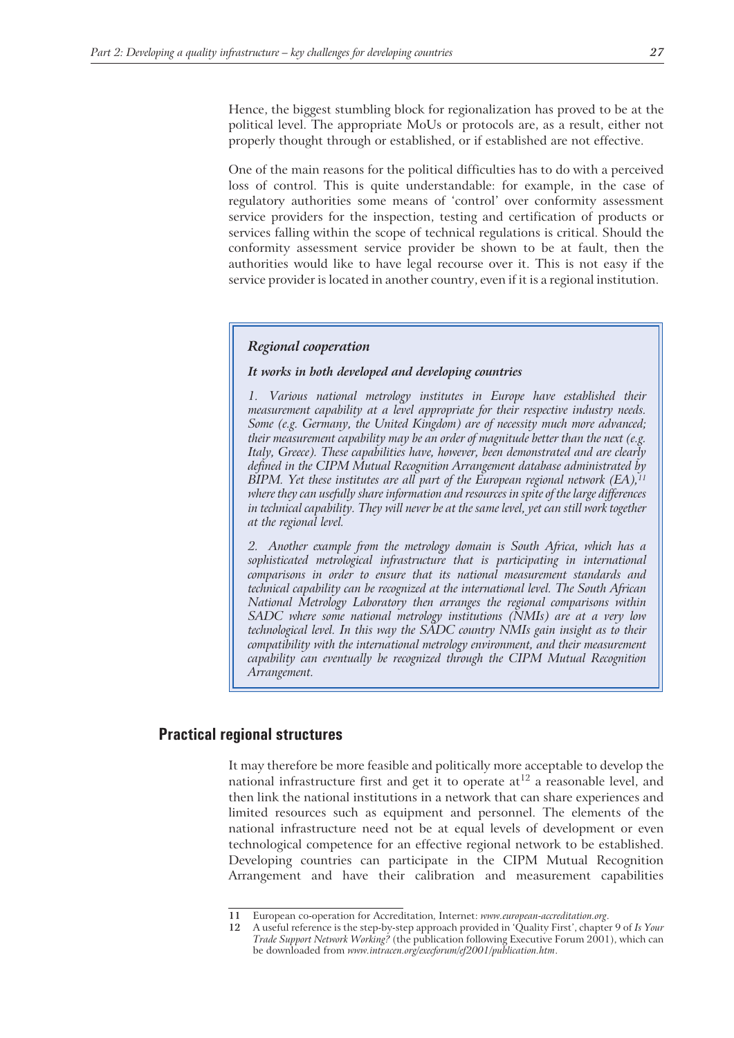Hence, the biggest stumbling block for regionalization has proved to be at the political level. The appropriate MoUs or protocols are, as a result, either not properly thought through or established, or if established are not effective.

One of the main reasons for the political difficulties has to do with a perceived loss of control. This is quite understandable: for example, in the case of regulatory authorities some means of 'control' over conformity assessment service providers for the inspection, testing and certification of products or services falling within the scope of technical regulations is critical. Should the conformity assessment service provider be shown to be at fault, then the authorities would like to have legal recourse over it. This is not easy if the service provider is located in another country, even if it is a regional institution.

> ***Regional cooperation***
>
> ***It works in both developed and developing countries***
>
> *1. Various national metrology institutes in Europe have established their measurement capability at a level appropriate for their respective industry needs. Some (e.g. Germany, the United Kingdom) are of necessity much more advanced; their measurement capability may be an order of magnitude better than the next (e.g. Italy, Greece). These capabilities have, however, been demonstrated and are clearly defined in the CIPM Mutual Recognition Arrangement database administrated by BIPM. Yet these institutes are all part of the European regional network (EA),[11] where they can usefully share information and resources in spite of the large differences in technical capability. They will never be at the same level, yet can still work together at the regional level.*
>
> *2. Another example from the metrology domain is South Africa, which has a sophisticated metrological infrastructure that is participating in international comparisons in order to ensure that its national measurement standards and technical capability can be recognized at the international level. The South African National Metrology Laboratory then arranges the regional comparisons within SADC where some national metrology institutions (NMIs) are at a very low technological level. In this way the SADC country NMIs gain insight as to their compatibility with the international metrology environment, and their measurement capability can eventually be recognized through the CIPM Mutual Recognition Arrangement.*

## Practical regional structures

It may therefore be more feasible and politically more acceptable to develop the national infrastructure first and get it to operate at[12] a reasonable level, and then link the national institutions in a network that can share experiences and limited resources such as equipment and personnel. The elements of the national infrastructure need not be at equal levels of development or even technological competence for an effective regional network to be established. Developing countries can participate in the CIPM Mutual Recognition Arrangement and have their calibration and measurement capabilities

---

11 European co-operation for Accreditation, Internet: *www.european-accreditation.org*.

12 A useful reference is the step-by-step approach provided in 'Quality First', chapter 9 of *Is Your Trade Support Network Working?* (the publication following Executive Forum 2001), which can be downloaded from *www.intracen.org/execforum/ef2001/publication.htm*.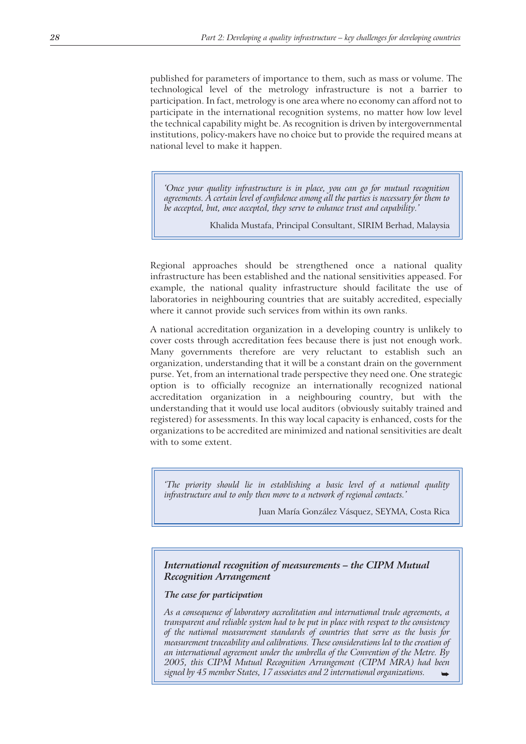published for parameters of importance to them, such as mass or volume. The technological level of the metrology infrastructure is not a barrier to participation. In fact, metrology is one area where no economy can afford not to participate in the international recognition systems, no matter how low level the technical capability might be. As recognition is driven by intergovernmental institutions, policy-makers have no choice but to provide the required means at national level to make it happen.

> *'Once your quality infrastructure is in place, you can go for mutual recognition agreements. A certain level of confidence among all the parties is necessary for them to be accepted, but, once accepted, they serve to enhance trust and capability.'*
>
> Khalida Mustafa, Principal Consultant, SIRIM Berhad, Malaysia

Regional approaches should be strengthened once a national quality infrastructure has been established and the national sensitivities appeased. For example, the national quality infrastructure should facilitate the use of laboratories in neighbouring countries that are suitably accredited, especially where it cannot provide such services from within its own ranks.

A national accreditation organization in a developing country is unlikely to cover costs through accreditation fees because there is just not enough work. Many governments therefore are very reluctant to establish such an organization, understanding that it will be a constant drain on the government purse. Yet, from an international trade perspective they need one. One strategic option is to officially recognize an internationally recognized national accreditation organization in a neighbouring country, but with the understanding that it would use local auditors (obviously suitably trained and registered) for assessments. In this way local capacity is enhanced, costs for the organizations to be accredited are minimized and national sensitivities are dealt with to some extent.

> *'The priority should lie in establishing a basic level of a national quality infrastructure and to only then move to a network of regional contacts.'*
>
> Juan María González Vásquez, SEYMA, Costa Rica

### *International recognition of measurements – the CIPM Mutual Recognition Arrangement*

***The case for participation***

*As a consequence of laboratory accreditation and international trade agreements, a transparent and reliable system had to be put in place with respect to the consistency of the national measurement standards of countries that serve as the basis for measurement traceability and calibrations. These considerations led to the creation of an international agreement under the umbrella of the Convention of the Metre. By 2005, this CIPM Mutual Recognition Arrangement (CIPM MRA) had been signed by 45 member States, 17 associates and 2 international organizations.*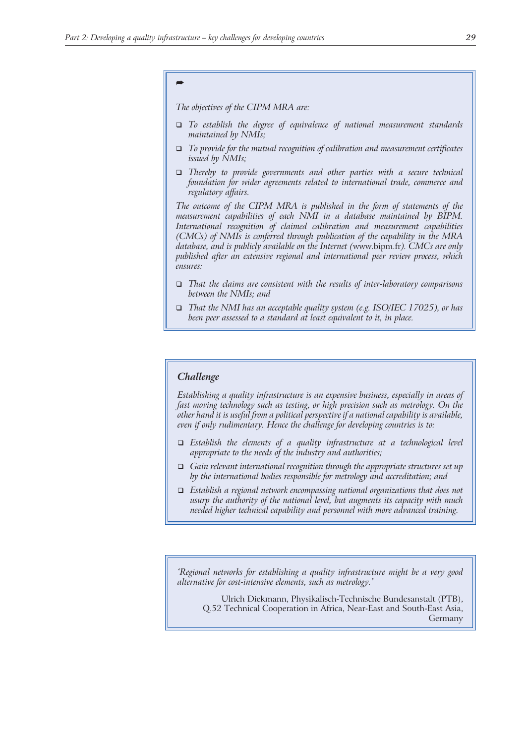➦

*The objectives of the CIPM MRA are:*

- *To establish the degree of equivalence of national measurement standards maintained by NMIs;*
- *To provide for the mutual recognition of calibration and measurement certificates issued by NMIs;*
- *Thereby to provide governments and other parties with a secure technical foundation for wider agreements related to international trade, commerce and regulatory affairs.*

*The outcome of the CIPM MRA is published in the form of statements of the measurement capabilities of each NMI in a database maintained by BIPM. International recognition of claimed calibration and measurement capabilities (CMCs) of NMIs is conferred through publication of the capability in the MRA database, and is publicly available on the Internet (*www.bipm.fr*). CMCs are only published after an extensive regional and international peer review process, which ensures:*

- *That the claims are consistent with the results of inter-laboratory comparisons between the NMIs; and*
- *That the NMI has an acceptable quality system (e.g. ISO/IEC 17025), or has been peer assessed to a standard at least equivalent to it, in place.*

### *Challenge*

*Establishing a quality infrastructure is an expensive business, especially in areas of fast moving technology such as testing, or high precision such as metrology. On the other hand it is useful from a political perspective if a national capability is available, even if only rudimentary. Hence the challenge for developing countries is to:*

- *Establish the elements of a quality infrastructure at a technological level appropriate to the needs of the industry and authorities;*
- *Gain relevant international recognition through the appropriate structures set up by the international bodies responsible for metrology and accreditation; and*
- *Establish a regional network encompassing national organizations that does not usurp the authority of the national level, but augments its capacity with much needed higher technical capability and personnel with more advanced training.*

*'Regional networks for establishing a quality infrastructure might be a very good alternative for cost-intensive elements, such as metrology.'*

Ulrich Diekmann, Physikalisch-Technische Bundesanstalt (PTB), Q.52 Technical Cooperation in Africa, Near-East and South-East Asia, Germany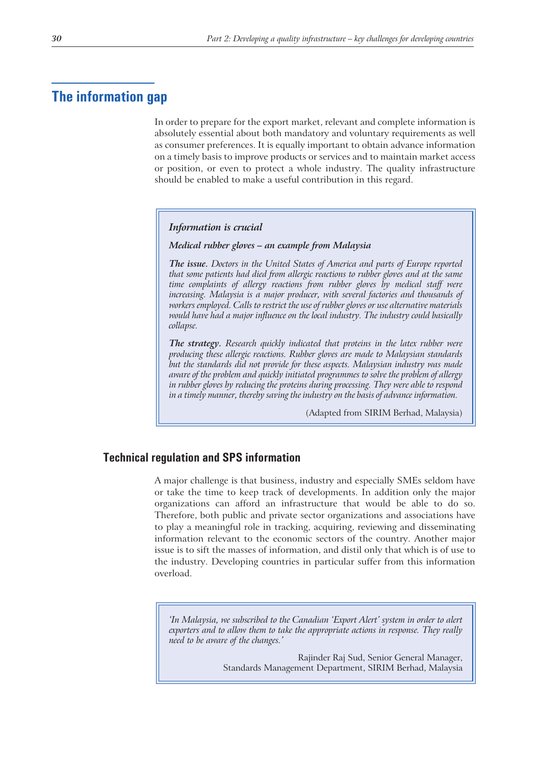## The information gap

In order to prepare for the export market, relevant and complete information is absolutely essential about both mandatory and voluntary requirements as well as consumer preferences. It is equally important to obtain advance information on a timely basis to improve products or services and to maintain market access or position, or even to protect a whole industry. The quality infrastructure should be enabled to make a useful contribution in this regard.

> ***Information is crucial***
>
> ***Medical rubber gloves – an example from Malaysia***
>
> ***The issue.*** *Doctors in the United States of America and parts of Europe reported that some patients had died from allergic reactions to rubber gloves and at the same time complaints of allergy reactions from rubber gloves by medical staff were increasing. Malaysia is a major producer, with several factories and thousands of workers employed. Calls to restrict the use of rubber gloves or use alternative materials would have had a major influence on the local industry. The industry could basically collapse.*
>
> ***The strategy.*** *Research quickly indicated that proteins in the latex rubber were producing these allergic reactions. Rubber gloves are made to Malaysian standards but the standards did not provide for these aspects. Malaysian industry was made aware of the problem and quickly initiated programmes to solve the problem of allergy in rubber gloves by reducing the proteins during processing. They were able to respond in a timely manner, thereby saving the industry on the basis of advance information.*
>
> (Adapted from SIRIM Berhad, Malaysia)

### Technical regulation and SPS information

A major challenge is that business, industry and especially SMEs seldom have or take the time to keep track of developments. In addition only the major organizations can afford an infrastructure that would be able to do so. Therefore, both public and private sector organizations and associations have to play a meaningful role in tracking, acquiring, reviewing and disseminating information relevant to the economic sectors of the country. Another major issue is to sift the masses of information, and distil only that which is of use to the industry. Developing countries in particular suffer from this information overload.

> *'In Malaysia, we subscribed to the Canadian 'Export Alert' system in order to alert exporters and to allow them to take the appropriate actions in response. They really need to be aware of the changes.'*
>
> Rajinder Raj Sud, Senior General Manager,
> Standards Management Department, SIRIM Berhad, Malaysia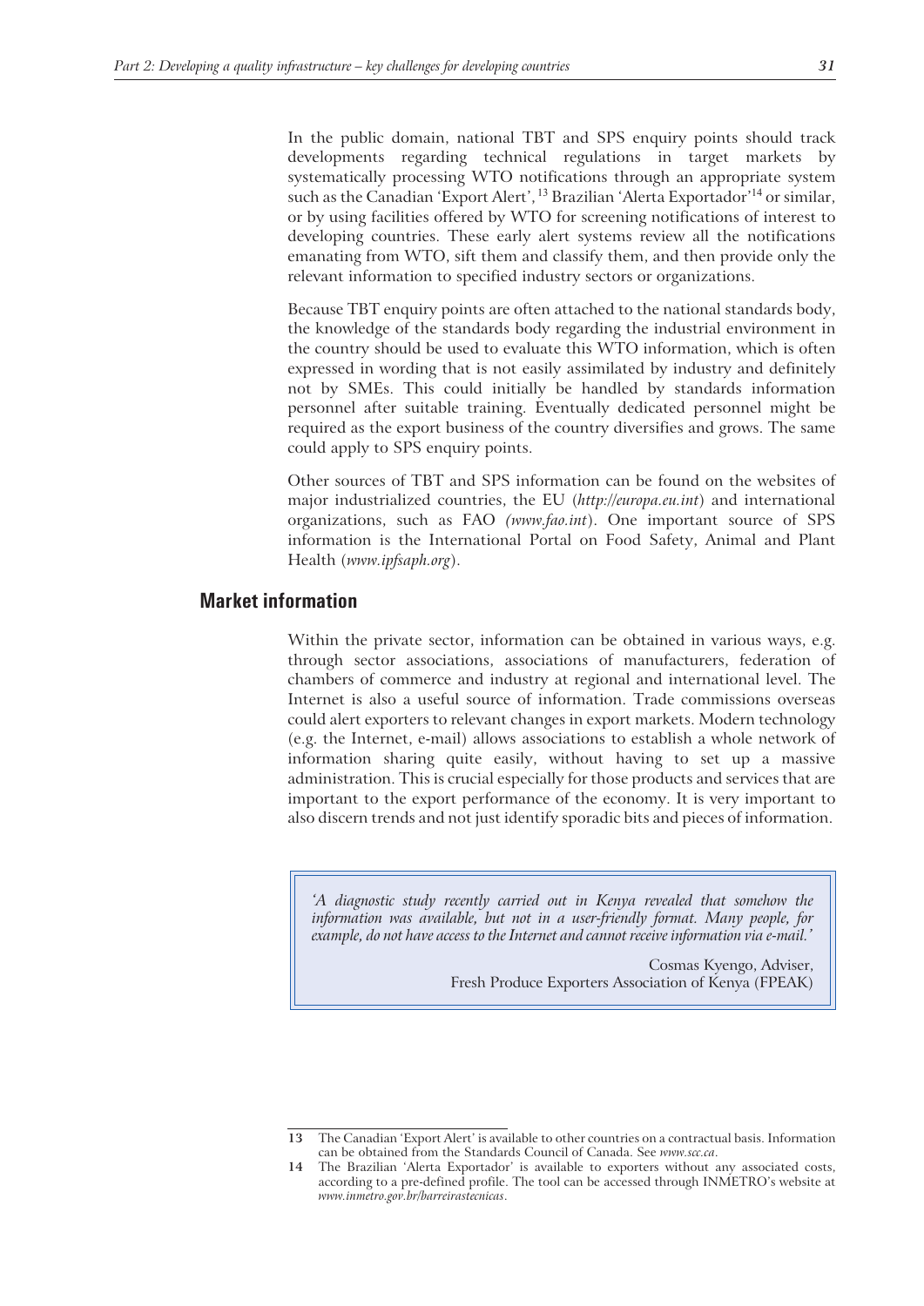In the public domain, national TBT and SPS enquiry points should track developments regarding technical regulations in target markets by systematically processing WTO notifications through an appropriate system such as the Canadian 'Export Alert',[13] Brazilian 'Alerta Exportador'[14] or similar, or by using facilities offered by WTO for screening notifications of interest to developing countries. These early alert systems review all the notifications emanating from WTO, sift them and classify them, and then provide only the relevant information to specified industry sectors or organizations.

Because TBT enquiry points are often attached to the national standards body, the knowledge of the standards body regarding the industrial environment in the country should be used to evaluate this WTO information, which is often expressed in wording that is not easily assimilated by industry and definitely not by SMEs. This could initially be handled by standards information personnel after suitable training. Eventually dedicated personnel might be required as the export business of the country diversifies and grows. The same could apply to SPS enquiry points.

Other sources of TBT and SPS information can be found on the websites of major industrialized countries, the EU (*http://europa.eu.int*) and international organizations, such as FAO (*www.fao.int*). One important source of SPS information is the International Portal on Food Safety, Animal and Plant Health (*www.ipfsaph.org*).

## Market information

Within the private sector, information can be obtained in various ways, e.g. through sector associations, associations of manufacturers, federation of chambers of commerce and industry at regional and international level. The Internet is also a useful source of information. Trade commissions overseas could alert exporters to relevant changes in export markets. Modern technology (e.g. the Internet, e-mail) allows associations to establish a whole network of information sharing quite easily, without having to set up a massive administration. This is crucial especially for those products and services that are important to the export performance of the economy. It is very important to also discern trends and not just identify sporadic bits and pieces of information.

> *'A diagnostic study recently carried out in Kenya revealed that somehow the information was available, but not in a user-friendly format. Many people, for example, do not have access to the Internet and cannot receive information via e-mail.'*
>
> Cosmas Kyengo, Adviser,
> Fresh Produce Exporters Association of Kenya (FPEAK)

---

13 The Canadian 'Export Alert' is available to other countries on a contractual basis. Information can be obtained from the Standards Council of Canada. See *www.scc.ca*.

14 The Brazilian 'Alerta Exportador' is available to exporters without any associated costs, according to a pre-defined profile. The tool can be accessed through INMETRO's website at *www.inmetro.gov.br/barreirastecnicas*.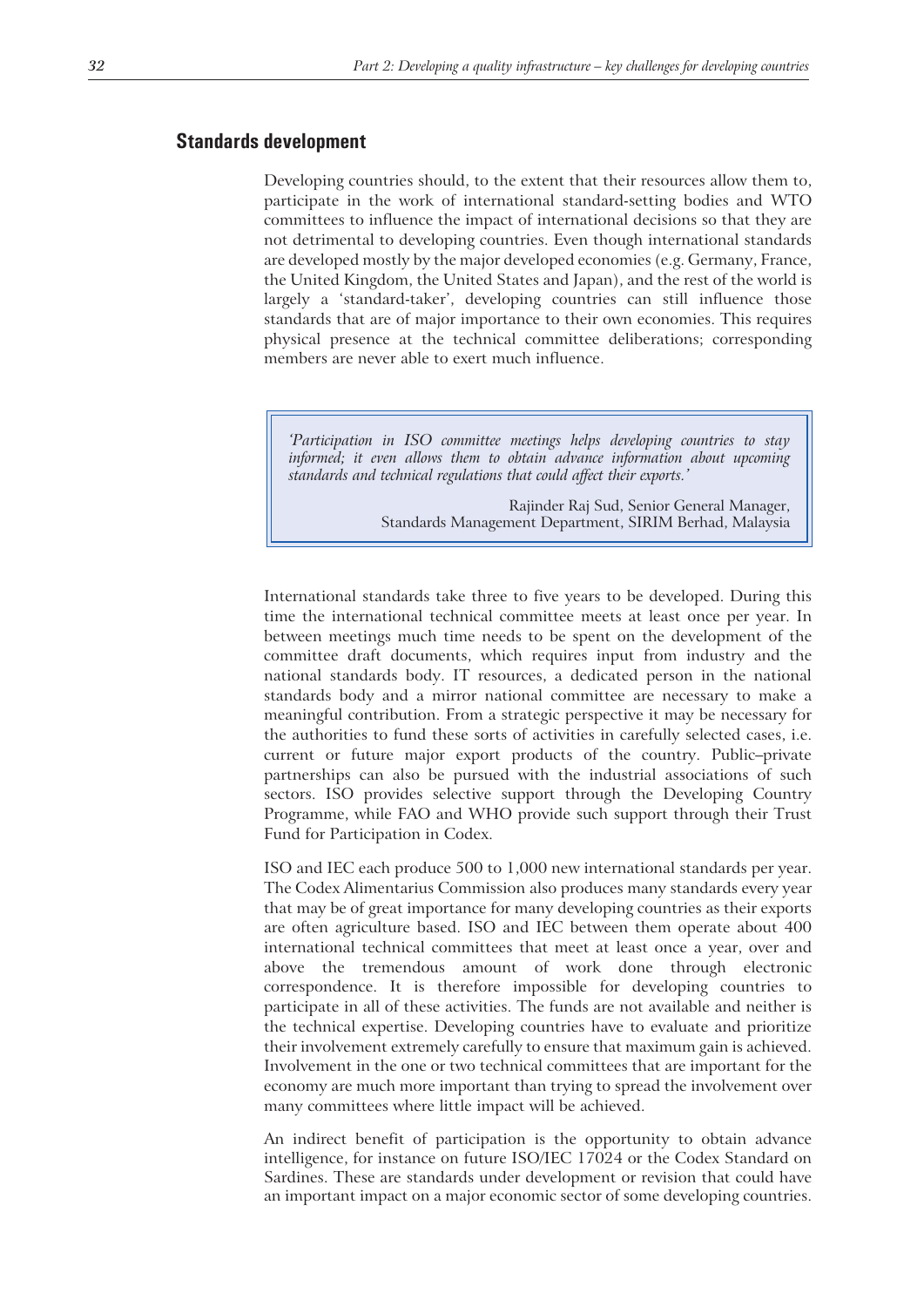## Standards development

Developing countries should, to the extent that their resources allow them to, participate in the work of international standard-setting bodies and WTO committees to influence the impact of international decisions so that they are not detrimental to developing countries. Even though international standards are developed mostly by the major developed economies (e.g. Germany, France, the United Kingdom, the United States and Japan), and the rest of the world is largely a 'standard-taker', developing countries can still influence those standards that are of major importance to their own economies. This requires physical presence at the technical committee deliberations; corresponding members are never able to exert much influence.

> *'Participation in ISO committee meetings helps developing countries to stay informed; it even allows them to obtain advance information about upcoming standards and technical regulations that could affect their exports.'*
>
> Rajinder Raj Sud, Senior General Manager, Standards Management Department, SIRIM Berhad, Malaysia

International standards take three to five years to be developed. During this time the international technical committee meets at least once per year. In between meetings much time needs to be spent on the development of the committee draft documents, which requires input from industry and the national standards body. IT resources, a dedicated person in the national standards body and a mirror national committee are necessary to make a meaningful contribution. From a strategic perspective it may be necessary for the authorities to fund these sorts of activities in carefully selected cases, i.e. current or future major export products of the country. Public–private partnerships can also be pursued with the industrial associations of such sectors. ISO provides selective support through the Developing Country Programme, while FAO and WHO provide such support through their Trust Fund for Participation in Codex.

ISO and IEC each produce 500 to 1,000 new international standards per year. The Codex Alimentarius Commission also produces many standards every year that may be of great importance for many developing countries as their exports are often agriculture based. ISO and IEC between them operate about 400 international technical committees that meet at least once a year, over and above the tremendous amount of work done through electronic correspondence. It is therefore impossible for developing countries to participate in all of these activities. The funds are not available and neither is the technical expertise. Developing countries have to evaluate and prioritize their involvement extremely carefully to ensure that maximum gain is achieved. Involvement in the one or two technical committees that are important for the economy are much more important than trying to spread the involvement over many committees where little impact will be achieved.

An indirect benefit of participation is the opportunity to obtain advance intelligence, for instance on future ISO/IEC 17024 or the Codex Standard on Sardines. These are standards under development or revision that could have an important impact on a major economic sector of some developing countries.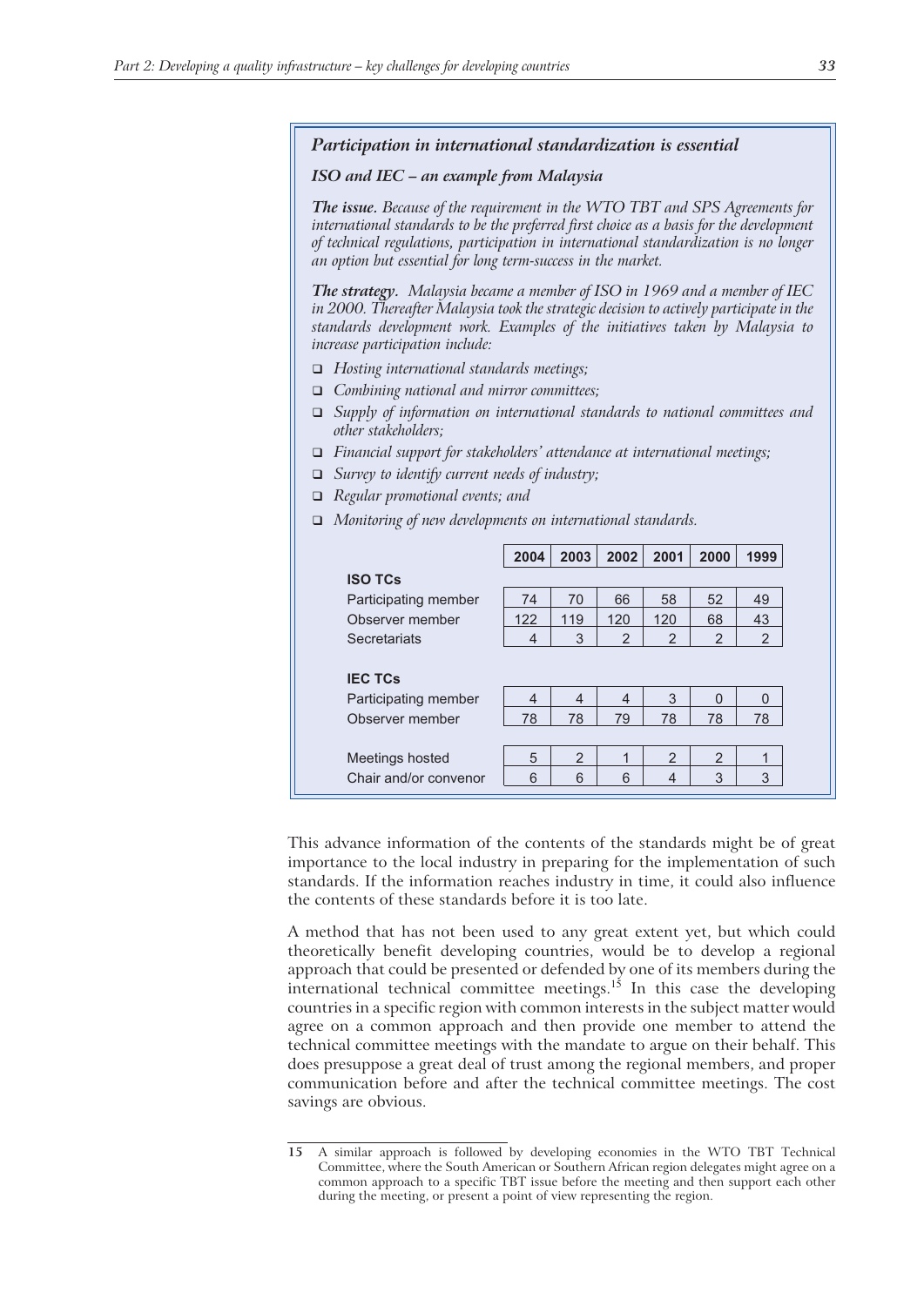***Participation in international standardization is essential***

***ISO and IEC – an example from Malaysia***

***The issue.*** *Because of the requirement in the WTO TBT and SPS Agreements for international standards to be the preferred first choice as a basis for the development of technical regulations, participation in international standardization is no longer an option but essential for long term-success in the market.*

***The strategy.*** *Malaysia became a member of ISO in 1969 and a member of IEC in 2000. Thereafter Malaysia took the strategic decision to actively participate in the standards development work. Examples of the initiatives taken by Malaysia to increase participation include:*

- *Hosting international standards meetings;*
- *Combining national and mirror committees;*
- *Supply of information on international standards to national committees and other stakeholders;*
- *Financial support for stakeholders' attendance at international meetings;*
- *Survey to identify current needs of industry;*
- *Regular promotional events; and*
- *Monitoring of new developments on international standards.*

| | 2004 | 2003 | 2002 | 2001 | 2000 | 1999 |
|---|---|---|---|---|---|---|
| **ISO TCs** | | | | | | |
| Participating member | 74 | 70 | 66 | 58 | 52 | 49 |
| Observer member | 122 | 119 | 120 | 120 | 68 | 43 |
| Secretariats | 4 | 3 | 2 | 2 | 2 | 2 |
| **IEC TCs** | | | | | | |
| Participating member | 4 | 4 | 4 | 3 | 0 | 0 |
| Observer member | 78 | 78 | 79 | 78 | 78 | 78 |
| Meetings hosted | 5 | 2 | 1 | 2 | 2 | 1 |
| Chair and/or convenor | 6 | 6 | 6 | 4 | 3 | 3 |

This advance information of the contents of the standards might be of great importance to the local industry in preparing for the implementation of such standards. If the information reaches industry in time, it could also influence the contents of these standards before it is too late.

A method that has not been used to any great extent yet, but which could theoretically benefit developing countries, would be to develop a regional approach that could be presented or defended by one of its members during the international technical committee meetings.[15] In this case the developing countries in a specific region with common interests in the subject matter would agree on a common approach and then provide one member to attend the technical committee meetings with the mandate to argue on their behalf. This does presuppose a great deal of trust among the regional members, and proper communication before and after the technical committee meetings. The cost savings are obvious.

15 A similar approach is followed by developing economies in the WTO TBT Technical Committee, where the South American or Southern African region delegates might agree on a common approach to a specific TBT issue before the meeting and then support each other during the meeting, or present a point of view representing the region.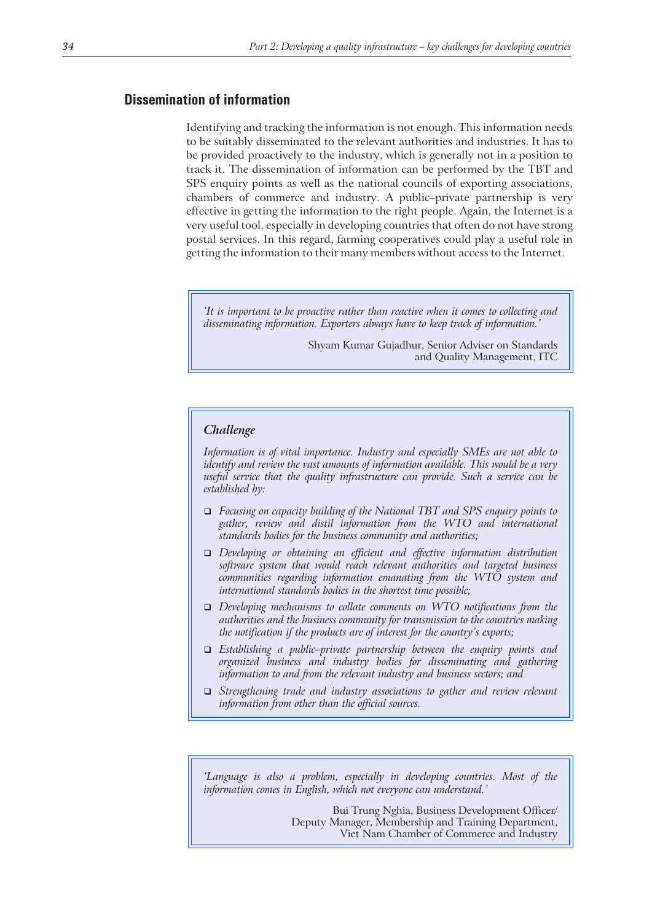## Dissemination of information

Identifying and tracking the information is not enough. This information needs to be suitably disseminated to the relevant authorities and industries. It has to be provided proactively to the industry, which is generally not in a position to track it. The dissemination of information can be performed by the TBT and SPS enquiry points as well as the national councils of exporting associations, chambers of commerce and industry. A public–private partnership is very effective in getting the information to the right people. Again, the Internet is a very useful tool, especially in developing countries that often do not have strong postal services. In this regard, farming cooperatives could play a useful role in getting the information to their many members without access to the Internet.

> *'It is important to be proactive rather than reactive when it comes to collecting and disseminating information. Exporters always have to keep track of information.'*
>
> Shyam Kumar Gujadhur, Senior Adviser on Standards and Quality Management, ITC

> ***Challenge***
>
> *Information is of vital importance. Industry and especially SMEs are not able to identify and review the vast amounts of information available. This would be a very useful service that the quality infrastructure can provide. Such a service can be established by:*
>
> - *Focusing on capacity building of the National TBT and SPS enquiry points to gather, review and distil information from the WTO and international standards bodies for the business community and authorities;*
> - *Developing or obtaining an efficient and effective information distribution software system that would reach relevant authorities and targeted business communities regarding information emanating from the WTO system and international standards bodies in the shortest time possible;*
> - *Developing mechanisms to collate comments on WTO notifications from the authorities and the business community for transmission to the countries making the notification if the products are of interest for the country's exports;*
> - *Establishing a public–private partnership between the enquiry points and organized business and industry bodies for disseminating and gathering information to and from the relevant industry and business sectors; and*
> - *Strengthening trade and industry associations to gather and review relevant information from other than the official sources.*

> *'Language is also a problem, especially in developing countries. Most of the information comes in English, which not everyone can understand.'*
>
> Bui Trung Nghia, Business Development Officer/ Deputy Manager, Membership and Training Department, Viet Nam Chamber of Commerce and Industry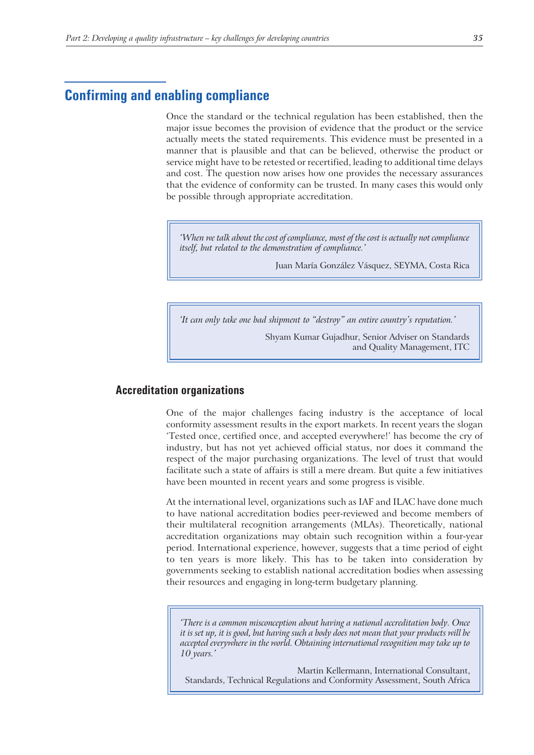## Confirming and enabling compliance

Once the standard or the technical regulation has been established, then the major issue becomes the provision of evidence that the product or the service actually meets the stated requirements. This evidence must be presented in a manner that is plausible and that can be believed, otherwise the product or service might have to be retested or recertified, leading to additional time delays and cost. The question now arises how one provides the necessary assurances that the evidence of conformity can be trusted. In many cases this would only be possible through appropriate accreditation.

> *'When we talk about the cost of compliance, most of the cost is actually not compliance itself, but related to the demonstration of compliance.'*
>
> Juan María González Vásquez, SEYMA, Costa Rica

> *'It can only take one bad shipment to "destroy" an entire country's reputation.'*
>
> Shyam Kumar Gujadhur, Senior Adviser on Standards and Quality Management, ITC

### Accreditation organizations

One of the major challenges facing industry is the acceptance of local conformity assessment results in the export markets. In recent years the slogan 'Tested once, certified once, and accepted everywhere!' has become the cry of industry, but has not yet achieved official status, nor does it command the respect of the major purchasing organizations. The level of trust that would facilitate such a state of affairs is still a mere dream. But quite a few initiatives have been mounted in recent years and some progress is visible.

At the international level, organizations such as IAF and ILAC have done much to have national accreditation bodies peer-reviewed and become members of their multilateral recognition arrangements (MLAs). Theoretically, national accreditation organizations may obtain such recognition within a four-year period. International experience, however, suggests that a time period of eight to ten years is more likely. This has to be taken into consideration by governments seeking to establish national accreditation bodies when assessing their resources and engaging in long-term budgetary planning.

> *'There is a common misconception about having a national accreditation body. Once it is set up, it is good, but having such a body does not mean that your products will be accepted everywhere in the world. Obtaining international recognition may take up to 10 years.'*
>
> Martin Kellermann, International Consultant, Standards, Technical Regulations and Conformity Assessment, South Africa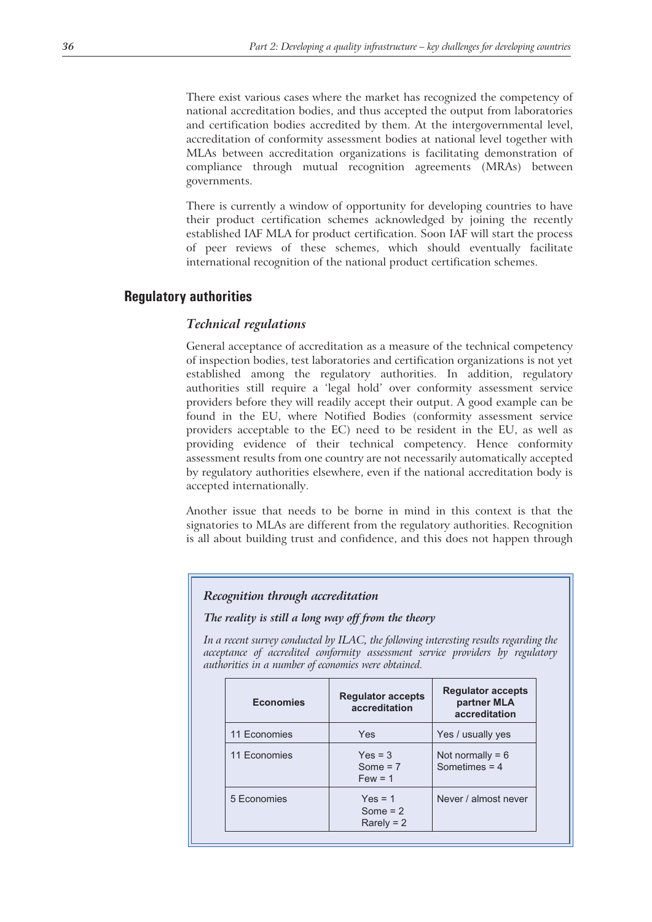There exist various cases where the market has recognized the competency of national accreditation bodies, and thus accepted the output from laboratories and certification bodies accredited by them. At the intergovernmental level, accreditation of conformity assessment bodies at national level together with MLAs between accreditation organizations is facilitating demonstration of compliance through mutual recognition agreements (MRAs) between governments.

There is currently a window of opportunity for developing countries to have their product certification schemes acknowledged by joining the recently established IAF MLA for product certification. Soon IAF will start the process of peer reviews of these schemes, which should eventually facilitate international recognition of the national product certification schemes.

## Regulatory authorities

### *Technical regulations*

General acceptance of accreditation as a measure of the technical competency of inspection bodies, test laboratories and certification organizations is not yet established among the regulatory authorities. In addition, regulatory authorities still require a 'legal hold' over conformity assessment service providers before they will readily accept their output. A good example can be found in the EU, where Notified Bodies (conformity assessment service providers acceptable to the EC) need to be resident in the EU, as well as providing evidence of their technical competency. Hence conformity assessment results from one country are not necessarily automatically accepted by regulatory authorities elsewhere, even if the national accreditation body is accepted internationally.

Another issue that needs to be borne in mind in this context is that the signatories to MLAs are different from the regulatory authorities. Recognition is all about building trust and confidence, and this does not happen through

> ***Recognition through accreditation***
>
> ***The reality is still a long way off from the theory***
>
> *In a recent survey conducted by ILAC, the following interesting results regarding the acceptance of accredited conformity assessment service providers by regulatory authorities in a number of economies were obtained.*

| Economies | Regulator accepts accreditation | Regulator accepts partner MLA accreditation |
|---|---|---|
| 11 Economies | Yes | Yes / usually yes |
| 11 Economies | Yes = 3<br>Some = 7<br>Few = 1 | Not normally = 6<br>Sometimes = 4 |
| 5 Economies | Yes = 1<br>Some = 2<br>Rarely = 2 | Never / almost never |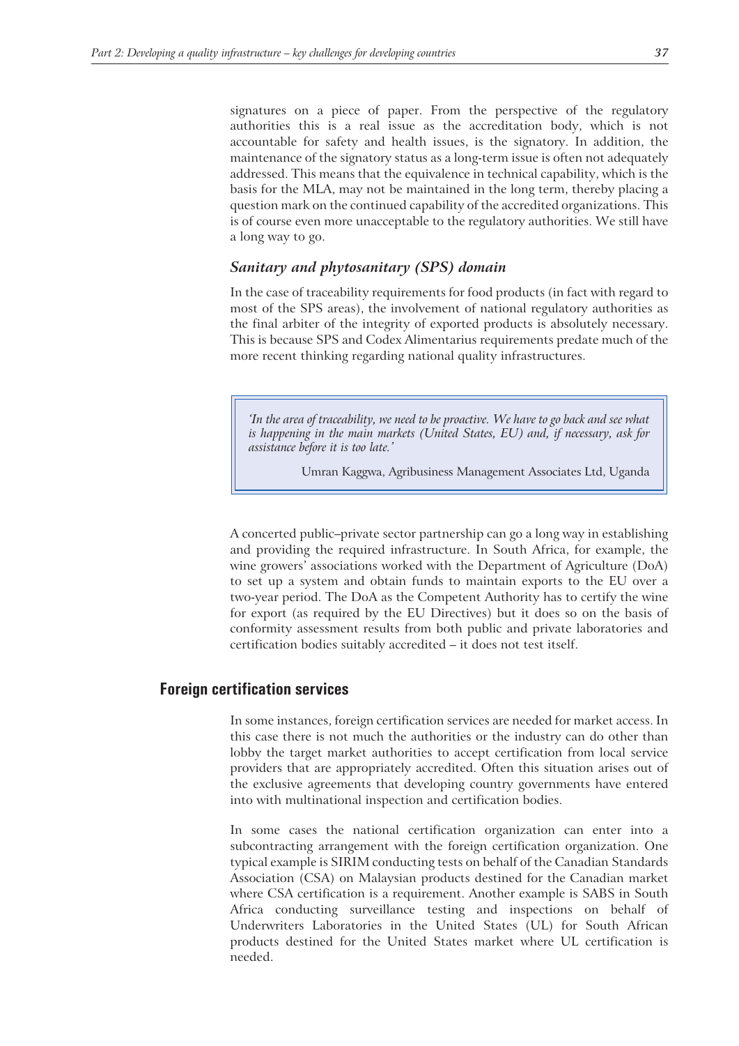signatures on a piece of paper. From the perspective of the regulatory authorities this is a real issue as the accreditation body, which is not accountable for safety and health issues, is the signatory. In addition, the maintenance of the signatory status as a long-term issue is often not adequately addressed. This means that the equivalence in technical capability, which is the basis for the MLA, may not be maintained in the long term, thereby placing a question mark on the continued capability of the accredited organizations. This is of course even more unacceptable to the regulatory authorities. We still have a long way to go.

### *Sanitary and phytosanitary (SPS) domain*

In the case of traceability requirements for food products (in fact with regard to most of the SPS areas), the involvement of national regulatory authorities as the final arbiter of the integrity of exported products is absolutely necessary. This is because SPS and Codex Alimentarius requirements predate much of the more recent thinking regarding national quality infrastructures.

> *'In the area of traceability, we need to be proactive. We have to go back and see what is happening in the main markets (United States, EU) and, if necessary, ask for assistance before it is too late.'*
>
> Umran Kaggwa, Agribusiness Management Associates Ltd, Uganda

A concerted public–private sector partnership can go a long way in establishing and providing the required infrastructure. In South Africa, for example, the wine growers' associations worked with the Department of Agriculture (DoA) to set up a system and obtain funds to maintain exports to the EU over a two-year period. The DoA as the Competent Authority has to certify the wine for export (as required by the EU Directives) but it does so on the basis of conformity assessment results from both public and private laboratories and certification bodies suitably accredited – it does not test itself.

## Foreign certification services

In some instances, foreign certification services are needed for market access. In this case there is not much the authorities or the industry can do other than lobby the target market authorities to accept certification from local service providers that are appropriately accredited. Often this situation arises out of the exclusive agreements that developing country governments have entered into with multinational inspection and certification bodies.

In some cases the national certification organization can enter into a subcontracting arrangement with the foreign certification organization. One typical example is SIRIM conducting tests on behalf of the Canadian Standards Association (CSA) on Malaysian products destined for the Canadian market where CSA certification is a requirement. Another example is SABS in South Africa conducting surveillance testing and inspections on behalf of Underwriters Laboratories in the United States (UL) for South African products destined for the United States market where UL certification is needed.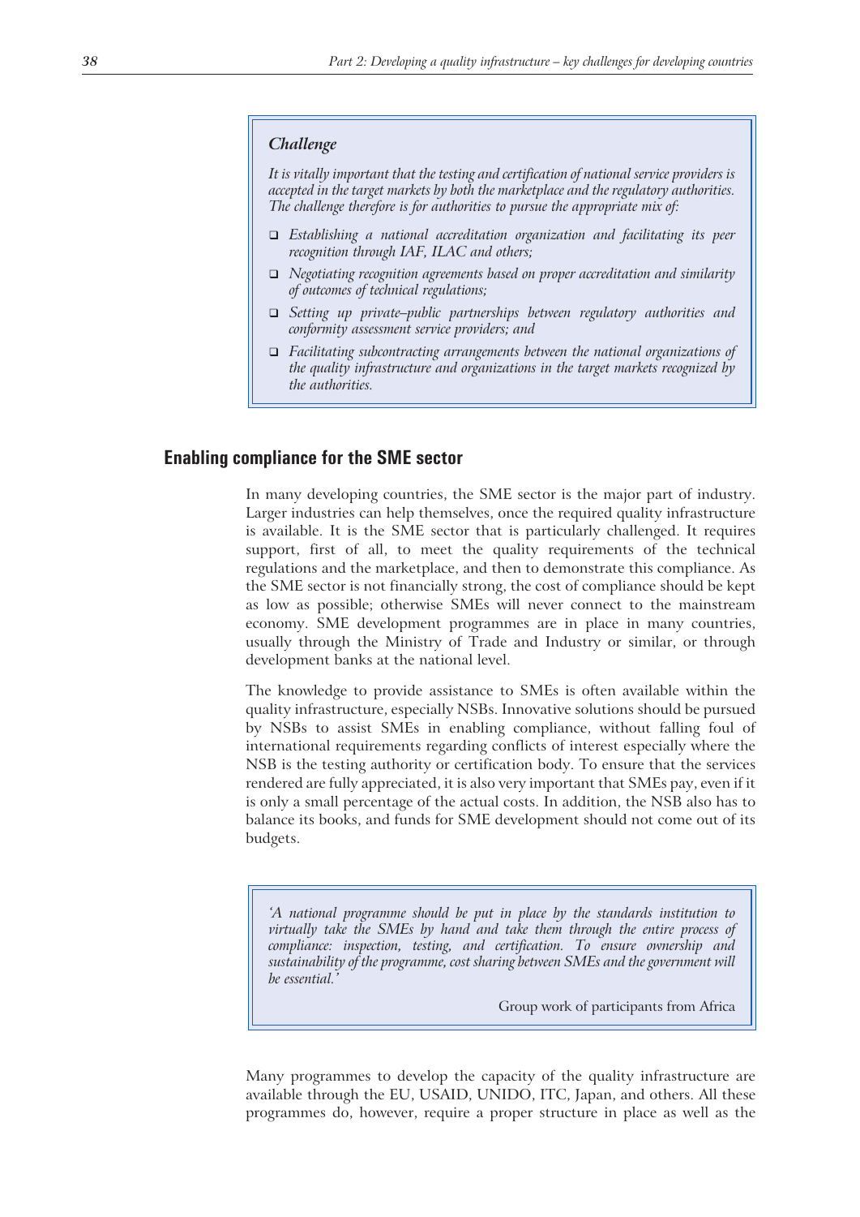*Challenge*

*It is vitally important that the testing and certification of national service providers is accepted in the target markets by both the marketplace and the regulatory authorities. The challenge therefore is for authorities to pursue the appropriate mix of:*

- *Establishing a national accreditation organization and facilitating its peer recognition through IAF, ILAC and others;*
- *Negotiating recognition agreements based on proper accreditation and similarity of outcomes of technical regulations;*
- *Setting up private–public partnerships between regulatory authorities and conformity assessment service providers; and*
- *Facilitating subcontracting arrangements between the national organizations of the quality infrastructure and organizations in the target markets recognized by the authorities.*

## Enabling compliance for the SME sector

In many developing countries, the SME sector is the major part of industry. Larger industries can help themselves, once the required quality infrastructure is available. It is the SME sector that is particularly challenged. It requires support, first of all, to meet the quality requirements of the technical regulations and the marketplace, and then to demonstrate this compliance. As the SME sector is not financially strong, the cost of compliance should be kept as low as possible; otherwise SMEs will never connect to the mainstream economy. SME development programmes are in place in many countries, usually through the Ministry of Trade and Industry or similar, or through development banks at the national level.

The knowledge to provide assistance to SMEs is often available within the quality infrastructure, especially NSBs. Innovative solutions should be pursued by NSBs to assist SMEs in enabling compliance, without falling foul of international requirements regarding conflicts of interest especially where the NSB is the testing authority or certification body. To ensure that the services rendered are fully appreciated, it is also very important that SMEs pay, even if it is only a small percentage of the actual costs. In addition, the NSB also has to balance its books, and funds for SME development should not come out of its budgets.

*'A national programme should be put in place by the standards institution to virtually take the SMEs by hand and take them through the entire process of compliance: inspection, testing, and certification. To ensure ownership and sustainability of the programme, cost sharing between SMEs and the government will be essential.'*

Group work of participants from Africa

Many programmes to develop the capacity of the quality infrastructure are available through the EU, USAID, UNIDO, ITC, Japan, and others. All these programmes do, however, require a proper structure in place as well as the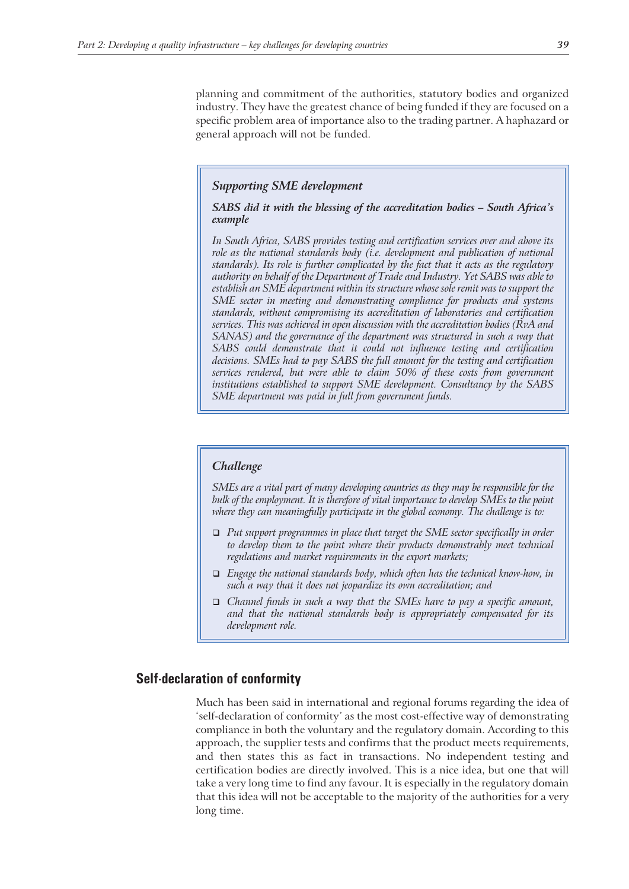planning and commitment of the authorities, statutory bodies and organized industry. They have the greatest chance of being funded if they are focused on a specific problem area of importance also to the trading partner. A haphazard or general approach will not be funded.

> ***Supporting SME development***
>
> ***SABS did it with the blessing of the accreditation bodies – South Africa's example***
>
> *In South Africa, SABS provides testing and certification services over and above its role as the national standards body (i.e. development and publication of national standards). Its role is further complicated by the fact that it acts as the regulatory authority on behalf of the Department of Trade and Industry. Yet SABS was able to establish an SME department within its structure whose sole remit was to support the SME sector in meeting and demonstrating compliance for products and systems standards, without compromising its accreditation of laboratories and certification services. This was achieved in open discussion with the accreditation bodies (RvA and SANAS) and the governance of the department was structured in such a way that SABS could demonstrate that it could not influence testing and certification decisions. SMEs had to pay SABS the full amount for the testing and certification services rendered, but were able to claim 50% of these costs from government institutions established to support SME development. Consultancy by the SABS SME department was paid in full from government funds.*

> ***Challenge***
>
> *SMEs are a vital part of many developing countries as they may be responsible for the bulk of the employment. It is therefore of vital importance to develop SMEs to the point where they can meaningfully participate in the global economy. The challenge is to:*
>
> - *Put support programmes in place that target the SME sector specifically in order to develop them to the point where their products demonstrably meet technical regulations and market requirements in the export markets;*
> - *Engage the national standards body, which often has the technical know-how, in such a way that it does not jeopardize its own accreditation; and*
> - *Channel funds in such a way that the SMEs have to pay a specific amount, and that the national standards body is appropriately compensated for its development role.*

## Self-declaration of conformity

Much has been said in international and regional forums regarding the idea of 'self-declaration of conformity' as the most cost-effective way of demonstrating compliance in both the voluntary and the regulatory domain. According to this approach, the supplier tests and confirms that the product meets requirements, and then states this as fact in transactions. No independent testing and certification bodies are directly involved. This is a nice idea, but one that will take a very long time to find any favour. It is especially in the regulatory domain that this idea will not be acceptable to the majority of the authorities for a very long time.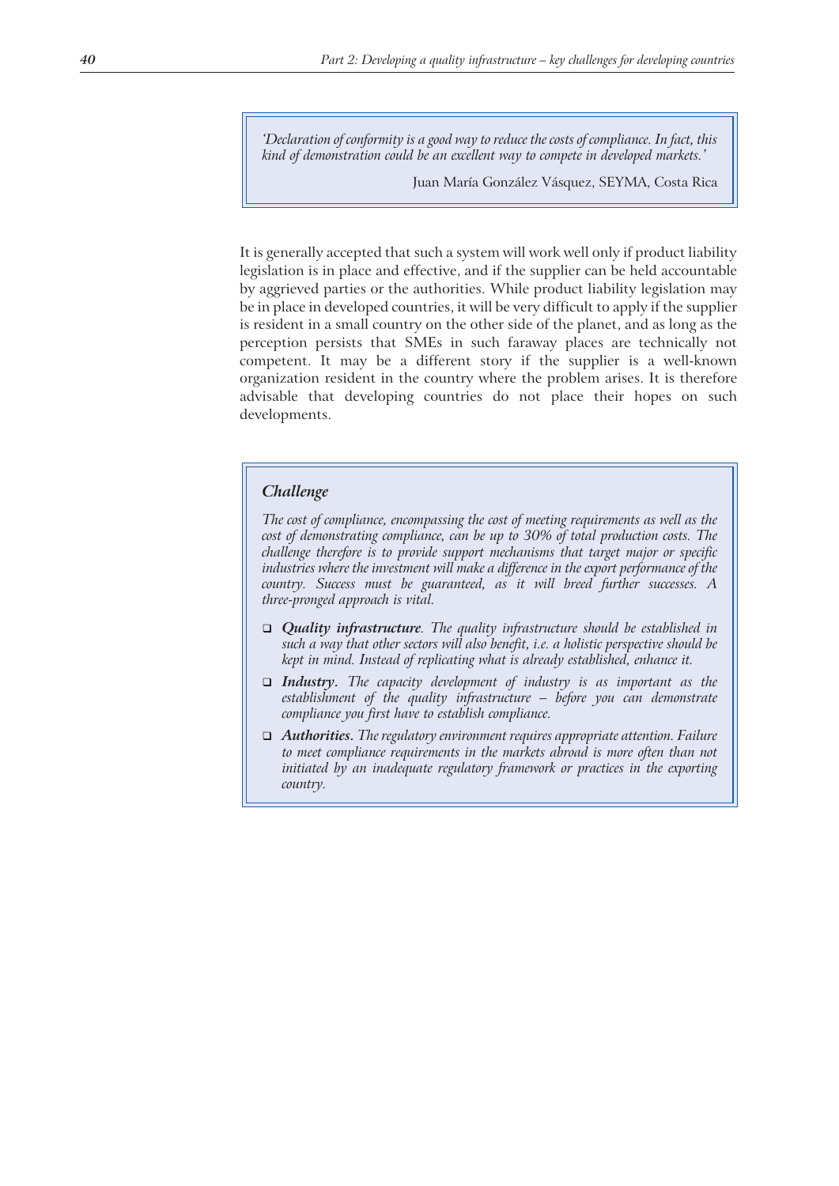> *'Declaration of conformity is a good way to reduce the costs of compliance. In fact, this kind of demonstration could be an excellent way to compete in developed markets.'*
>
> Juan María González Vásquez, SEYMA, Costa Rica

It is generally accepted that such a system will work well only if product liability legislation is in place and effective, and if the supplier can be held accountable by aggrieved parties or the authorities. While product liability legislation may be in place in developed countries, it will be very difficult to apply if the supplier is resident in a small country on the other side of the planet, and as long as the perception persists that SMEs in such faraway places are technically not competent. It may be a different story if the supplier is a well-known organization resident in the country where the problem arises. It is therefore advisable that developing countries do not place their hopes on such developments.

> ### *Challenge*
>
> *The cost of compliance, encompassing the cost of meeting requirements as well as the cost of demonstrating compliance, can be up to 30% of total production costs. The challenge therefore is to provide support mechanisms that target major or specific industries where the investment will make a difference in the export performance of the country. Success must be guaranteed, as it will breed further successes. A three-pronged approach is vital.*
>
> - ***Quality infrastructure****. The quality infrastructure should be established in such a way that other sectors will also benefit, i.e. a holistic perspective should be kept in mind. Instead of replicating what is already established, enhance it.*
> - ***Industry****. The capacity development of industry is as important as the establishment of the quality infrastructure – before you can demonstrate compliance you first have to establish compliance.*
> - ***Authorities****. The regulatory environment requires appropriate attention. Failure to meet compliance requirements in the markets abroad is more often than not initiated by an inadequate regulatory framework or practices in the exporting country.*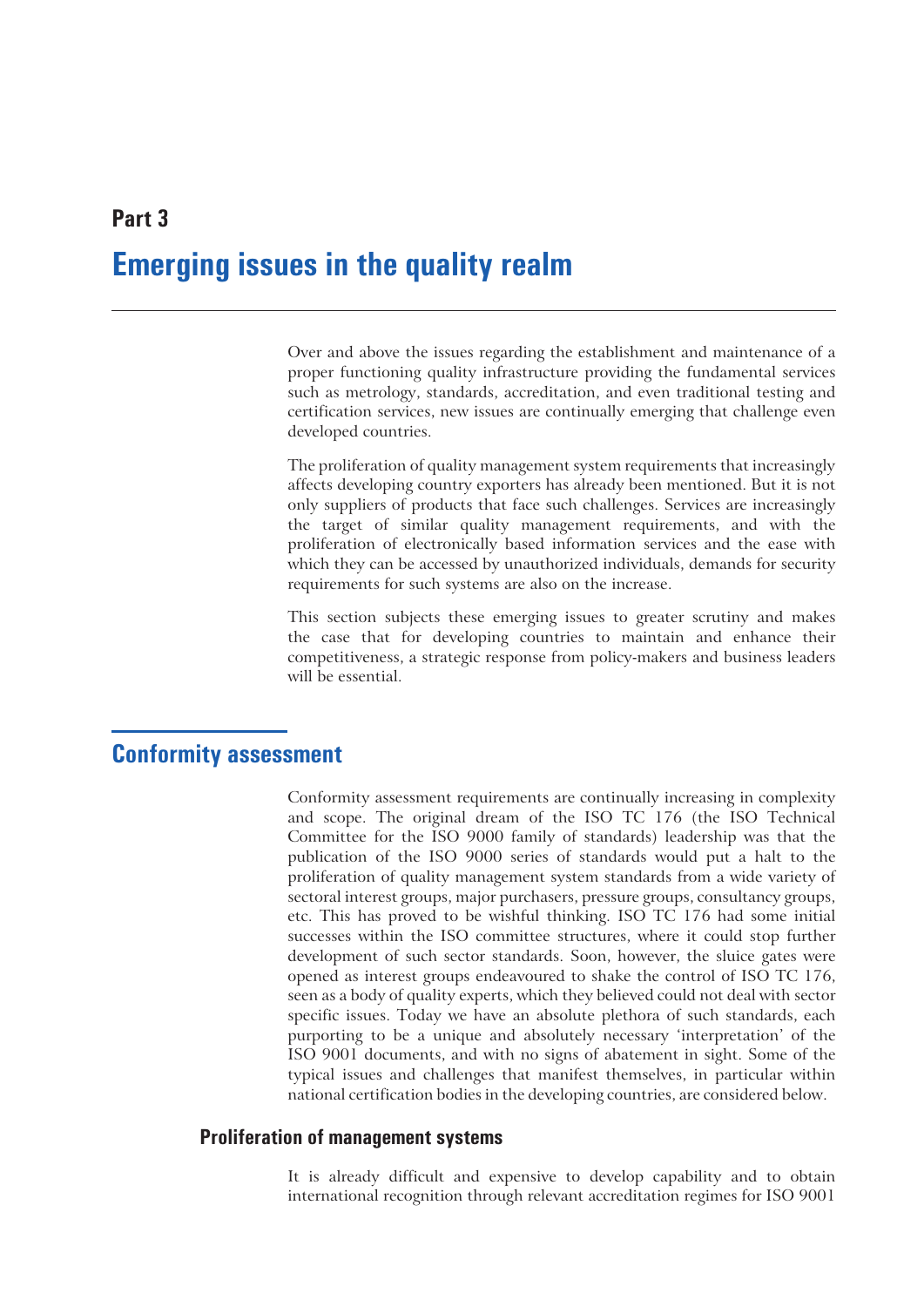# Part 3

# Emerging issues in the quality realm

Over and above the issues regarding the establishment and maintenance of a proper functioning quality infrastructure providing the fundamental services such as metrology, standards, accreditation, and even traditional testing and certification services, new issues are continually emerging that challenge even developed countries.

The proliferation of quality management system requirements that increasingly affects developing country exporters has already been mentioned. But it is not only suppliers of products that face such challenges. Services are increasingly the target of similar quality management requirements, and with the proliferation of electronically based information services and the ease with which they can be accessed by unauthorized individuals, demands for security requirements for such systems are also on the increase.

This section subjects these emerging issues to greater scrutiny and makes the case that for developing countries to maintain and enhance their competitiveness, a strategic response from policy-makers and business leaders will be essential.

## Conformity assessment

Conformity assessment requirements are continually increasing in complexity and scope. The original dream of the ISO TC 176 (the ISO Technical Committee for the ISO 9000 family of standards) leadership was that the publication of the ISO 9000 series of standards would put a halt to the proliferation of quality management system standards from a wide variety of sectoral interest groups, major purchasers, pressure groups, consultancy groups, etc. This has proved to be wishful thinking. ISO TC 176 had some initial successes within the ISO committee structures, where it could stop further development of such sector standards. Soon, however, the sluice gates were opened as interest groups endeavoured to shake the control of ISO TC 176, seen as a body of quality experts, which they believed could not deal with sector specific issues. Today we have an absolute plethora of such standards, each purporting to be a unique and absolutely necessary 'interpretation' of the ISO 9001 documents, and with no signs of abatement in sight. Some of the typical issues and challenges that manifest themselves, in particular within national certification bodies in the developing countries, are considered below.

### Proliferation of management systems

It is already difficult and expensive to develop capability and to obtain international recognition through relevant accreditation regimes for ISO 9001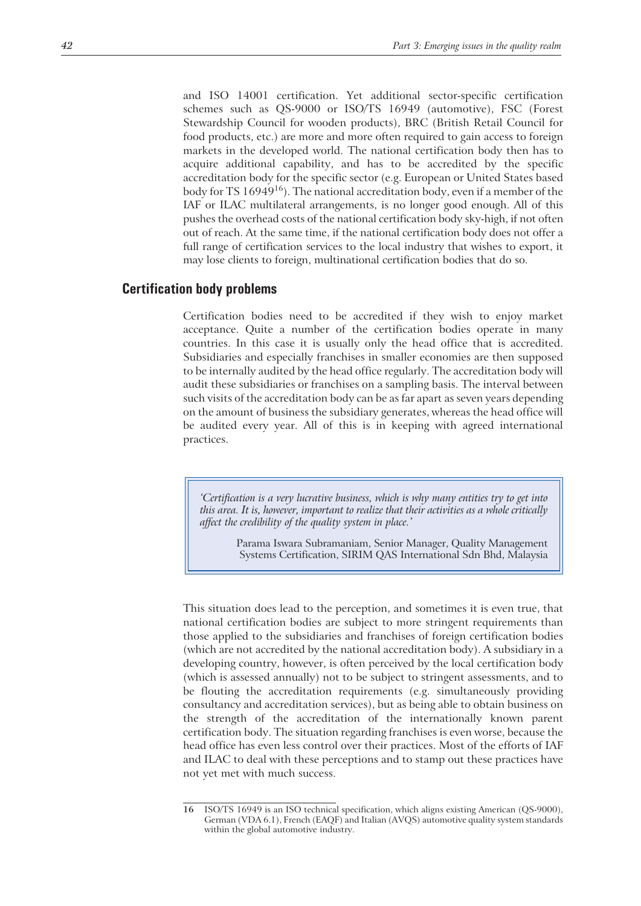and ISO 14001 certification. Yet additional sector-specific certification schemes such as QS-9000 or ISO/TS 16949 (automotive), FSC (Forest Stewardship Council for wooden products), BRC (British Retail Council for food products, etc.) are more and more often required to gain access to foreign markets in the developed world. The national certification body then has to acquire additional capability, and has to be accredited by the specific accreditation body for the specific sector (e.g. European or United States based body for TS 16949[16]). The national accreditation body, even if a member of the IAF or ILAC multilateral arrangements, is no longer good enough. All of this pushes the overhead costs of the national certification body sky-high, if not often out of reach. At the same time, if the national certification body does not offer a full range of certification services to the local industry that wishes to export, it may lose clients to foreign, multinational certification bodies that do so.

## Certification body problems

Certification bodies need to be accredited if they wish to enjoy market acceptance. Quite a number of the certification bodies operate in many countries. In this case it is usually only the head office that is accredited. Subsidiaries and especially franchises in smaller economies are then supposed to be internally audited by the head office regularly. The accreditation body will audit these subsidiaries or franchises on a sampling basis. The interval between such visits of the accreditation body can be as far apart as seven years depending on the amount of business the subsidiary generates, whereas the head office will be audited every year. All of this is in keeping with agreed international practices.

> *'Certification is a very lucrative business, which is why many entities try to get into this area. It is, however, important to realize that their activities as a whole critically affect the credibility of the quality system in place.'*
>
> Parama Iswara Subramaniam, Senior Manager, Quality Management Systems Certification, SIRIM QAS International Sdn Bhd, Malaysia

This situation does lead to the perception, and sometimes it is even true, that national certification bodies are subject to more stringent requirements than those applied to the subsidiaries and franchises of foreign certification bodies (which are not accredited by the national accreditation body). A subsidiary in a developing country, however, is often perceived by the local certification body (which is assessed annually) not to be subject to stringent assessments, and to be flouting the accreditation requirements (e.g. simultaneously providing consultancy and accreditation services), but as being able to obtain business on the strength of the accreditation of the internationally known parent certification body. The situation regarding franchises is even worse, because the head office has even less control over their practices. Most of the efforts of IAF and ILAC to deal with these perceptions and to stamp out these practices have not yet met with much success.

---

16 ISO/TS 16949 is an ISO technical specification, which aligns existing American (QS-9000), German (VDA 6.1), French (EAQF) and Italian (AVQS) automotive quality system standards within the global automotive industry.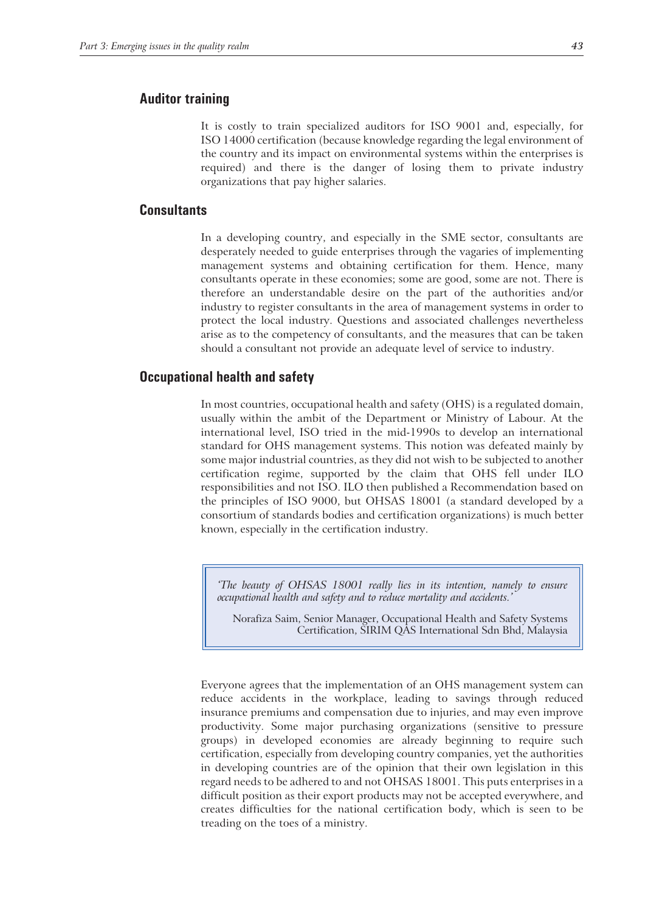## Auditor training

It is costly to train specialized auditors for ISO 9001 and, especially, for ISO 14000 certification (because knowledge regarding the legal environment of the country and its impact on environmental systems within the enterprises is required) and there is the danger of losing them to private industry organizations that pay higher salaries.

## Consultants

In a developing country, and especially in the SME sector, consultants are desperately needed to guide enterprises through the vagaries of implementing management systems and obtaining certification for them. Hence, many consultants operate in these economies; some are good, some are not. There is therefore an understandable desire on the part of the authorities and/or industry to register consultants in the area of management systems in order to protect the local industry. Questions and associated challenges nevertheless arise as to the competency of consultants, and the measures that can be taken should a consultant not provide an adequate level of service to industry.

## Occupational health and safety

In most countries, occupational health and safety (OHS) is a regulated domain, usually within the ambit of the Department or Ministry of Labour. At the international level, ISO tried in the mid-1990s to develop an international standard for OHS management systems. This notion was defeated mainly by some major industrial countries, as they did not wish to be subjected to another certification regime, supported by the claim that OHS fell under ILO responsibilities and not ISO. ILO then published a Recommendation based on the principles of ISO 9000, but OHSAS 18001 (a standard developed by a consortium of standards bodies and certification organizations) is much better known, especially in the certification industry.

> *'The beauty of OHSAS 18001 really lies in its intention, namely to ensure occupational health and safety and to reduce mortality and accidents.'*
>
> Norafiza Saim, Senior Manager, Occupational Health and Safety Systems Certification, SIRIM QAS International Sdn Bhd, Malaysia

Everyone agrees that the implementation of an OHS management system can reduce accidents in the workplace, leading to savings through reduced insurance premiums and compensation due to injuries, and may even improve productivity. Some major purchasing organizations (sensitive to pressure groups) in developed economies are already beginning to require such certification, especially from developing country companies, yet the authorities in developing countries are of the opinion that their own legislation in this regard needs to be adhered to and not OHSAS 18001. This puts enterprises in a difficult position as their export products may not be accepted everywhere, and creates difficulties for the national certification body, which is seen to be treading on the toes of a ministry.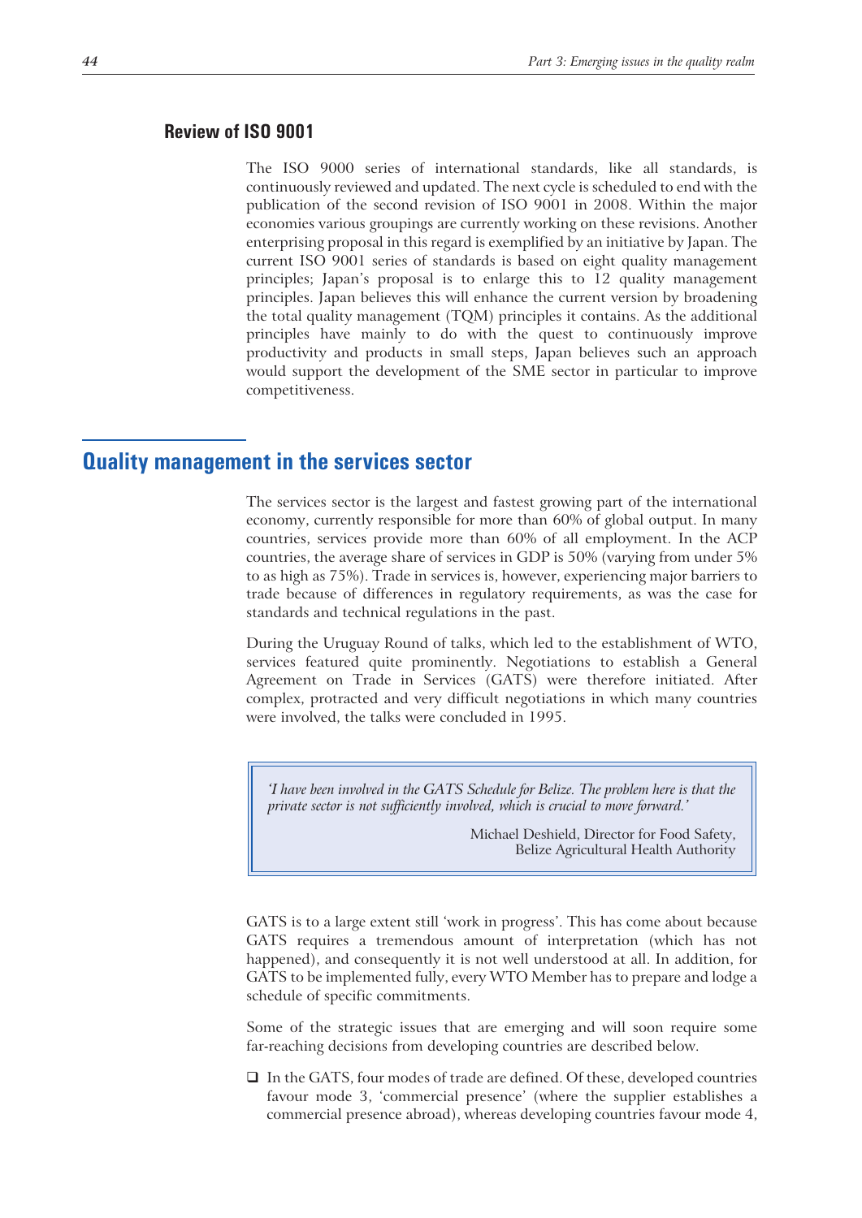### Review of ISO 9001

The ISO 9000 series of international standards, like all standards, is continuously reviewed and updated. The next cycle is scheduled to end with the publication of the second revision of ISO 9001 in 2008. Within the major economies various groupings are currently working on these revisions. Another enterprising proposal in this regard is exemplified by an initiative by Japan. The current ISO 9001 series of standards is based on eight quality management principles; Japan's proposal is to enlarge this to 12 quality management principles. Japan believes this will enhance the current version by broadening the total quality management (TQM) principles it contains. As the additional principles have mainly to do with the quest to continuously improve productivity and products in small steps, Japan believes such an approach would support the development of the SME sector in particular to improve competitiveness.

## Quality management in the services sector

The services sector is the largest and fastest growing part of the international economy, currently responsible for more than 60% of global output. In many countries, services provide more than 60% of all employment. In the ACP countries, the average share of services in GDP is 50% (varying from under 5% to as high as 75%). Trade in services is, however, experiencing major barriers to trade because of differences in regulatory requirements, as was the case for standards and technical regulations in the past.

During the Uruguay Round of talks, which led to the establishment of WTO, services featured quite prominently. Negotiations to establish a General Agreement on Trade in Services (GATS) were therefore initiated. After complex, protracted and very difficult negotiations in which many countries were involved, the talks were concluded in 1995.

> *'I have been involved in the GATS Schedule for Belize. The problem here is that the private sector is not sufficiently involved, which is crucial to move forward.'*
>
> Michael Deshield, Director for Food Safety, Belize Agricultural Health Authority

GATS is to a large extent still 'work in progress'. This has come about because GATS requires a tremendous amount of interpretation (which has not happened), and consequently it is not well understood at all. In addition, for GATS to be implemented fully, every WTO Member has to prepare and lodge a schedule of specific commitments.

Some of the strategic issues that are emerging and will soon require some far-reaching decisions from developing countries are described below.

- In the GATS, four modes of trade are defined. Of these, developed countries favour mode 3, 'commercial presence' (where the supplier establishes a commercial presence abroad), whereas developing countries favour mode 4,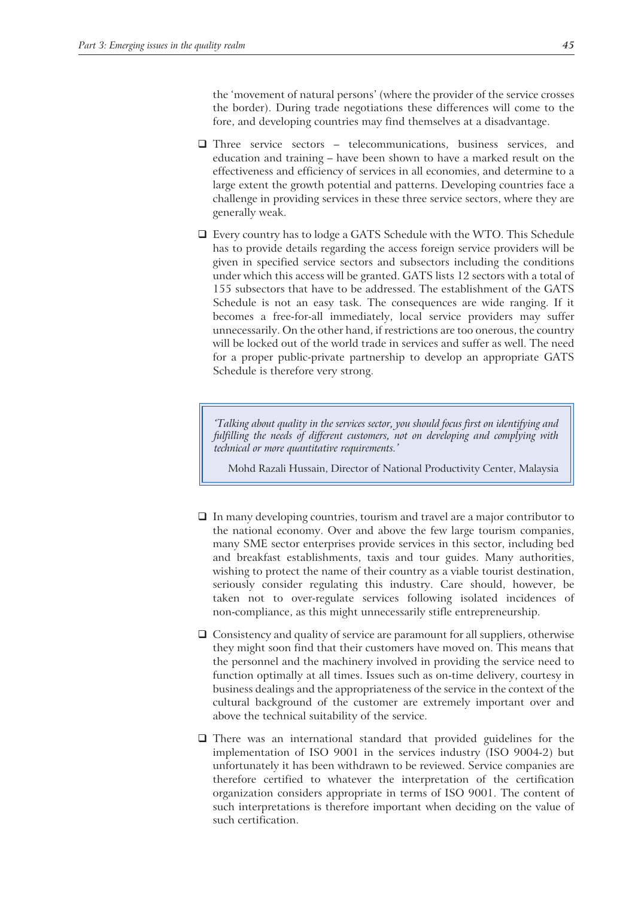the 'movement of natural persons' (where the provider of the service crosses the border). During trade negotiations these differences will come to the fore, and developing countries may find themselves at a disadvantage.

- Three service sectors – telecommunications, business services, and education and training – have been shown to have a marked result on the effectiveness and efficiency of services in all economies, and determine to a large extent the growth potential and patterns. Developing countries face a challenge in providing services in these three service sectors, where they are generally weak.

- Every country has to lodge a GATS Schedule with the WTO. This Schedule has to provide details regarding the access foreign service providers will be given in specified service sectors and subsectors including the conditions under which this access will be granted. GATS lists 12 sectors with a total of 155 subsectors that have to be addressed. The establishment of the GATS Schedule is not an easy task. The consequences are wide ranging. If it becomes a free-for-all immediately, local service providers may suffer unnecessarily. On the other hand, if restrictions are too onerous, the country will be locked out of the world trade in services and suffer as well. The need for a proper public-private partnership to develop an appropriate GATS Schedule is therefore very strong.

> *'Talking about quality in the services sector, you should focus first on identifying and fulfilling the needs of different customers, not on developing and complying with technical or more quantitative requirements.'*
>
> Mohd Razali Hussain, Director of National Productivity Center, Malaysia

- In many developing countries, tourism and travel are a major contributor to the national economy. Over and above the few large tourism companies, many SME sector enterprises provide services in this sector, including bed and breakfast establishments, taxis and tour guides. Many authorities, wishing to protect the name of their country as a viable tourist destination, seriously consider regulating this industry. Care should, however, be taken not to over-regulate services following isolated incidences of non-compliance, as this might unnecessarily stifle entrepreneurship.

- Consistency and quality of service are paramount for all suppliers, otherwise they might soon find that their customers have moved on. This means that the personnel and the machinery involved in providing the service need to function optimally at all times. Issues such as on-time delivery, courtesy in business dealings and the appropriateness of the service in the context of the cultural background of the customer are extremely important over and above the technical suitability of the service.

- There was an international standard that provided guidelines for the implementation of ISO 9001 in the services industry (ISO 9004-2) but unfortunately it has been withdrawn to be reviewed. Service companies are therefore certified to whatever the interpretation of the certification organization considers appropriate in terms of ISO 9001. The content of such interpretations is therefore important when deciding on the value of such certification.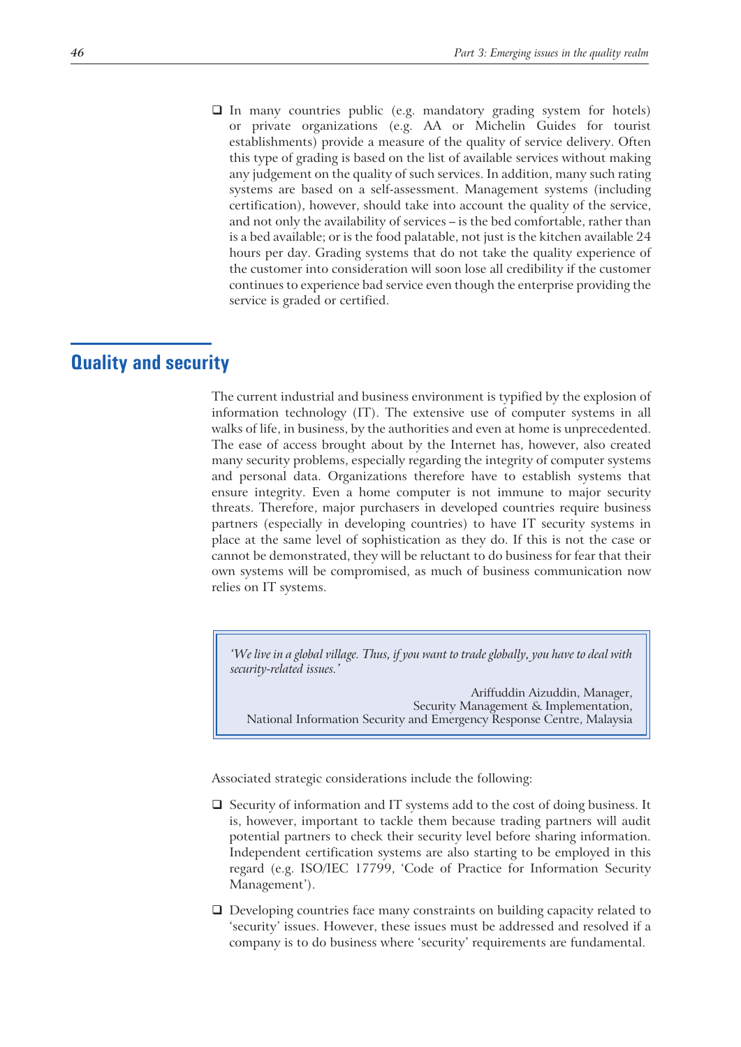- In many countries public (e.g. mandatory grading system for hotels) or private organizations (e.g. AA or Michelin Guides for tourist establishments) provide a measure of the quality of service delivery. Often this type of grading is based on the list of available services without making any judgement on the quality of such services. In addition, many such rating systems are based on a self-assessment. Management systems (including certification), however, should take into account the quality of the service, and not only the availability of services – is the bed comfortable, rather than is a bed available; or is the food palatable, not just is the kitchen available 24 hours per day. Grading systems that do not take the quality experience of the customer into consideration will soon lose all credibility if the customer continues to experience bad service even though the enterprise providing the service is graded or certified.

## Quality and security

The current industrial and business environment is typified by the explosion of information technology (IT). The extensive use of computer systems in all walks of life, in business, by the authorities and even at home is unprecedented. The ease of access brought about by the Internet has, however, also created many security problems, especially regarding the integrity of computer systems and personal data. Organizations therefore have to establish systems that ensure integrity. Even a home computer is not immune to major security threats. Therefore, major purchasers in developed countries require business partners (especially in developing countries) to have IT security systems in place at the same level of sophistication as they do. If this is not the case or cannot be demonstrated, they will be reluctant to do business for fear that their own systems will be compromised, as much of business communication now relies on IT systems.

> *'We live in a global village. Thus, if you want to trade globally, you have to deal with security-related issues.'*
>
> Ariffuddin Aizuddin, Manager,
> Security Management & Implementation,
> National Information Security and Emergency Response Centre, Malaysia

Associated strategic considerations include the following:

- Security of information and IT systems add to the cost of doing business. It is, however, important to tackle them because trading partners will audit potential partners to check their security level before sharing information. Independent certification systems are also starting to be employed in this regard (e.g. ISO/IEC 17799, 'Code of Practice for Information Security Management').

- Developing countries face many constraints on building capacity related to 'security' issues. However, these issues must be addressed and resolved if a company is to do business where 'security' requirements are fundamental.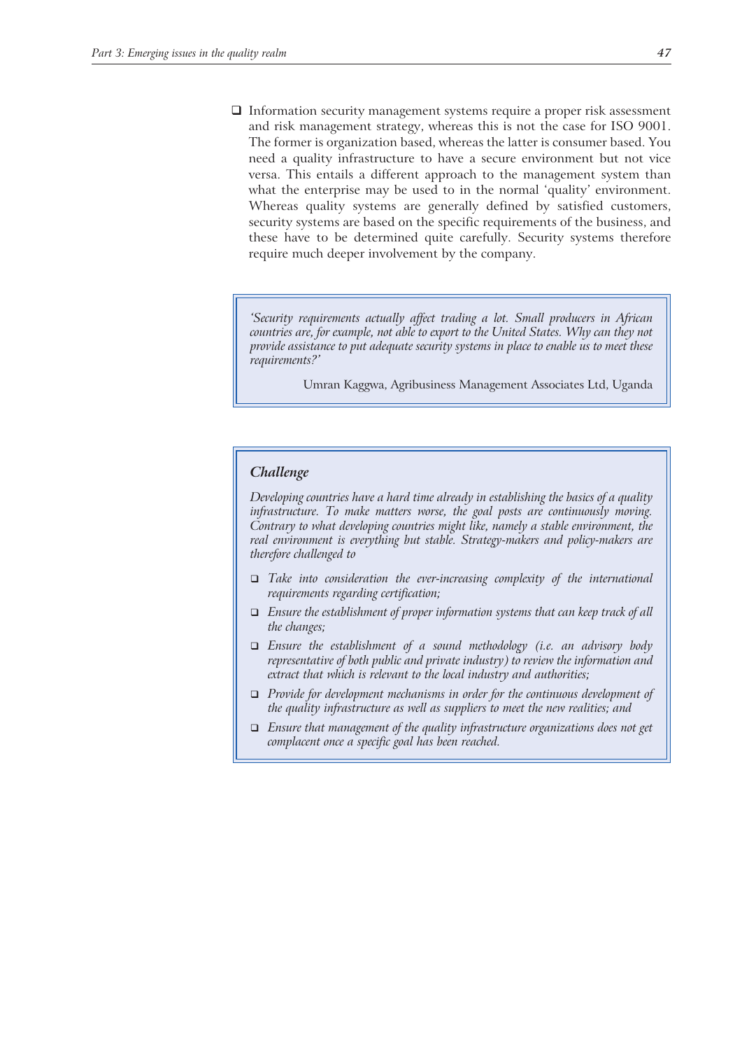- Information security management systems require a proper risk assessment and risk management strategy, whereas this is not the case for ISO 9001. The former is organization based, whereas the latter is consumer based. You need a quality infrastructure to have a secure environment but not vice versa. This entails a different approach to the management system than what the enterprise may be used to in the normal 'quality' environment. Whereas quality systems are generally defined by satisfied customers, security systems are based on the specific requirements of the business, and these have to be determined quite carefully. Security systems therefore require much deeper involvement by the company.

> *'Security requirements actually affect trading a lot. Small producers in African countries are, for example, not able to export to the United States. Why can they not provide assistance to put adequate security systems in place to enable us to meet these requirements?'*
>
> Umran Kaggwa, Agribusiness Management Associates Ltd, Uganda

> ***Challenge***
>
> *Developing countries have a hard time already in establishing the basics of a quality infrastructure. To make matters worse, the goal posts are continuously moving. Contrary to what developing countries might like, namely a stable environment, the real environment is everything but stable. Strategy-makers and policy-makers are therefore challenged to*
>
> - *Take into consideration the ever-increasing complexity of the international requirements regarding certification;*
> - *Ensure the establishment of proper information systems that can keep track of all the changes;*
> - *Ensure the establishment of a sound methodology (i.e. an advisory body representative of both public and private industry) to review the information and extract that which is relevant to the local industry and authorities;*
> - *Provide for development mechanisms in order for the continuous development of the quality infrastructure as well as suppliers to meet the new realities; and*
> - *Ensure that management of the quality infrastructure organizations does not get complacent once a specific goal has been reached.*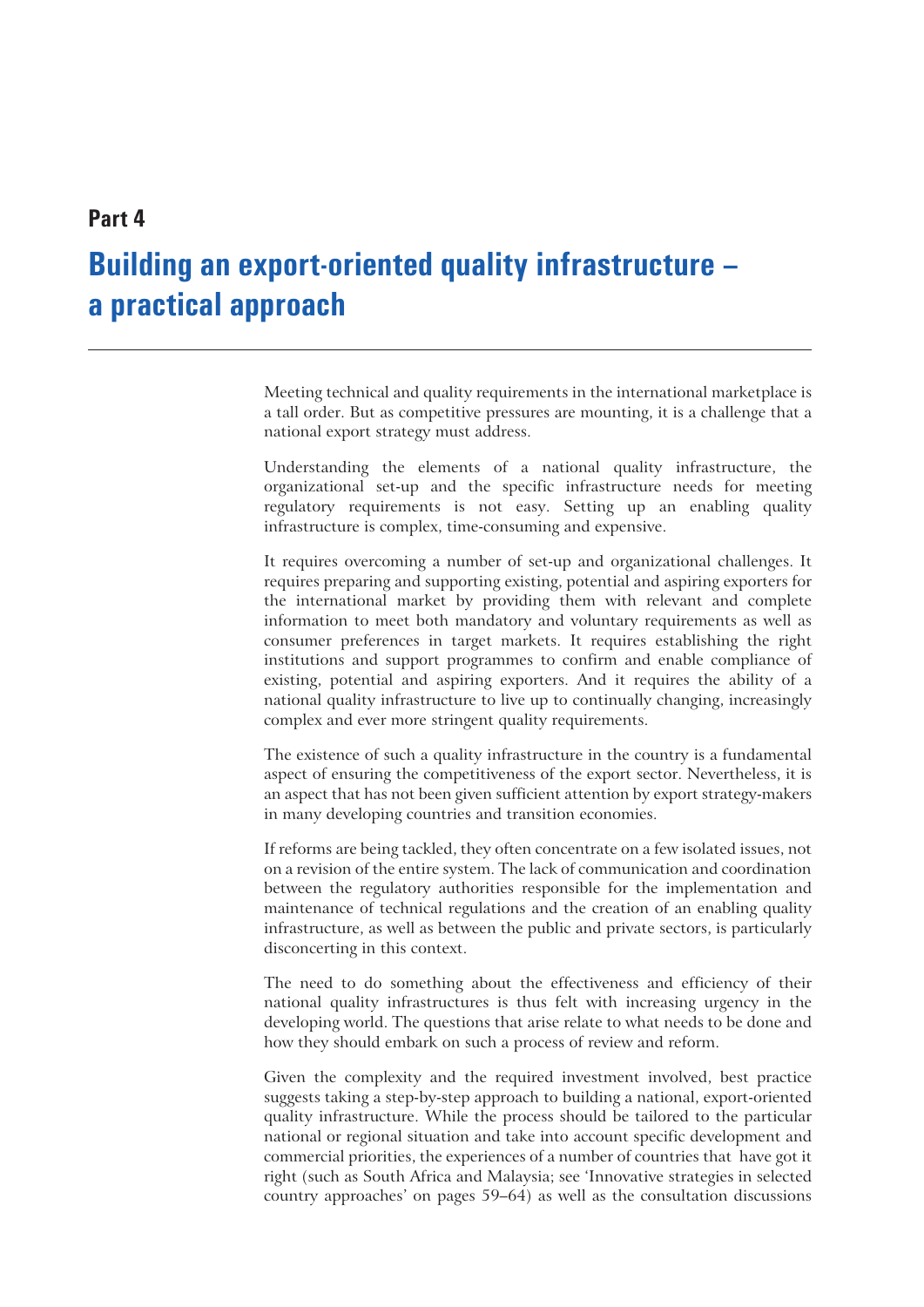## Part 4

# Building an export-oriented quality infrastructure – a practical approach

Meeting technical and quality requirements in the international marketplace is a tall order. But as competitive pressures are mounting, it is a challenge that a national export strategy must address.

Understanding the elements of a national quality infrastructure, the organizational set-up and the specific infrastructure needs for meeting regulatory requirements is not easy. Setting up an enabling quality infrastructure is complex, time-consuming and expensive.

It requires overcoming a number of set-up and organizational challenges. It requires preparing and supporting existing, potential and aspiring exporters for the international market by providing them with relevant and complete information to meet both mandatory and voluntary requirements as well as consumer preferences in target markets. It requires establishing the right institutions and support programmes to confirm and enable compliance of existing, potential and aspiring exporters. And it requires the ability of a national quality infrastructure to live up to continually changing, increasingly complex and ever more stringent quality requirements.

The existence of such a quality infrastructure in the country is a fundamental aspect of ensuring the competitiveness of the export sector. Nevertheless, it is an aspect that has not been given sufficient attention by export strategy-makers in many developing countries and transition economies.

If reforms are being tackled, they often concentrate on a few isolated issues, not on a revision of the entire system. The lack of communication and coordination between the regulatory authorities responsible for the implementation and maintenance of technical regulations and the creation of an enabling quality infrastructure, as well as between the public and private sectors, is particularly disconcerting in this context.

The need to do something about the effectiveness and efficiency of their national quality infrastructures is thus felt with increasing urgency in the developing world. The questions that arise relate to what needs to be done and how they should embark on such a process of review and reform.

Given the complexity and the required investment involved, best practice suggests taking a step-by-step approach to building a national, export-oriented quality infrastructure. While the process should be tailored to the particular national or regional situation and take into account specific development and commercial priorities, the experiences of a number of countries that have got it right (such as South Africa and Malaysia; see 'Innovative strategies in selected country approaches' on pages 59–64) as well as the consultation discussions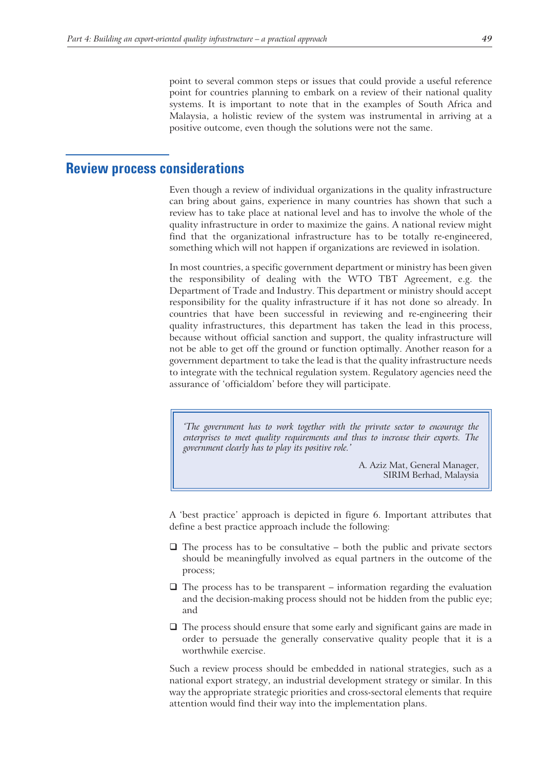point to several common steps or issues that could provide a useful reference point for countries planning to embark on a review of their national quality systems. It is important to note that in the examples of South Africa and Malaysia, a holistic review of the system was instrumental in arriving at a positive outcome, even though the solutions were not the same.

## Review process considerations

Even though a review of individual organizations in the quality infrastructure can bring about gains, experience in many countries has shown that such a review has to take place at national level and has to involve the whole of the quality infrastructure in order to maximize the gains. A national review might find that the organizational infrastructure has to be totally re-engineered, something which will not happen if organizations are reviewed in isolation.

In most countries, a specific government department or ministry has been given the responsibility of dealing with the WTO TBT Agreement, e.g. the Department of Trade and Industry. This department or ministry should accept responsibility for the quality infrastructure if it has not done so already. In countries that have been successful in reviewing and re-engineering their quality infrastructures, this department has taken the lead in this process, because without official sanction and support, the quality infrastructure will not be able to get off the ground or function optimally. Another reason for a government department to take the lead is that the quality infrastructure needs to integrate with the technical regulation system. Regulatory agencies need the assurance of 'officialdom' before they will participate.

> *'The government has to work together with the private sector to encourage the enterprises to meet quality requirements and thus to increase their exports. The government clearly has to play its positive role.'*
>
> A. Aziz Mat, General Manager,
> SIRIM Berhad, Malaysia

A 'best practice' approach is depicted in figure 6. Important attributes that define a best practice approach include the following:

- The process has to be consultative – both the public and private sectors should be meaningfully involved as equal partners in the outcome of the process;
- The process has to be transparent – information regarding the evaluation and the decision-making process should not be hidden from the public eye; and
- The process should ensure that some early and significant gains are made in order to persuade the generally conservative quality people that it is a worthwhile exercise.

Such a review process should be embedded in national strategies, such as a national export strategy, an industrial development strategy or similar. In this way the appropriate strategic priorities and cross-sectoral elements that require attention would find their way into the implementation plans.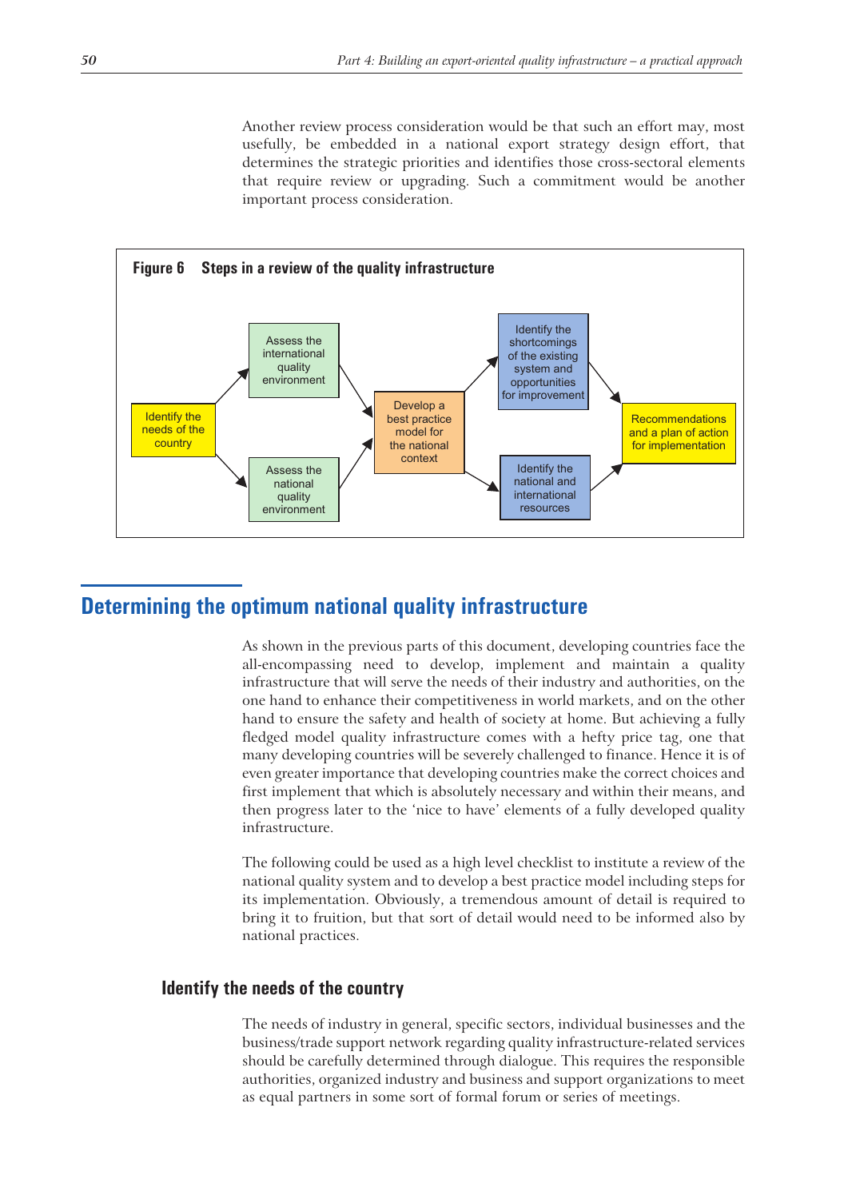Another review process consideration would be that such an effort may, most usefully, be embedded in a national export strategy design effort, that determines the strategic priorities and identifies those cross-sectoral elements that require review or upgrading. Such a commitment would be another important process consideration.

**Figure 6 Steps in a review of the quality infrastructure**

- Identify the needs of the country
  - → Assess the international quality environment
  - → Assess the national quality environment
- → Develop a best practice model for the national context
  - → Identify the shortcomings of the existing system and opportunities for improvement
  - → Identify the national and international resources
- → Recommendations and a plan of action for implementation

## Determining the optimum national quality infrastructure

As shown in the previous parts of this document, developing countries face the all-encompassing need to develop, implement and maintain a quality infrastructure that will serve the needs of their industry and authorities, on the one hand to enhance their competitiveness in world markets, and on the other hand to ensure the safety and health of society at home. But achieving a fully fledged model quality infrastructure comes with a hefty price tag, one that many developing countries will be severely challenged to finance. Hence it is of even greater importance that developing countries make the correct choices and first implement that which is absolutely necessary and within their means, and then progress later to the 'nice to have' elements of a fully developed quality infrastructure.

The following could be used as a high level checklist to institute a review of the national quality system and to develop a best practice model including steps for its implementation. Obviously, a tremendous amount of detail is required to bring it to fruition, but that sort of detail would need to be informed also by national practices.

### Identify the needs of the country

The needs of industry in general, specific sectors, individual businesses and the business/trade support network regarding quality infrastructure-related services should be carefully determined through dialogue. This requires the responsible authorities, organized industry and business and support organizations to meet as equal partners in some sort of formal forum or series of meetings.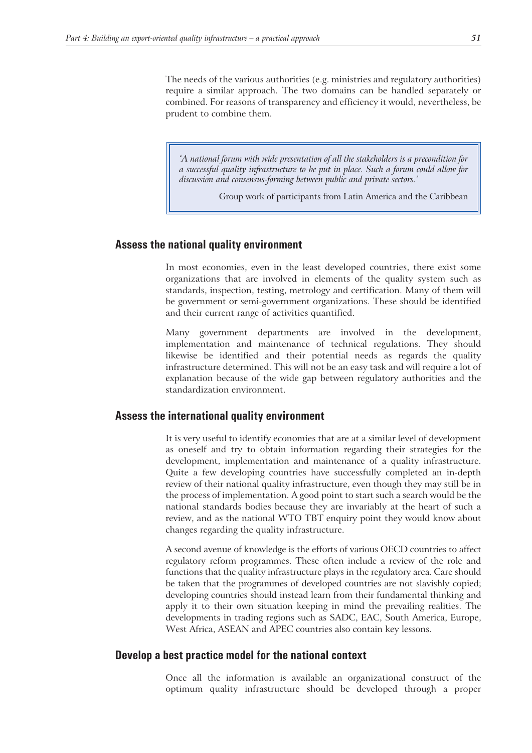The needs of the various authorities (e.g. ministries and regulatory authorities) require a similar approach. The two domains can be handled separately or combined. For reasons of transparency and efficiency it would, nevertheless, be prudent to combine them.

> *'A national forum with wide presentation of all the stakeholders is a precondition for a successful quality infrastructure to be put in place. Such a forum could allow for discussion and consensus-forming between public and private sectors.'*
>
> Group work of participants from Latin America and the Caribbean

## Assess the national quality environment

In most economies, even in the least developed countries, there exist some organizations that are involved in elements of the quality system such as standards, inspection, testing, metrology and certification. Many of them will be government or semi-government organizations. These should be identified and their current range of activities quantified.

Many government departments are involved in the development, implementation and maintenance of technical regulations. They should likewise be identified and their potential needs as regards the quality infrastructure determined. This will not be an easy task and will require a lot of explanation because of the wide gap between regulatory authorities and the standardization environment.

## Assess the international quality environment

It is very useful to identify economies that are at a similar level of development as oneself and try to obtain information regarding their strategies for the development, implementation and maintenance of a quality infrastructure. Quite a few developing countries have successfully completed an in-depth review of their national quality infrastructure, even though they may still be in the process of implementation. A good point to start such a search would be the national standards bodies because they are invariably at the heart of such a review, and as the national WTO TBT enquiry point they would know about changes regarding the quality infrastructure.

A second avenue of knowledge is the efforts of various OECD countries to affect regulatory reform programmes. These often include a review of the role and functions that the quality infrastructure plays in the regulatory area. Care should be taken that the programmes of developed countries are not slavishly copied; developing countries should instead learn from their fundamental thinking and apply it to their own situation keeping in mind the prevailing realities. The developments in trading regions such as SADC, EAC, South America, Europe, West Africa, ASEAN and APEC countries also contain key lessons.

## Develop a best practice model for the national context

Once all the information is available an organizational construct of the optimum quality infrastructure should be developed through a proper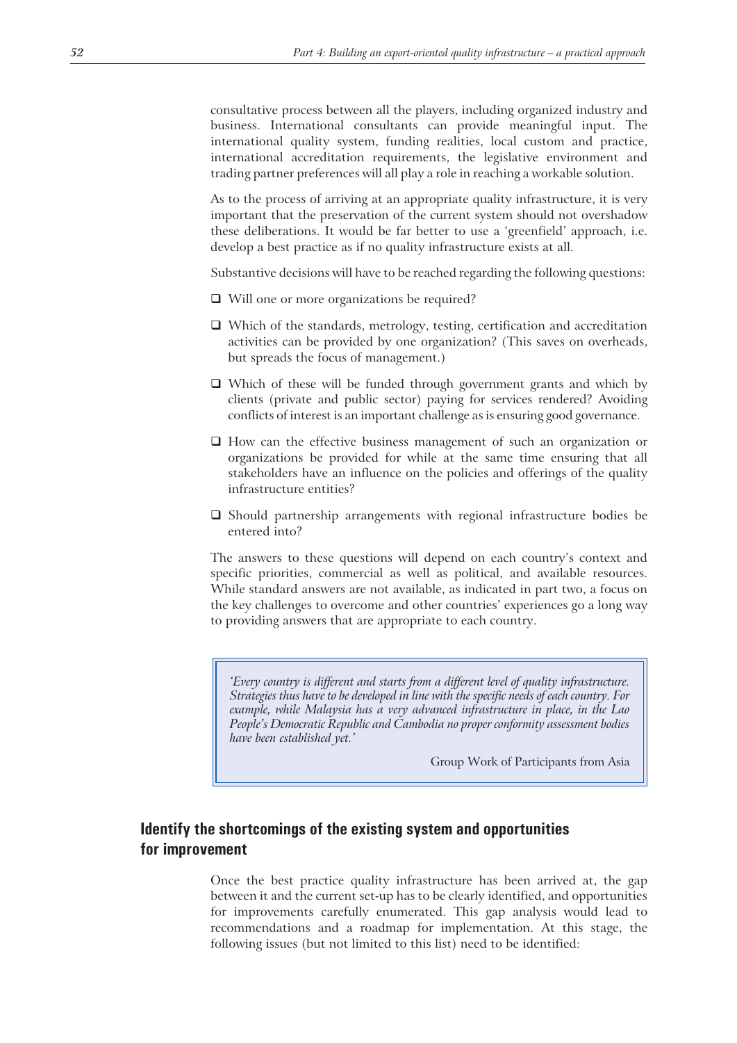consultative process between all the players, including organized industry and business. International consultants can provide meaningful input. The international quality system, funding realities, local custom and practice, international accreditation requirements, the legislative environment and trading partner preferences will all play a role in reaching a workable solution.

As to the process of arriving at an appropriate quality infrastructure, it is very important that the preservation of the current system should not overshadow these deliberations. It would be far better to use a 'greenfield' approach, i.e. develop a best practice as if no quality infrastructure exists at all.

Substantive decisions will have to be reached regarding the following questions:

- Will one or more organizations be required?
- Which of the standards, metrology, testing, certification and accreditation activities can be provided by one organization? (This saves on overheads, but spreads the focus of management.)
- Which of these will be funded through government grants and which by clients (private and public sector) paying for services rendered? Avoiding conflicts of interest is an important challenge as is ensuring good governance.
- How can the effective business management of such an organization or organizations be provided for while at the same time ensuring that all stakeholders have an influence on the policies and offerings of the quality infrastructure entities?
- Should partnership arrangements with regional infrastructure bodies be entered into?

The answers to these questions will depend on each country's context and specific priorities, commercial as well as political, and available resources. While standard answers are not available, as indicated in part two, a focus on the key challenges to overcome and other countries' experiences go a long way to providing answers that are appropriate to each country.

> *'Every country is different and starts from a different level of quality infrastructure. Strategies thus have to be developed in line with the specific needs of each country. For example, while Malaysia has a very advanced infrastructure in place, in the Lao People's Democratic Republic and Cambodia no proper conformity assessment bodies have been established yet.'*
>
> Group Work of Participants from Asia

## Identify the shortcomings of the existing system and opportunities for improvement

Once the best practice quality infrastructure has been arrived at, the gap between it and the current set-up has to be clearly identified, and opportunities for improvements carefully enumerated. This gap analysis would lead to recommendations and a roadmap for implementation. At this stage, the following issues (but not limited to this list) need to be identified: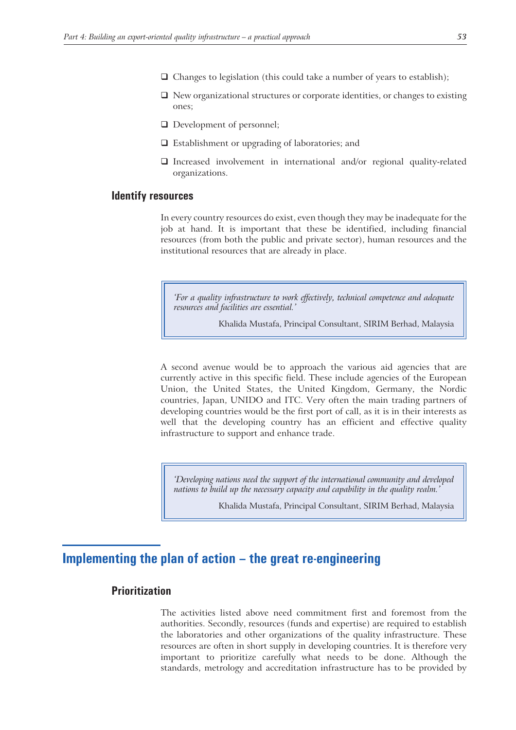- Changes to legislation (this could take a number of years to establish);
- New organizational structures or corporate identities, or changes to existing ones;
- Development of personnel;
- Establishment or upgrading of laboratories; and
- Increased involvement in international and/or regional quality-related organizations.

### Identify resources

In every country resources do exist, even though they may be inadequate for the job at hand. It is important that these be identified, including financial resources (from both the public and private sector), human resources and the institutional resources that are already in place.

> *'For a quality infrastructure to work effectively, technical competence and adequate resources and facilities are essential.'*
>
> Khalida Mustafa, Principal Consultant, SIRIM Berhad, Malaysia

A second avenue would be to approach the various aid agencies that are currently active in this specific field. These include agencies of the European Union, the United States, the United Kingdom, Germany, the Nordic countries, Japan, UNIDO and ITC. Very often the main trading partners of developing countries would be the first port of call, as it is in their interests as well that the developing country has an efficient and effective quality infrastructure to support and enhance trade.

> *'Developing nations need the support of the international community and developed nations to build up the necessary capacity and capability in the quality realm.'*
>
> Khalida Mustafa, Principal Consultant, SIRIM Berhad, Malaysia

## Implementing the plan of action – the great re-engineering

### Prioritization

The activities listed above need commitment first and foremost from the authorities. Secondly, resources (funds and expertise) are required to establish the laboratories and other organizations of the quality infrastructure. These resources are often in short supply in developing countries. It is therefore very important to prioritize carefully what needs to be done. Although the standards, metrology and accreditation infrastructure has to be provided by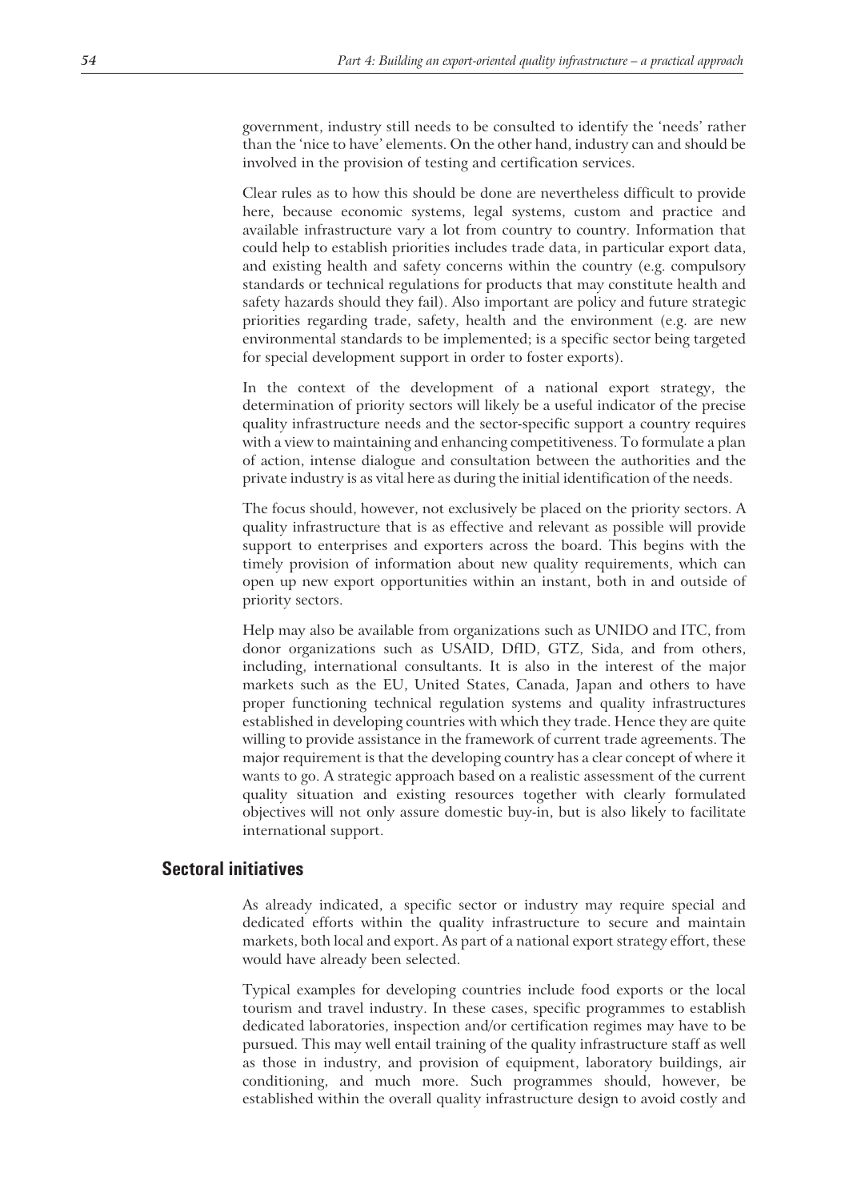government, industry still needs to be consulted to identify the 'needs' rather than the 'nice to have' elements. On the other hand, industry can and should be involved in the provision of testing and certification services.

Clear rules as to how this should be done are nevertheless difficult to provide here, because economic systems, legal systems, custom and practice and available infrastructure vary a lot from country to country. Information that could help to establish priorities includes trade data, in particular export data, and existing health and safety concerns within the country (e.g. compulsory standards or technical regulations for products that may constitute health and safety hazards should they fail). Also important are policy and future strategic priorities regarding trade, safety, health and the environment (e.g. are new environmental standards to be implemented; is a specific sector being targeted for special development support in order to foster exports).

In the context of the development of a national export strategy, the determination of priority sectors will likely be a useful indicator of the precise quality infrastructure needs and the sector-specific support a country requires with a view to maintaining and enhancing competitiveness. To formulate a plan of action, intense dialogue and consultation between the authorities and the private industry is as vital here as during the initial identification of the needs.

The focus should, however, not exclusively be placed on the priority sectors. A quality infrastructure that is as effective and relevant as possible will provide support to enterprises and exporters across the board. This begins with the timely provision of information about new quality requirements, which can open up new export opportunities within an instant, both in and outside of priority sectors.

Help may also be available from organizations such as UNIDO and ITC, from donor organizations such as USAID, DfID, GTZ, Sida, and from others, including, international consultants. It is also in the interest of the major markets such as the EU, United States, Canada, Japan and others to have proper functioning technical regulation systems and quality infrastructures established in developing countries with which they trade. Hence they are quite willing to provide assistance in the framework of current trade agreements. The major requirement is that the developing country has a clear concept of where it wants to go. A strategic approach based on a realistic assessment of the current quality situation and existing resources together with clearly formulated objectives will not only assure domestic buy-in, but is also likely to facilitate international support.

## Sectoral initiatives

As already indicated, a specific sector or industry may require special and dedicated efforts within the quality infrastructure to secure and maintain markets, both local and export. As part of a national export strategy effort, these would have already been selected.

Typical examples for developing countries include food exports or the local tourism and travel industry. In these cases, specific programmes to establish dedicated laboratories, inspection and/or certification regimes may have to be pursued. This may well entail training of the quality infrastructure staff as well as those in industry, and provision of equipment, laboratory buildings, air conditioning, and much more. Such programmes should, however, be established within the overall quality infrastructure design to avoid costly and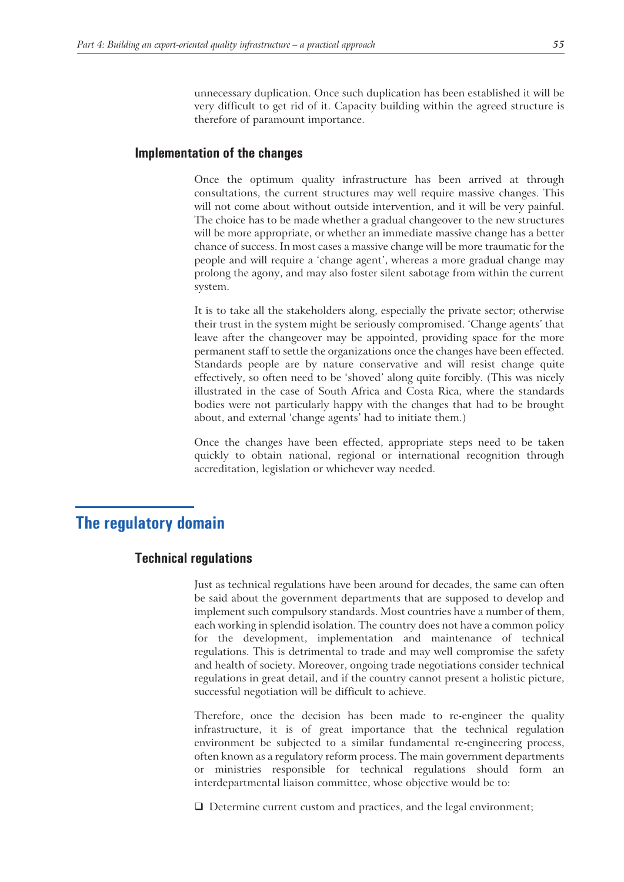unnecessary duplication. Once such duplication has been established it will be very difficult to get rid of it. Capacity building within the agreed structure is therefore of paramount importance.

### Implementation of the changes

Once the optimum quality infrastructure has been arrived at through consultations, the current structures may well require massive changes. This will not come about without outside intervention, and it will be very painful. The choice has to be made whether a gradual changeover to the new structures will be more appropriate, or whether an immediate massive change has a better chance of success. In most cases a massive change will be more traumatic for the people and will require a 'change agent', whereas a more gradual change may prolong the agony, and may also foster silent sabotage from within the current system.

It is to take all the stakeholders along, especially the private sector; otherwise their trust in the system might be seriously compromised. 'Change agents' that leave after the changeover may be appointed, providing space for the more permanent staff to settle the organizations once the changes have been effected. Standards people are by nature conservative and will resist change quite effectively, so often need to be 'shoved' along quite forcibly. (This was nicely illustrated in the case of South Africa and Costa Rica, where the standards bodies were not particularly happy with the changes that had to be brought about, and external 'change agents' had to initiate them.)

Once the changes have been effected, appropriate steps need to be taken quickly to obtain national, regional or international recognition through accreditation, legislation or whichever way needed.

## The regulatory domain

### Technical regulations

Just as technical regulations have been around for decades, the same can often be said about the government departments that are supposed to develop and implement such compulsory standards. Most countries have a number of them, each working in splendid isolation. The country does not have a common policy for the development, implementation and maintenance of technical regulations. This is detrimental to trade and may well compromise the safety and health of society. Moreover, ongoing trade negotiations consider technical regulations in great detail, and if the country cannot present a holistic picture, successful negotiation will be difficult to achieve.

Therefore, once the decision has been made to re-engineer the quality infrastructure, it is of great importance that the technical regulation environment be subjected to a similar fundamental re-engineering process, often known as a regulatory reform process. The main government departments or ministries responsible for technical regulations should form an interdepartmental liaison committee, whose objective would be to:

- Determine current custom and practices, and the legal environment;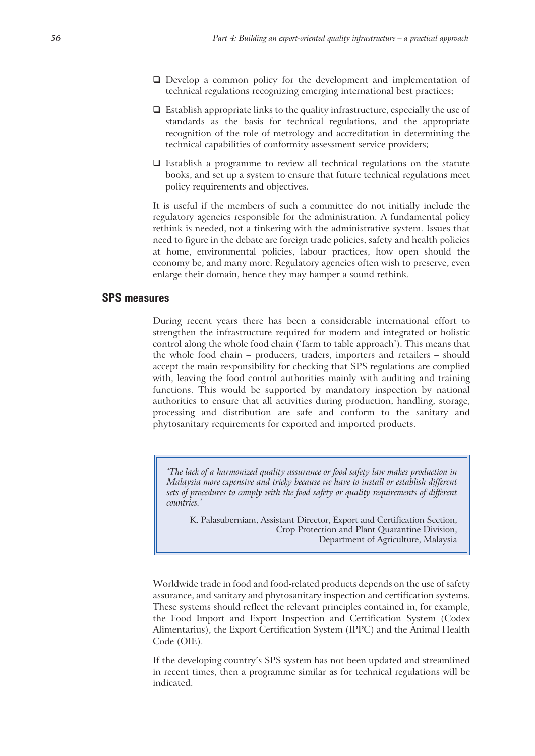- Develop a common policy for the development and implementation of technical regulations recognizing emerging international best practices;
- Establish appropriate links to the quality infrastructure, especially the use of standards as the basis for technical regulations, and the appropriate recognition of the role of metrology and accreditation in determining the technical capabilities of conformity assessment service providers;
- Establish a programme to review all technical regulations on the statute books, and set up a system to ensure that future technical regulations meet policy requirements and objectives.

It is useful if the members of such a committee do not initially include the regulatory agencies responsible for the administration. A fundamental policy rethink is needed, not a tinkering with the administrative system. Issues that need to figure in the debate are foreign trade policies, safety and health policies at home, environmental policies, labour practices, how open should the economy be, and many more. Regulatory agencies often wish to preserve, even enlarge their domain, hence they may hamper a sound rethink.

## SPS measures

During recent years there has been a considerable international effort to strengthen the infrastructure required for modern and integrated or holistic control along the whole food chain ('farm to table approach'). This means that the whole food chain – producers, traders, importers and retailers – should accept the main responsibility for checking that SPS regulations are complied with, leaving the food control authorities mainly with auditing and training functions. This would be supported by mandatory inspection by national authorities to ensure that all activities during production, handling, storage, processing and distribution are safe and conform to the sanitary and phytosanitary requirements for exported and imported products.

> *'The lack of a harmonized quality assurance or food safety law makes production in Malaysia more expensive and tricky because we have to install or establish different sets of procedures to comply with the food safety or quality requirements of different countries.'*
>
> K. Palasuberniam, Assistant Director, Export and Certification Section, Crop Protection and Plant Quarantine Division, Department of Agriculture, Malaysia

Worldwide trade in food and food-related products depends on the use of safety assurance, and sanitary and phytosanitary inspection and certification systems. These systems should reflect the relevant principles contained in, for example, the Food Import and Export Inspection and Certification System (Codex Alimentarius), the Export Certification System (IPPC) and the Animal Health Code (OIE).

If the developing country's SPS system has not been updated and streamlined in recent times, then a programme similar as for technical regulations will be indicated.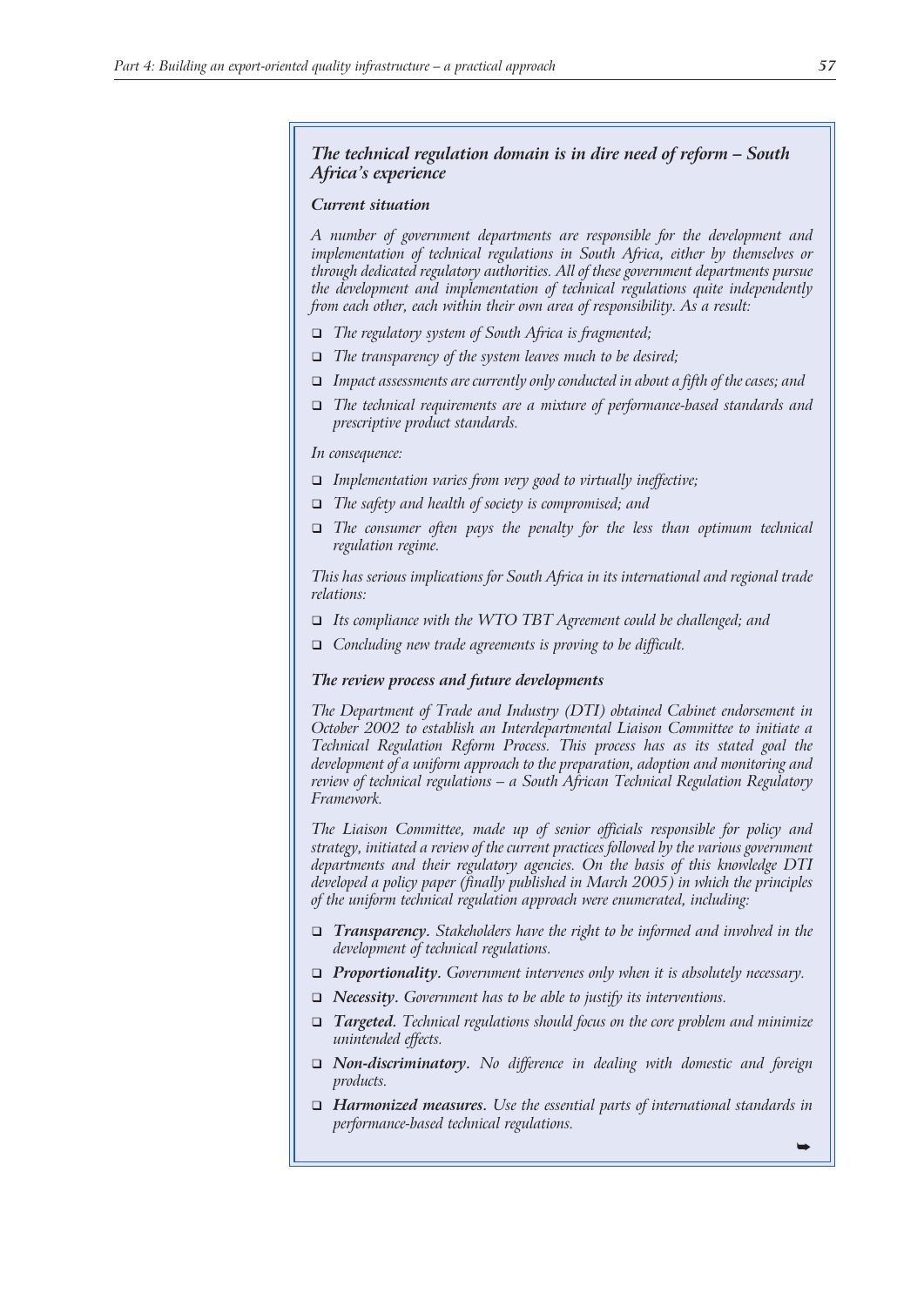### *The technical regulation domain is in dire need of reform – South Africa's experience*

#### *Current situation*

*A number of government departments are responsible for the development and implementation of technical regulations in South Africa, either by themselves or through dedicated regulatory authorities. All of these government departments pursue the development and implementation of technical regulations quite independently from each other, each within their own area of responsibility. As a result:*

- *The regulatory system of South Africa is fragmented;*
- *The transparency of the system leaves much to be desired;*
- *Impact assessments are currently only conducted in about a fifth of the cases; and*
- *The technical requirements are a mixture of performance-based standards and prescriptive product standards.*

*In consequence:*

- *Implementation varies from very good to virtually ineffective;*
- *The safety and health of society is compromised; and*
- *The consumer often pays the penalty for the less than optimum technical regulation regime.*

*This has serious implications for South Africa in its international and regional trade relations:*

- *Its compliance with the WTO TBT Agreement could be challenged; and*
- *Concluding new trade agreements is proving to be difficult.*

#### *The review process and future developments*

*The Department of Trade and Industry (DTI) obtained Cabinet endorsement in October 2002 to establish an Interdepartmental Liaison Committee to initiate a Technical Regulation Reform Process. This process has as its stated goal the development of a uniform approach to the preparation, adoption and monitoring and review of technical regulations – a South African Technical Regulation Regulatory Framework.*

*The Liaison Committee, made up of senior officials responsible for policy and strategy, initiated a review of the current practices followed by the various government departments and their regulatory agencies. On the basis of this knowledge DTI developed a policy paper (finally published in March 2005) in which the principles of the uniform technical regulation approach were enumerated, including:*

- ***Transparency**. Stakeholders have the right to be informed and involved in the development of technical regulations.*
- ***Proportionality**. Government intervenes only when it is absolutely necessary.*
- ***Necessity**. Government has to be able to justify its interventions.*
- ***Targeted.** Technical regulations should focus on the core problem and minimize unintended effects.*
- ***Non-discriminatory**. No difference in dealing with domestic and foreign products.*
- ***Harmonized measures**. Use the essential parts of international standards in performance-based technical regulations.*

➥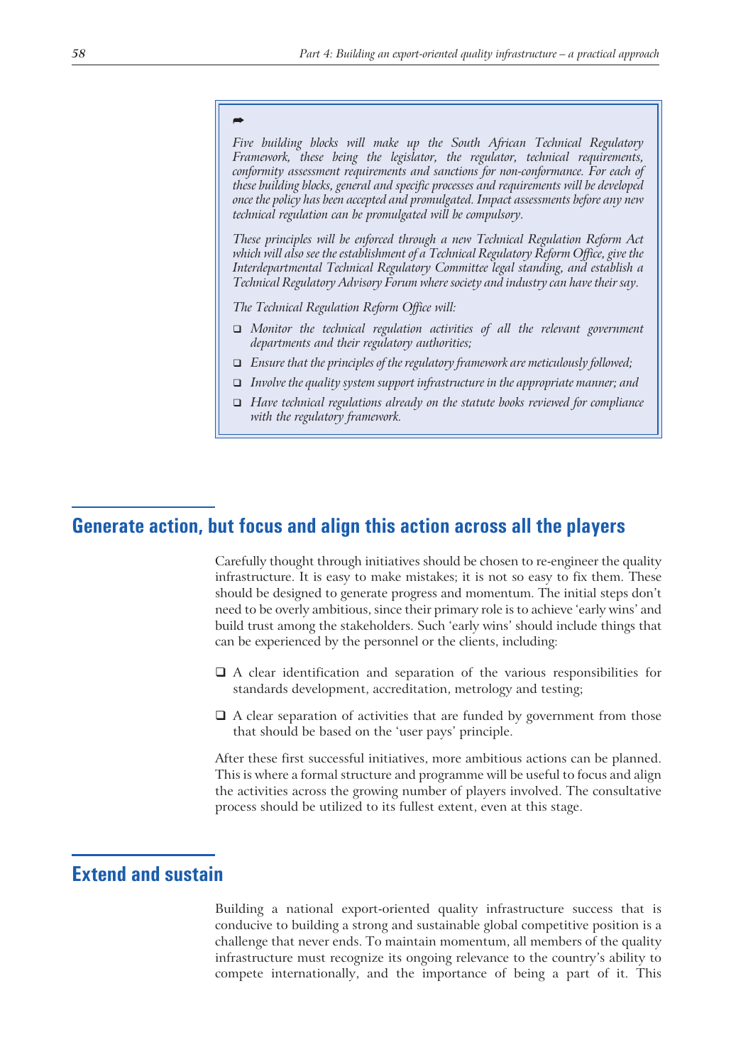➦

*Five building blocks will make up the South African Technical Regulatory Framework, these being the legislator, the regulator, technical requirements, conformity assessment requirements and sanctions for non-conformance. For each of these building blocks, general and specific processes and requirements will be developed once the policy has been accepted and promulgated. Impact assessments before any new technical regulation can be promulgated will be compulsory.*

*These principles will be enforced through a new Technical Regulation Reform Act which will also see the establishment of a Technical Regulatory Reform Office, give the Interdepartmental Technical Regulatory Committee legal standing, and establish a Technical Regulatory Advisory Forum where society and industry can have their say.*

*The Technical Regulation Reform Office will:*

- *Monitor the technical regulation activities of all the relevant government departments and their regulatory authorities;*
- *Ensure that the principles of the regulatory framework are meticulously followed;*
- *Involve the quality system support infrastructure in the appropriate manner; and*
- *Have technical regulations already on the statute books reviewed for compliance with the regulatory framework.*

## Generate action, but focus and align this action across all the players

Carefully thought through initiatives should be chosen to re-engineer the quality infrastructure. It is easy to make mistakes; it is not so easy to fix them. These should be designed to generate progress and momentum. The initial steps don't need to be overly ambitious, since their primary role is to achieve 'early wins' and build trust among the stakeholders. Such 'early wins' should include things that can be experienced by the personnel or the clients, including:

- A clear identification and separation of the various responsibilities for standards development, accreditation, metrology and testing;
- A clear separation of activities that are funded by government from those that should be based on the 'user pays' principle.

After these first successful initiatives, more ambitious actions can be planned. This is where a formal structure and programme will be useful to focus and align the activities across the growing number of players involved. The consultative process should be utilized to its fullest extent, even at this stage.

## Extend and sustain

Building a national export-oriented quality infrastructure success that is conducive to building a strong and sustainable global competitive position is a challenge that never ends. To maintain momentum, all members of the quality infrastructure must recognize its ongoing relevance to the country's ability to compete internationally, and the importance of being a part of it. This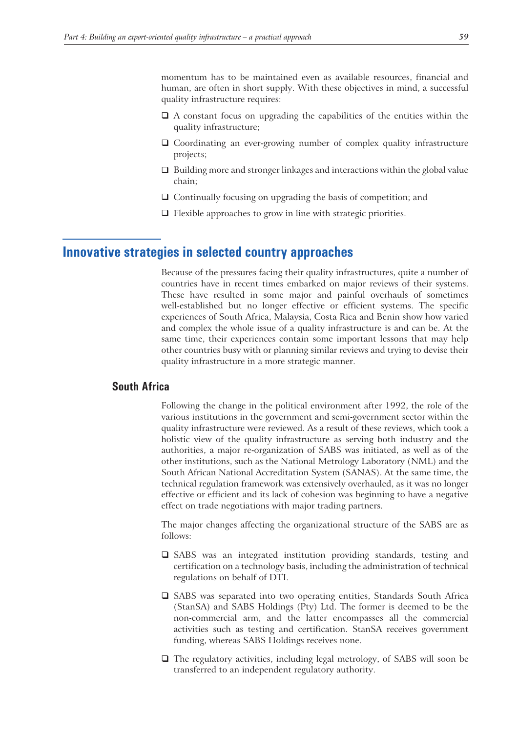momentum has to be maintained even as available resources, financial and human, are often in short supply. With these objectives in mind, a successful quality infrastructure requires:

- A constant focus on upgrading the capabilities of the entities within the quality infrastructure;
- Coordinating an ever-growing number of complex quality infrastructure projects;
- Building more and stronger linkages and interactions within the global value chain;
- Continually focusing on upgrading the basis of competition; and
- Flexible approaches to grow in line with strategic priorities.

## Innovative strategies in selected country approaches

Because of the pressures facing their quality infrastructures, quite a number of countries have in recent times embarked on major reviews of their systems. These have resulted in some major and painful overhauls of sometimes well-established but no longer effective or efficient systems. The specific experiences of South Africa, Malaysia, Costa Rica and Benin show how varied and complex the whole issue of a quality infrastructure is and can be. At the same time, their experiences contain some important lessons that may help other countries busy with or planning similar reviews and trying to devise their quality infrastructure in a more strategic manner.

### South Africa

Following the change in the political environment after 1992, the role of the various institutions in the government and semi-government sector within the quality infrastructure were reviewed. As a result of these reviews, which took a holistic view of the quality infrastructure as serving both industry and the authorities, a major re-organization of SABS was initiated, as well as of the other institutions, such as the National Metrology Laboratory (NML) and the South African National Accreditation System (SANAS). At the same time, the technical regulation framework was extensively overhauled, as it was no longer effective or efficient and its lack of cohesion was beginning to have a negative effect on trade negotiations with major trading partners.

The major changes affecting the organizational structure of the SABS are as follows:

- SABS was an integrated institution providing standards, testing and certification on a technology basis, including the administration of technical regulations on behalf of DTI.
- SABS was separated into two operating entities, Standards South Africa (StanSA) and SABS Holdings (Pty) Ltd. The former is deemed to be the non-commercial arm, and the latter encompasses all the commercial activities such as testing and certification. StanSA receives government funding, whereas SABS Holdings receives none.
- The regulatory activities, including legal metrology, of SABS will soon be transferred to an independent regulatory authority.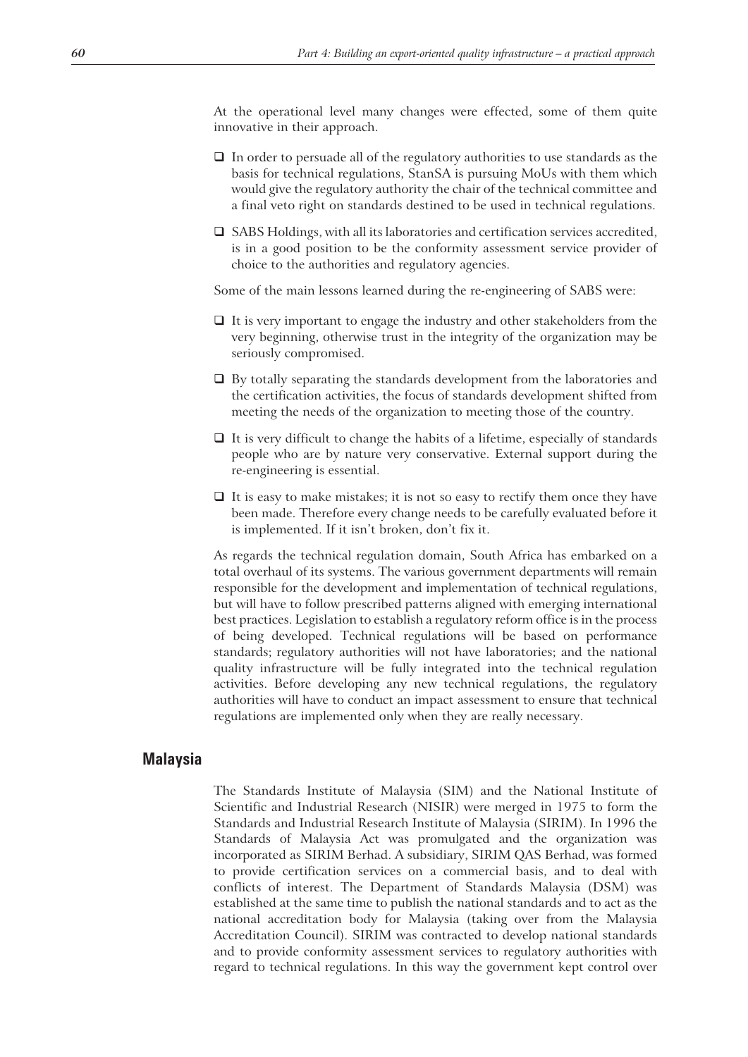At the operational level many changes were effected, some of them quite innovative in their approach.

- In order to persuade all of the regulatory authorities to use standards as the basis for technical regulations, StanSA is pursuing MoUs with them which would give the regulatory authority the chair of the technical committee and a final veto right on standards destined to be used in technical regulations.
- SABS Holdings, with all its laboratories and certification services accredited, is in a good position to be the conformity assessment service provider of choice to the authorities and regulatory agencies.

Some of the main lessons learned during the re-engineering of SABS were:

- It is very important to engage the industry and other stakeholders from the very beginning, otherwise trust in the integrity of the organization may be seriously compromised.
- By totally separating the standards development from the laboratories and the certification activities, the focus of standards development shifted from meeting the needs of the organization to meeting those of the country.
- It is very difficult to change the habits of a lifetime, especially of standards people who are by nature very conservative. External support during the re-engineering is essential.
- It is easy to make mistakes; it is not so easy to rectify them once they have been made. Therefore every change needs to be carefully evaluated before it is implemented. If it isn't broken, don't fix it.

As regards the technical regulation domain, South Africa has embarked on a total overhaul of its systems. The various government departments will remain responsible for the development and implementation of technical regulations, but will have to follow prescribed patterns aligned with emerging international best practices. Legislation to establish a regulatory reform office is in the process of being developed. Technical regulations will be based on performance standards; regulatory authorities will not have laboratories; and the national quality infrastructure will be fully integrated into the technical regulation activities. Before developing any new technical regulations, the regulatory authorities will have to conduct an impact assessment to ensure that technical regulations are implemented only when they are really necessary.

## Malaysia

The Standards Institute of Malaysia (SIM) and the National Institute of Scientific and Industrial Research (NISIR) were merged in 1975 to form the Standards and Industrial Research Institute of Malaysia (SIRIM). In 1996 the Standards of Malaysia Act was promulgated and the organization was incorporated as SIRIM Berhad. A subsidiary, SIRIM QAS Berhad, was formed to provide certification services on a commercial basis, and to deal with conflicts of interest. The Department of Standards Malaysia (DSM) was established at the same time to publish the national standards and to act as the national accreditation body for Malaysia (taking over from the Malaysia Accreditation Council). SIRIM was contracted to develop national standards and to provide conformity assessment services to regulatory authorities with regard to technical regulations. In this way the government kept control over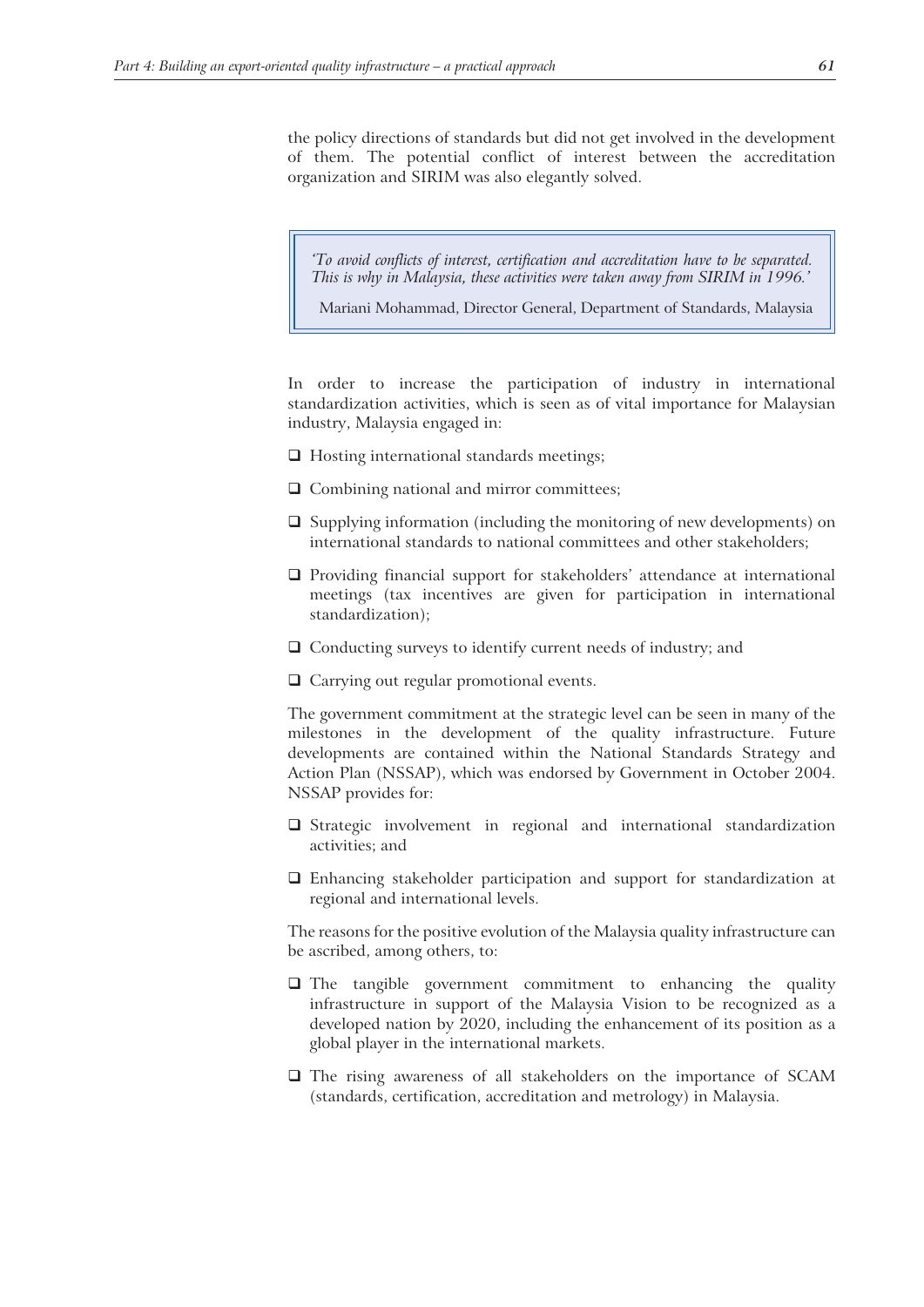the policy directions of standards but did not get involved in the development of them. The potential conflict of interest between the accreditation organization and SIRIM was also elegantly solved.

> *'To avoid conflicts of interest, certification and accreditation have to be separated. This is why in Malaysia, these activities were taken away from SIRIM in 1996.'*
>
> Mariani Mohammad, Director General, Department of Standards, Malaysia

In order to increase the participation of industry in international standardization activities, which is seen as of vital importance for Malaysian industry, Malaysia engaged in:

- Hosting international standards meetings;
- Combining national and mirror committees;
- Supplying information (including the monitoring of new developments) on international standards to national committees and other stakeholders;
- Providing financial support for stakeholders' attendance at international meetings (tax incentives are given for participation in international standardization);
- Conducting surveys to identify current needs of industry; and
- Carrying out regular promotional events.

The government commitment at the strategic level can be seen in many of the milestones in the development of the quality infrastructure. Future developments are contained within the National Standards Strategy and Action Plan (NSSAP), which was endorsed by Government in October 2004. NSSAP provides for:

- Strategic involvement in regional and international standardization activities; and
- Enhancing stakeholder participation and support for standardization at regional and international levels.

The reasons for the positive evolution of the Malaysia quality infrastructure can be ascribed, among others, to:

- The tangible government commitment to enhancing the quality infrastructure in support of the Malaysia Vision to be recognized as a developed nation by 2020, including the enhancement of its position as a global player in the international markets.
- The rising awareness of all stakeholders on the importance of SCAM (standards, certification, accreditation and metrology) in Malaysia.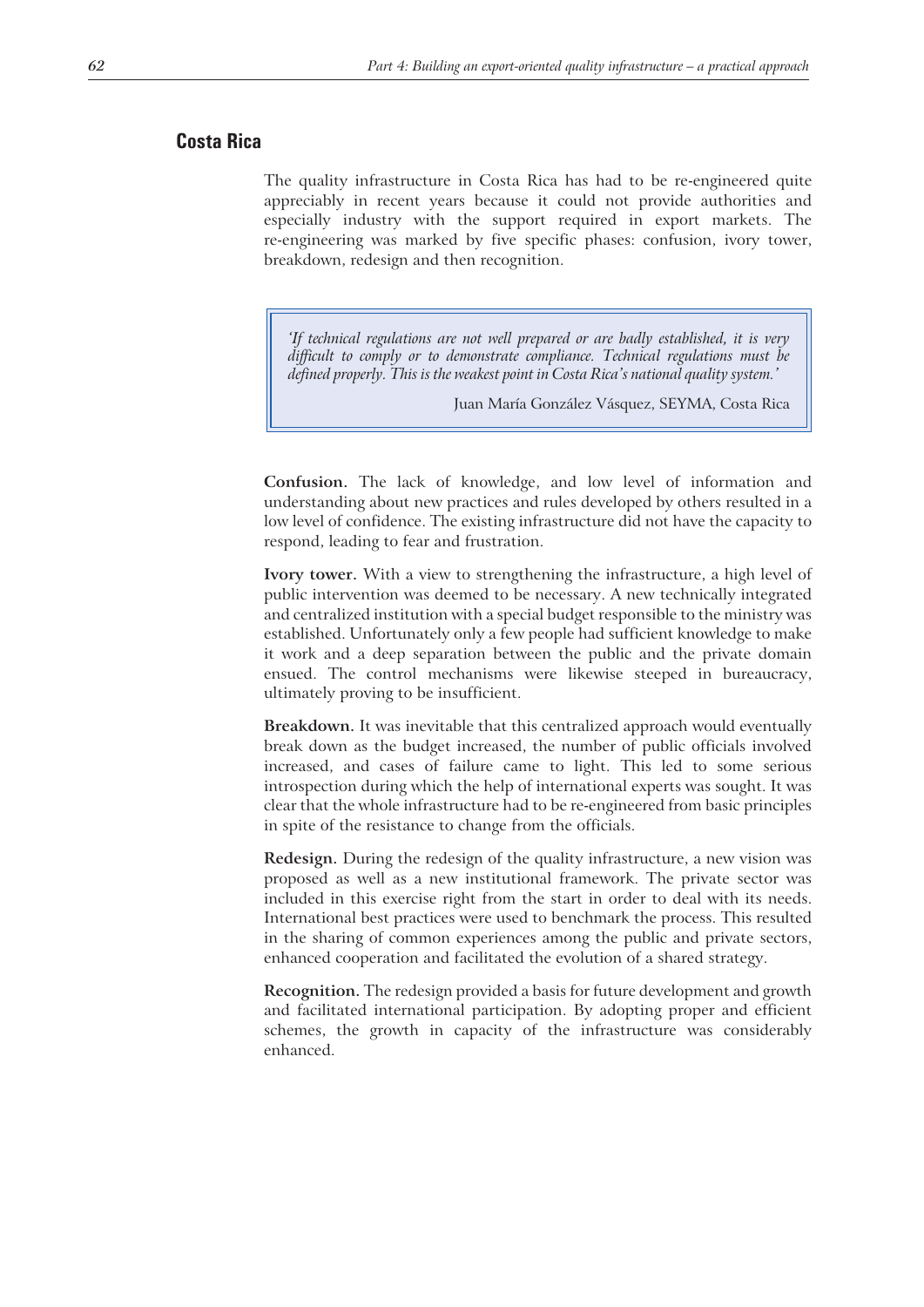## Costa Rica

The quality infrastructure in Costa Rica has had to be re-engineered quite appreciably in recent years because it could not provide authorities and especially industry with the support required in export markets. The re-engineering was marked by five specific phases: confusion, ivory tower, breakdown, redesign and then recognition.

> *'If technical regulations are not well prepared or are badly established, it is very difficult to comply or to demonstrate compliance. Technical regulations must be defined properly. This is the weakest point in Costa Rica's national quality system.'*
>
> Juan María González Vásquez, SEYMA, Costa Rica

**Confusion.** The lack of knowledge, and low level of information and understanding about new practices and rules developed by others resulted in a low level of confidence. The existing infrastructure did not have the capacity to respond, leading to fear and frustration.

**Ivory tower.** With a view to strengthening the infrastructure, a high level of public intervention was deemed to be necessary. A new technically integrated and centralized institution with a special budget responsible to the ministry was established. Unfortunately only a few people had sufficient knowledge to make it work and a deep separation between the public and the private domain ensued. The control mechanisms were likewise steeped in bureaucracy, ultimately proving to be insufficient.

**Breakdown.** It was inevitable that this centralized approach would eventually break down as the budget increased, the number of public officials involved increased, and cases of failure came to light. This led to some serious introspection during which the help of international experts was sought. It was clear that the whole infrastructure had to be re-engineered from basic principles in spite of the resistance to change from the officials.

**Redesign.** During the redesign of the quality infrastructure, a new vision was proposed as well as a new institutional framework. The private sector was included in this exercise right from the start in order to deal with its needs. International best practices were used to benchmark the process. This resulted in the sharing of common experiences among the public and private sectors, enhanced cooperation and facilitated the evolution of a shared strategy.

**Recognition.** The redesign provided a basis for future development and growth and facilitated international participation. By adopting proper and efficient schemes, the growth in capacity of the infrastructure was considerably enhanced.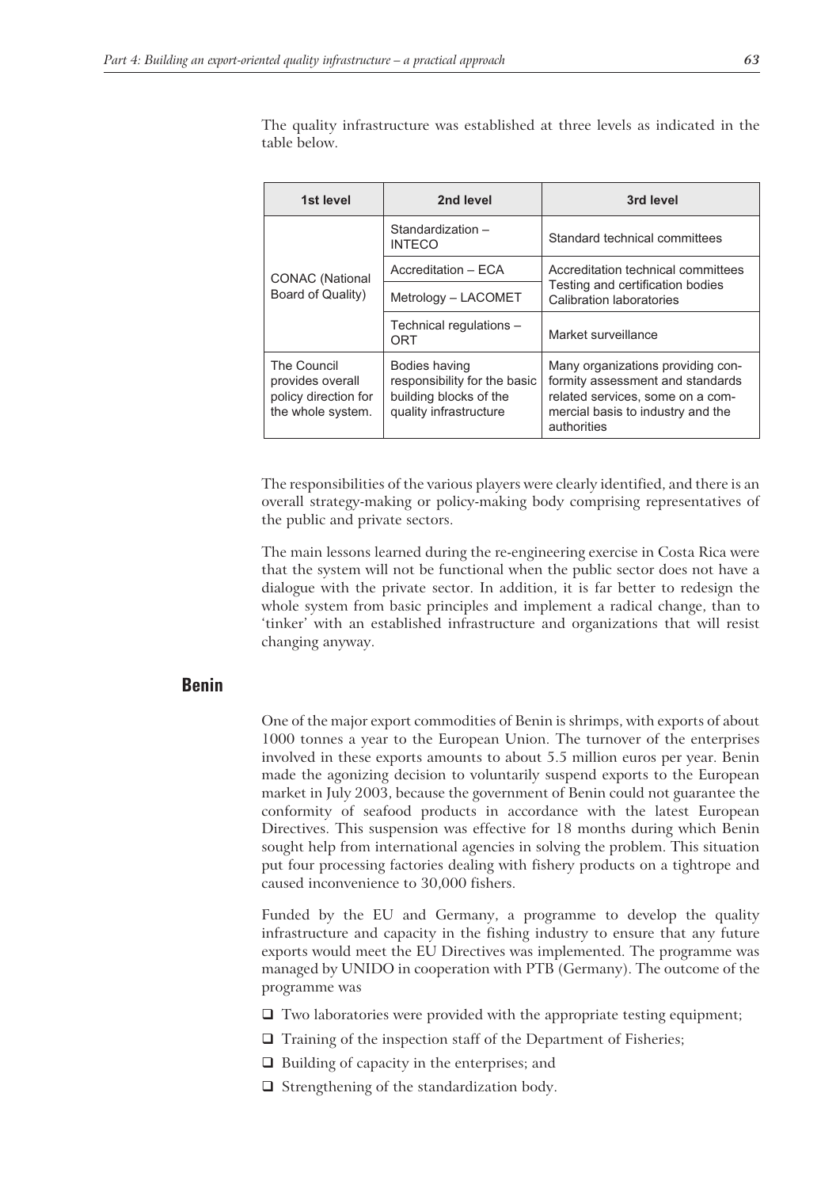The quality infrastructure was established at three levels as indicated in the table below.

| 1st level | 2nd level | 3rd level |
|---|---|---|
| CONAC (National Board of Quality) | Standardization – INTECO | Standard technical committees |
| | Accreditation – ECA | Accreditation technical committees |
| | Metrology – LACOMET | Testing and certification bodies Calibration laboratories |
| | Technical regulations – ORT | Market surveillance |
| The Council provides overall policy direction for the whole system. | Bodies having responsibility for the basic building blocks of the quality infrastructure | Many organizations providing conformity assessment and standards related services, some on a commercial basis to industry and the authorities |

The responsibilities of the various players were clearly identified, and there is an overall strategy-making or policy-making body comprising representatives of the public and private sectors.

The main lessons learned during the re-engineering exercise in Costa Rica were that the system will not be functional when the public sector does not have a dialogue with the private sector. In addition, it is far better to redesign the whole system from basic principles and implement a radical change, than to 'tinker' with an established infrastructure and organizations that will resist changing anyway.

## Benin

One of the major export commodities of Benin is shrimps, with exports of about 1000 tonnes a year to the European Union. The turnover of the enterprises involved in these exports amounts to about 5.5 million euros per year. Benin made the agonizing decision to voluntarily suspend exports to the European market in July 2003, because the government of Benin could not guarantee the conformity of seafood products in accordance with the latest European Directives. This suspension was effective for 18 months during which Benin sought help from international agencies in solving the problem. This situation put four processing factories dealing with fishery products on a tightrope and caused inconvenience to 30,000 fishers.

Funded by the EU and Germany, a programme to develop the quality infrastructure and capacity in the fishing industry to ensure that any future exports would meet the EU Directives was implemented. The programme was managed by UNIDO in cooperation with PTB (Germany). The outcome of the programme was

- Two laboratories were provided with the appropriate testing equipment;
- Training of the inspection staff of the Department of Fisheries;
- Building of capacity in the enterprises; and
- Strengthening of the standardization body.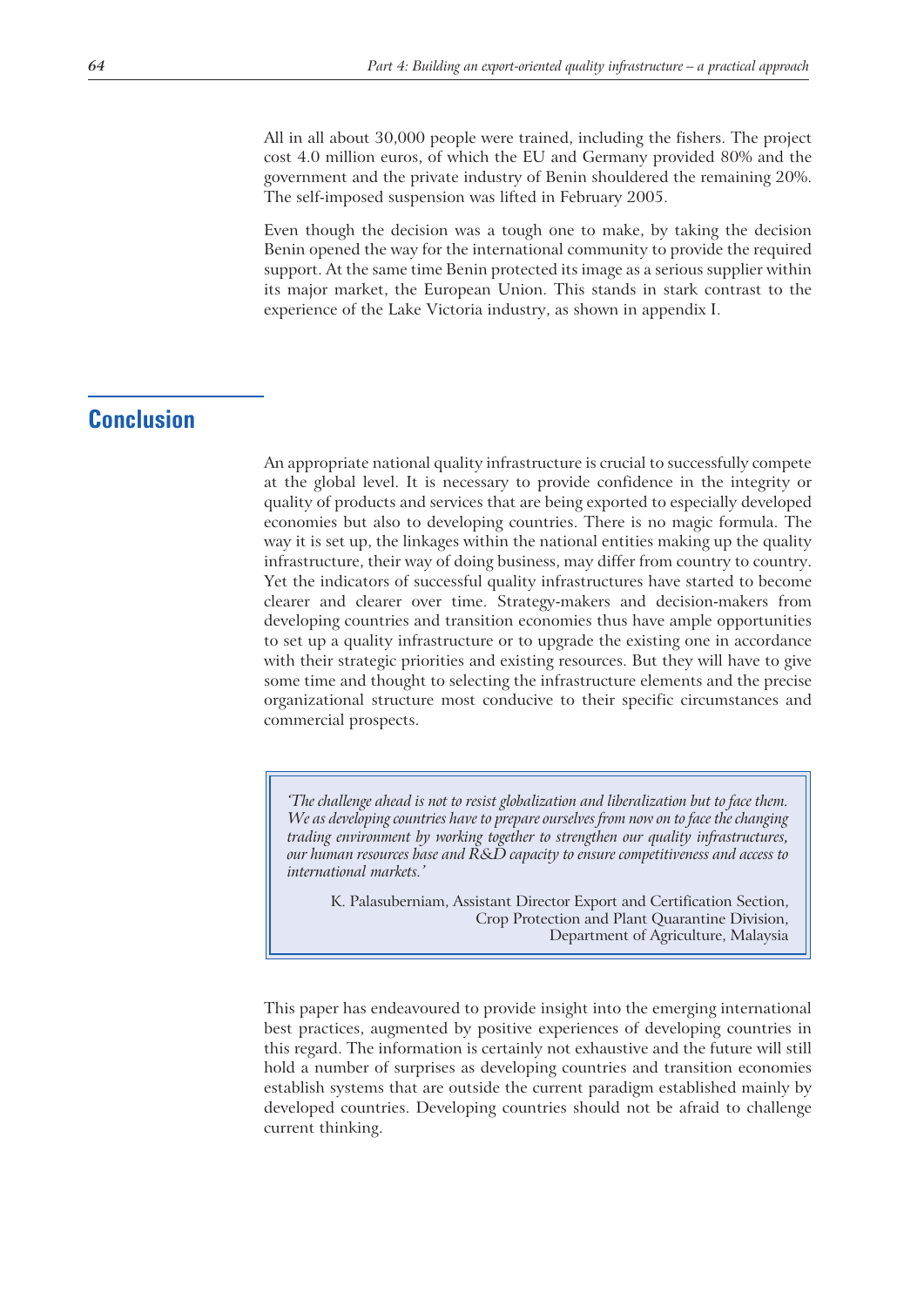All in all about 30,000 people were trained, including the fishers. The project cost 4.0 million euros, of which the EU and Germany provided 80% and the government and the private industry of Benin shouldered the remaining 20%. The self-imposed suspension was lifted in February 2005.

Even though the decision was a tough one to make, by taking the decision Benin opened the way for the international community to provide the required support. At the same time Benin protected its image as a serious supplier within its major market, the European Union. This stands in stark contrast to the experience of the Lake Victoria industry, as shown in appendix I.

## Conclusion

An appropriate national quality infrastructure is crucial to successfully compete at the global level. It is necessary to provide confidence in the integrity or quality of products and services that are being exported to especially developed economies but also to developing countries. There is no magic formula. The way it is set up, the linkages within the national entities making up the quality infrastructure, their way of doing business, may differ from country to country. Yet the indicators of successful quality infrastructures have started to become clearer and clearer over time. Strategy-makers and decision-makers from developing countries and transition economies thus have ample opportunities to set up a quality infrastructure or to upgrade the existing one in accordance with their strategic priorities and existing resources. But they will have to give some time and thought to selecting the infrastructure elements and the precise organizational structure most conducive to their specific circumstances and commercial prospects.

> *'The challenge ahead is not to resist globalization and liberalization but to face them. We as developing countries have to prepare ourselves from now on to face the changing trading environment by working together to strengthen our quality infrastructures, our human resources base and R&D capacity to ensure competitiveness and access to international markets.'*
>
> K. Palasuberniam, Assistant Director Export and Certification Section,
> Crop Protection and Plant Quarantine Division,
> Department of Agriculture, Malaysia

This paper has endeavoured to provide insight into the emerging international best practices, augmented by positive experiences of developing countries in this regard. The information is certainly not exhaustive and the future will still hold a number of surprises as developing countries and transition economies establish systems that are outside the current paradigm established mainly by developed countries. Developing countries should not be afraid to challenge current thinking.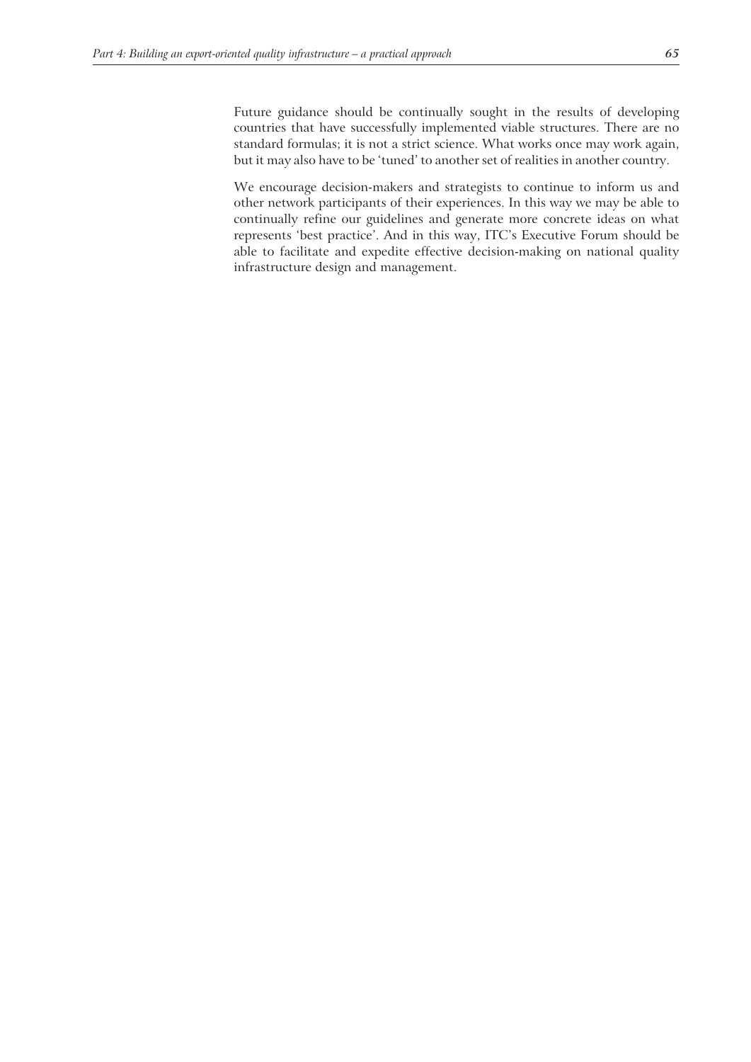Future guidance should be continually sought in the results of developing countries that have successfully implemented viable structures. There are no standard formulas; it is not a strict science. What works once may work again, but it may also have to be 'tuned' to another set of realities in another country.

We encourage decision-makers and strategists to continue to inform us and other network participants of their experiences. In this way we may be able to continually refine our guidelines and generate more concrete ideas on what represents 'best practice'. And in this way, ITC's Executive Forum should be able to facilitate and expedite effective decision-making on national quality infrastructure design and management.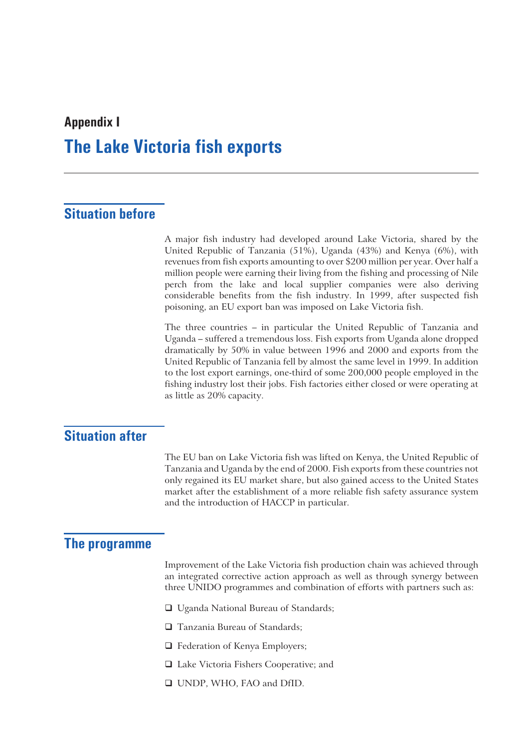# Appendix I

# The Lake Victoria fish exports

## Situation before

A major fish industry had developed around Lake Victoria, shared by the United Republic of Tanzania (51%), Uganda (43%) and Kenya (6%), with revenues from fish exports amounting to over $200 million per year. Over half a million people were earning their living from the fishing and processing of Nile perch from the lake and local supplier companies were also deriving considerable benefits from the fish industry. In 1999, after suspected fish poisoning, an EU export ban was imposed on Lake Victoria fish.

The three countries – in particular the United Republic of Tanzania and Uganda – suffered a tremendous loss. Fish exports from Uganda alone dropped dramatically by 50% in value between 1996 and 2000 and exports from the United Republic of Tanzania fell by almost the same level in 1999. In addition to the lost export earnings, one-third of some 200,000 people employed in the fishing industry lost their jobs. Fish factories either closed or were operating at as little as 20% capacity.

## Situation after

The EU ban on Lake Victoria fish was lifted on Kenya, the United Republic of Tanzania and Uganda by the end of 2000. Fish exports from these countries not only regained its EU market share, but also gained access to the United States market after the establishment of a more reliable fish safety assurance system and the introduction of HACCP in particular.

## The programme

Improvement of the Lake Victoria fish production chain was achieved through an integrated corrective action approach as well as through synergy between three UNIDO programmes and combination of efforts with partners such as:

- Uganda National Bureau of Standards;
- Tanzania Bureau of Standards;
- Federation of Kenya Employers;
- Lake Victoria Fishers Cooperative; and
- UNDP, WHO, FAO and DfID.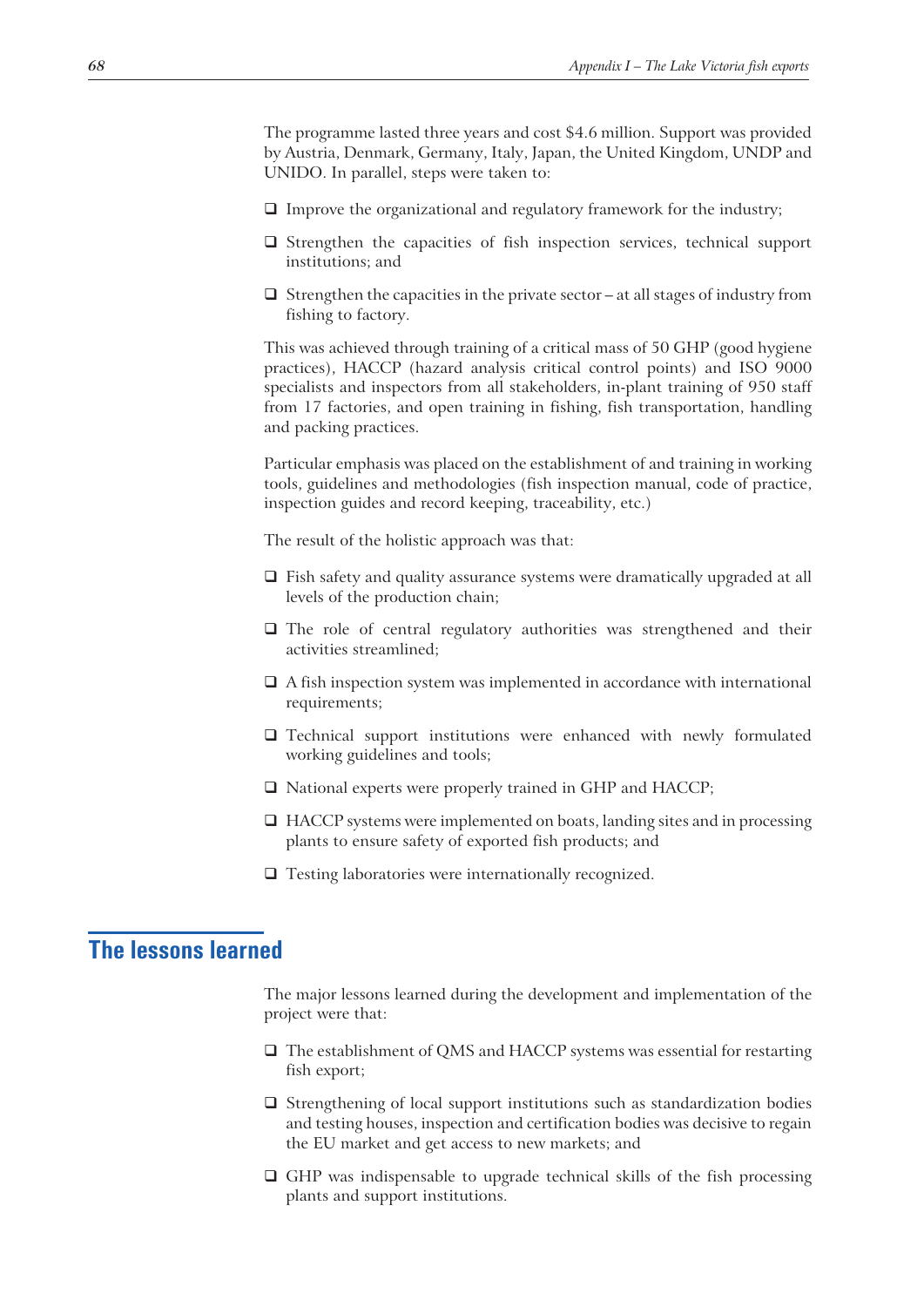The programme lasted three years and cost $4.6 million. Support was provided by Austria, Denmark, Germany, Italy, Japan, the United Kingdom, UNDP and UNIDO. In parallel, steps were taken to:

- Improve the organizational and regulatory framework for the industry;
- Strengthen the capacities of fish inspection services, technical support institutions; and
- Strengthen the capacities in the private sector – at all stages of industry from fishing to factory.

This was achieved through training of a critical mass of 50 GHP (good hygiene practices), HACCP (hazard analysis critical control points) and ISO 9000 specialists and inspectors from all stakeholders, in-plant training of 950 staff from 17 factories, and open training in fishing, fish transportation, handling and packing practices.

Particular emphasis was placed on the establishment of and training in working tools, guidelines and methodologies (fish inspection manual, code of practice, inspection guides and record keeping, traceability, etc.)

The result of the holistic approach was that:

- Fish safety and quality assurance systems were dramatically upgraded at all levels of the production chain;
- The role of central regulatory authorities was strengthened and their activities streamlined;
- A fish inspection system was implemented in accordance with international requirements;
- Technical support institutions were enhanced with newly formulated working guidelines and tools;
- National experts were properly trained in GHP and HACCP;
- HACCP systems were implemented on boats, landing sites and in processing plants to ensure safety of exported fish products; and
- Testing laboratories were internationally recognized.

## The lessons learned

The major lessons learned during the development and implementation of the project were that:

- The establishment of QMS and HACCP systems was essential for restarting fish export;
- Strengthening of local support institutions such as standardization bodies and testing houses, inspection and certification bodies was decisive to regain the EU market and get access to new markets; and
- GHP was indispensable to upgrade technical skills of the fish processing plants and support institutions.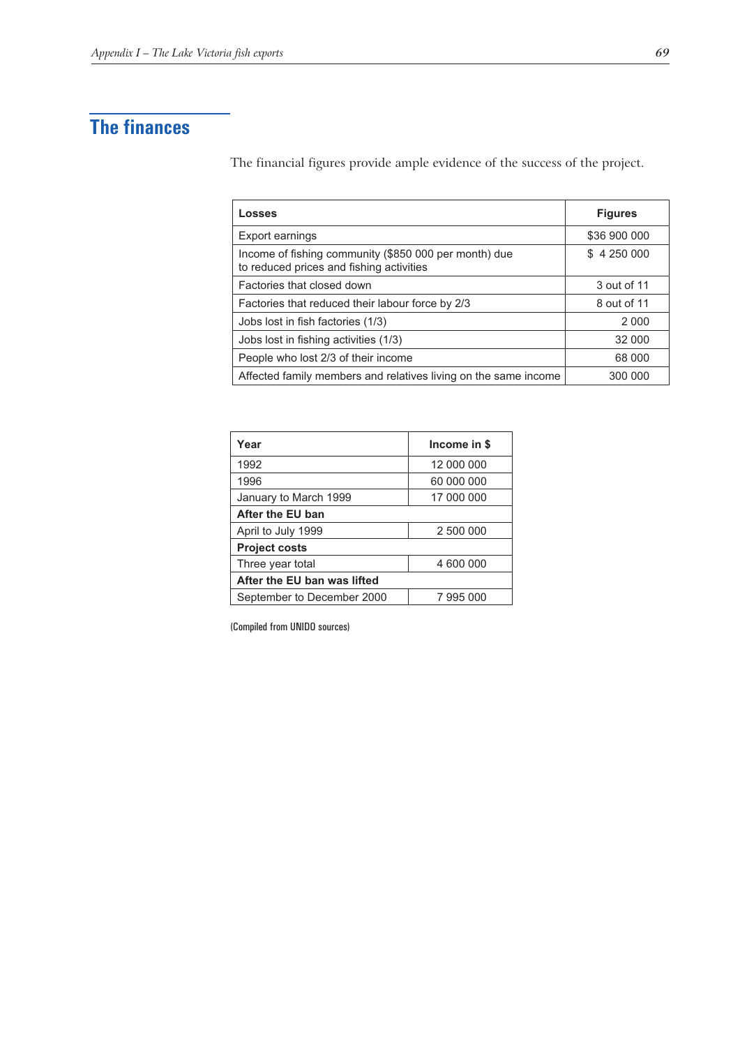## The finances

The financial figures provide ample evidence of the success of the project.

| Losses | Figures |
| --- | --- |
| Export earnings | $36 900 000 |
| Income of fishing community ($850 000 per month) due to reduced prices and fishing activities | $ 4 250 000 |
| Factories that closed down | 3 out of 11 |
| Factories that reduced their labour force by 2/3 | 8 out of 11 |
| Jobs lost in fish factories (1/3) | 2 000 |
| Jobs lost in fishing activities (1/3) | 32 000 |
| People who lost 2/3 of their income | 68 000 |
| Affected family members and relatives living on the same income | 300 000 |

| Year | Income in $ |
| --- | --- |
| 1992 | 12 000 000 |
| 1996 | 60 000 000 |
| January to March 1999 | 17 000 000 |
| **After the EU ban** | |
| April to July 1999 | 2 500 000 |
| **Project costs** | |
| Three year total | 4 600 000 |
| **After the EU ban was lifted** | |
| September to December 2000 | 7 995 000 |

(Compiled from UNIDO sources)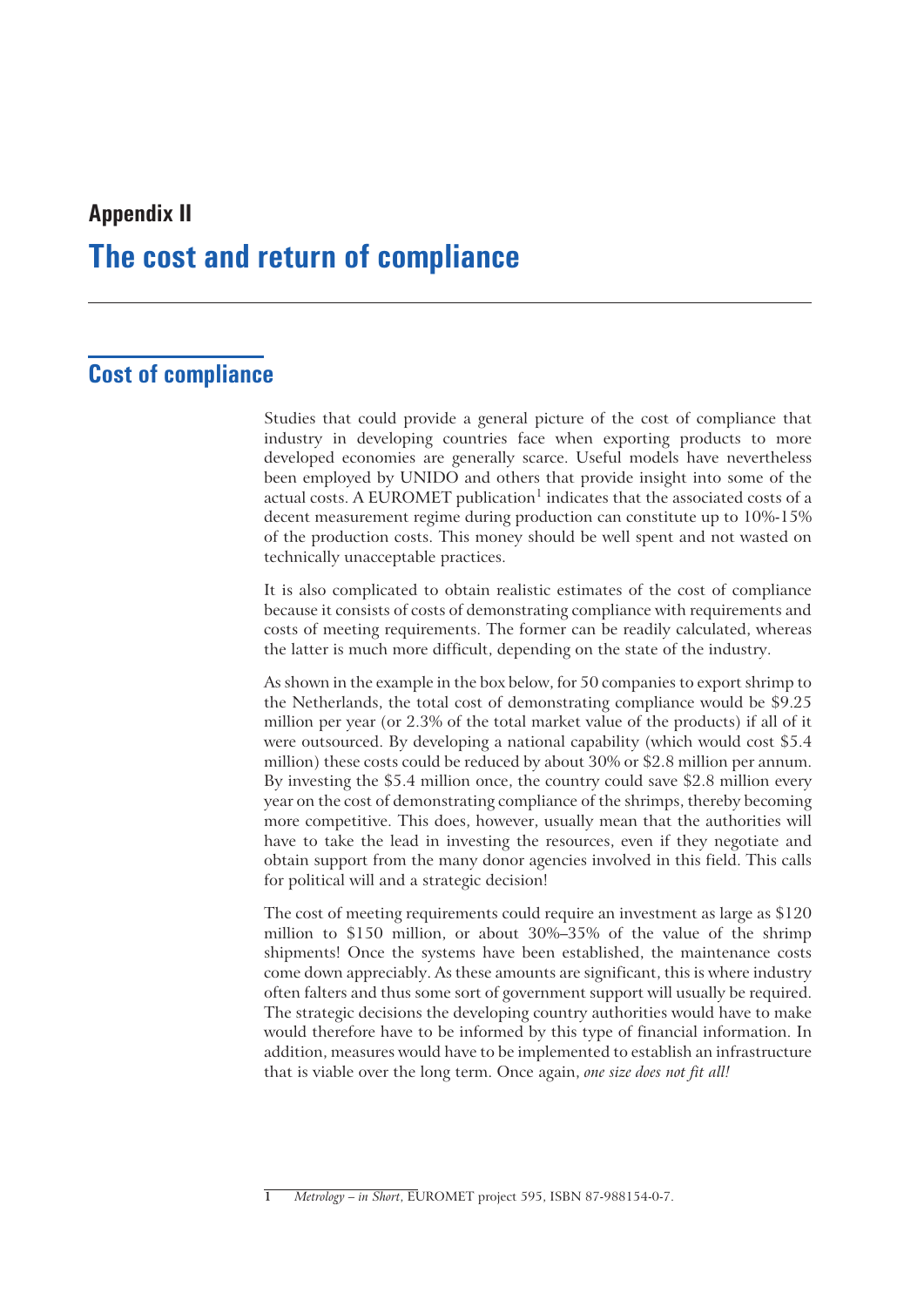# Appendix II

# The cost and return of compliance

## Cost of compliance

Studies that could provide a general picture of the cost of compliance that industry in developing countries face when exporting products to more developed economies are generally scarce. Useful models have nevertheless been employed by UNIDO and others that provide insight into some of the actual costs. A EUROMET publication[1] indicates that the associated costs of a decent measurement regime during production can constitute up to 10%-15% of the production costs. This money should be well spent and not wasted on technically unacceptable practices.

It is also complicated to obtain realistic estimates of the cost of compliance because it consists of costs of demonstrating compliance with requirements and costs of meeting requirements. The former can be readily calculated, whereas the latter is much more difficult, depending on the state of the industry.

As shown in the example in the box below, for 50 companies to export shrimp to the Netherlands, the total cost of demonstrating compliance would be $9.25 million per year (or 2.3% of the total market value of the products) if all of it were outsourced. By developing a national capability (which would cost $5.4 million) these costs could be reduced by about 30% or $2.8 million per annum. By investing the $5.4 million once, the country could save $2.8 million every year on the cost of demonstrating compliance of the shrimps, thereby becoming more competitive. This does, however, usually mean that the authorities will have to take the lead in investing the resources, even if they negotiate and obtain support from the many donor agencies involved in this field. This calls for political will and a strategic decision!

The cost of meeting requirements could require an investment as large as $120 million to $150 million, or about 30%–35% of the value of the shrimp shipments! Once the systems have been established, the maintenance costs come down appreciably. As these amounts are significant, this is where industry often falters and thus some sort of government support will usually be required. The strategic decisions the developing country authorities would have to make would therefore have to be informed by this type of financial information. In addition, measures would have to be implemented to establish an infrastructure that is viable over the long term. Once again, *one size does not fit all!*

---

1 *Metrology – in Short*, EUROMET project 595, ISBN 87-988154-0-7.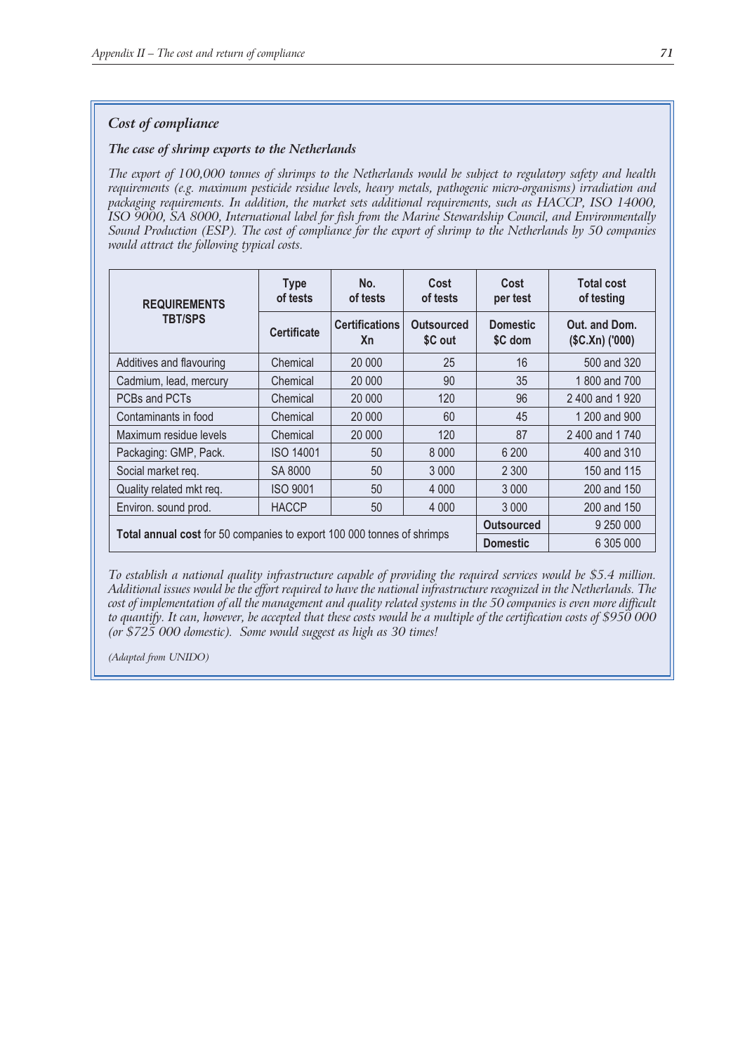### *Cost of compliance*

#### *The case of shrimp exports to the Netherlands*

*The export of 100,000 tonnes of shrimps to the Netherlands would be subject to regulatory safety and health requirements (e.g. maximum pesticide residue levels, heavy metals, pathogenic micro-organisms) irradiation and packaging requirements. In addition, the market sets additional requirements, such as HACCP, ISO 14000, ISO 9000, SA 8000, International label for fish from the Marine Stewardship Council, and Environmentally Sound Production (ESP). The cost of compliance for the export of shrimp to the Netherlands by 50 companies would attract the following typical costs.*

| REQUIREMENTS TBT/SPS | Type of tests | No. of tests | Cost of tests | Cost per test | Total cost of testing |
|---|---|---|---|---|---|
| | Certificate | Certifications Xn | Outsourced $C out | Domestic $C dom | Out. and Dom. ($C.Xn) ('000) |
| Additives and flavouring | Chemical | 20 000 | 25 | 16 | 500 and 320 |
| Cadmium, lead, mercury | Chemical | 20 000 | 90 | 35 | 1 800 and 700 |
| PCBs and PCTs | Chemical | 20 000 | 120 | 96 | 2 400 and 1 920 |
| Contaminants in food | Chemical | 20 000 | 60 | 45 | 1 200 and 900 |
| Maximum residue levels | Chemical | 20 000 | 120 | 87 | 2 400 and 1 740 |
| Packaging: GMP, Pack. | ISO 14001 | 50 | 8 000 | 6 200 | 400 and 310 |
| Social market req. | SA 8000 | 50 | 3 000 | 2 300 | 150 and 115 |
| Quality related mkt req. | ISO 9001 | 50 | 4 000 | 3 000 | 200 and 150 |
| Environ. sound prod. | HACCP | 50 | 4 000 | 3 000 | 200 and 150 |
| **Total annual cost** for 50 companies to export 100 000 tonnes of shrimps | | | | **Outsourced** | 9 250 000 |
| | | | | **Domestic** | 6 305 000 |

*To establish a national quality infrastructure capable of providing the required services would be $5.4 million. Additional issues would be the effort required to have the national infrastructure recognized in the Netherlands. The cost of implementation of all the management and quality related systems in the 50 companies is even more difficult to quantify. It can, however, be accepted that these costs would be a multiple of the certification costs of $950 000 (or $725 000 domestic). Some would suggest as high as 30 times!*

*(Adapted from UNIDO)*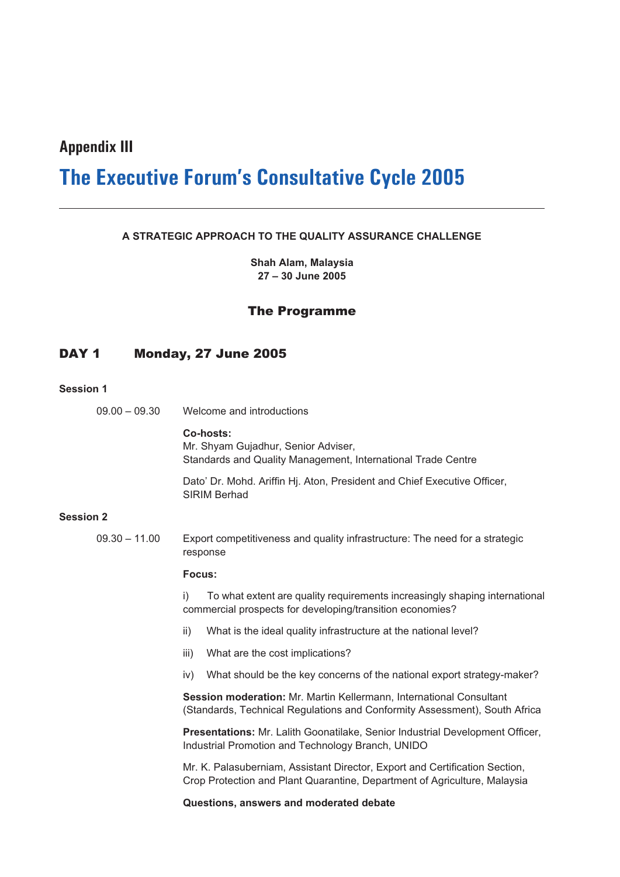# Appendix III

# The Executive Forum's Consultative Cycle 2005

---

**A STRATEGIC APPROACH TO THE QUALITY ASSURANCE CHALLENGE**

**Shah Alam, Malaysia**
**27 – 30 June 2005**

## The Programme

## DAY 1 Monday, 27 June 2005

**Session 1**

09.00 – 09.30 Welcome and introductions

**Co-hosts:**
Mr. Shyam Gujadhur, Senior Adviser,
Standards and Quality Management, International Trade Centre

Dato' Dr. Mohd. Ariffin Hj. Aton, President and Chief Executive Officer,
SIRIM Berhad

**Session 2**

09.30 – 11.00 Export competitiveness and quality infrastructure: The need for a strategic response

**Focus:**

i) To what extent are quality requirements increasingly shaping international commercial prospects for developing/transition economies?

ii) What is the ideal quality infrastructure at the national level?

iii) What are the cost implications?

iv) What should be the key concerns of the national export strategy-maker?

**Session moderation:** Mr. Martin Kellermann, International Consultant (Standards, Technical Regulations and Conformity Assessment), South Africa

**Presentations:** Mr. Lalith Goonatilake, Senior Industrial Development Officer, Industrial Promotion and Technology Branch, UNIDO

Mr. K. Palasuberniam, Assistant Director, Export and Certification Section, Crop Protection and Plant Quarantine, Department of Agriculture, Malaysia

**Questions, answers and moderated debate**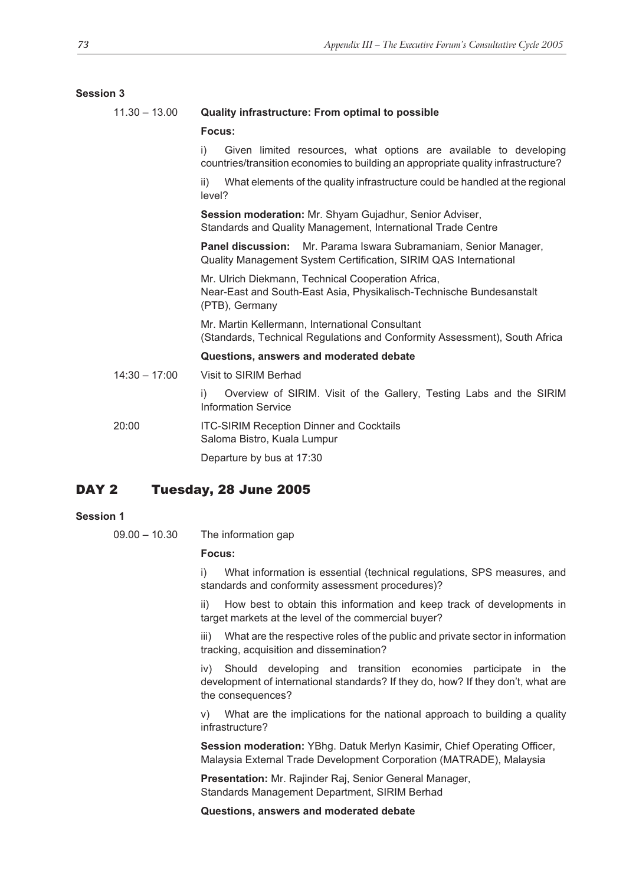**Session 3**

11.30 – 13.00 **Quality infrastructure: From optimal to possible**

**Focus:**

i) Given limited resources, what options are available to developing countries/transition economies to building an appropriate quality infrastructure?

ii) What elements of the quality infrastructure could be handled at the regional level?

**Session moderation:** Mr. Shyam Gujadhur, Senior Adviser, Standards and Quality Management, International Trade Centre

**Panel discussion:** Mr. Parama Iswara Subramaniam, Senior Manager, Quality Management System Certification, SIRIM QAS International

Mr. Ulrich Diekmann, Technical Cooperation Africa, Near-East and South-East Asia, Physikalisch-Technische Bundesanstalt (PTB), Germany

Mr. Martin Kellermann, International Consultant (Standards, Technical Regulations and Conformity Assessment), South Africa

**Questions, answers and moderated debate**

14:30 – 17:00 Visit to SIRIM Berhad

i) Overview of SIRIM. Visit of the Gallery, Testing Labs and the SIRIM Information Service

20:00 ITC-SIRIM Reception Dinner and Cocktails
Saloma Bistro, Kuala Lumpur

Departure by bus at 17:30

## DAY 2 Tuesday, 28 June 2005

**Session 1**

09.00 – 10.30 The information gap

**Focus:**

i) What information is essential (technical regulations, SPS measures, and standards and conformity assessment procedures)?

ii) How best to obtain this information and keep track of developments in target markets at the level of the commercial buyer?

iii) What are the respective roles of the public and private sector in information tracking, acquisition and dissemination?

iv) Should developing and transition economies participate in the development of international standards? If they do, how? If they don't, what are the consequences?

v) What are the implications for the national approach to building a quality infrastructure?

**Session moderation:** YBhg. Datuk Merlyn Kasimir, Chief Operating Officer, Malaysia External Trade Development Corporation (MATRADE), Malaysia

**Presentation:** Mr. Rajinder Raj, Senior General Manager, Standards Management Department, SIRIM Berhad

**Questions, answers and moderated debate**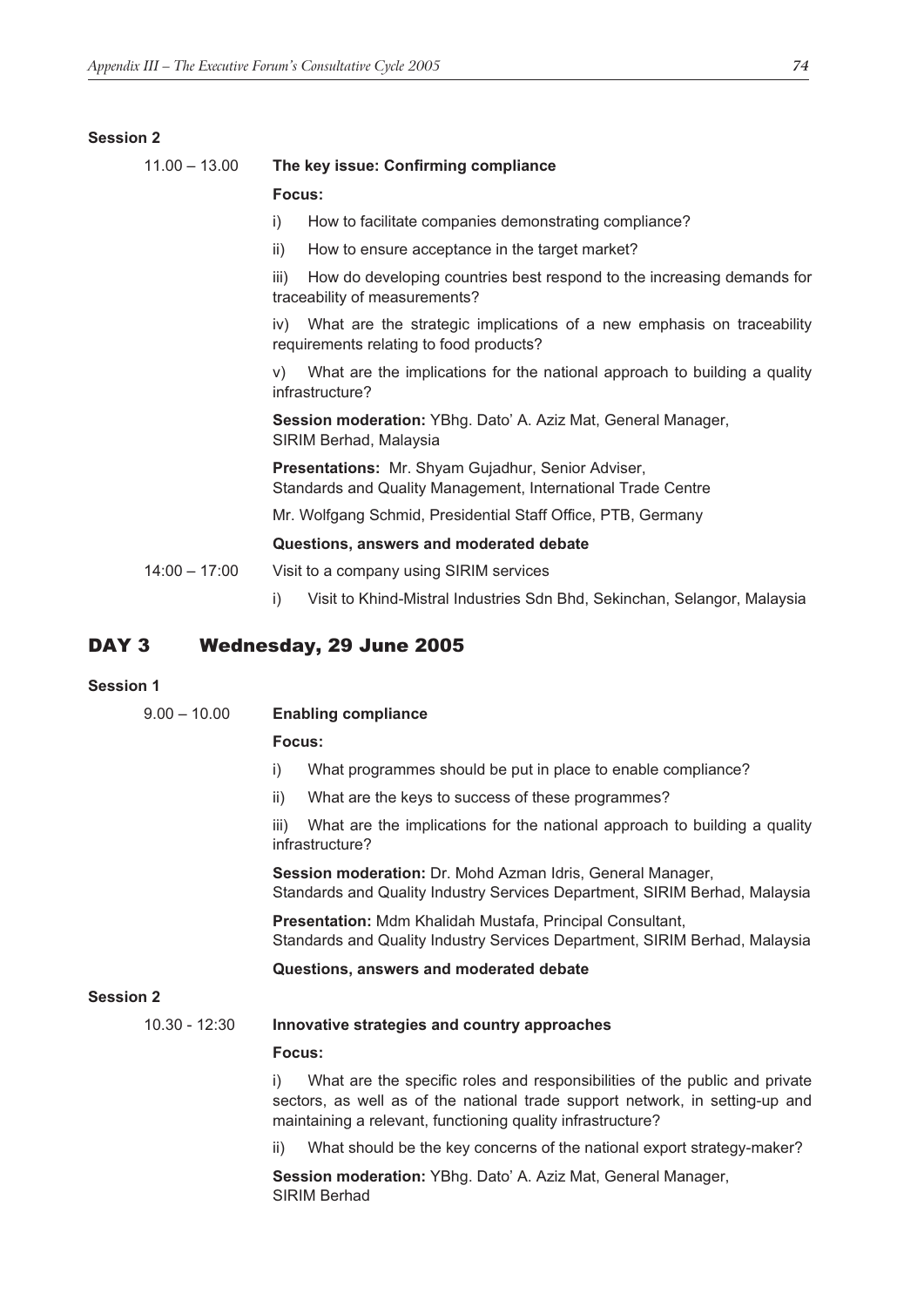**Session 2**

11.00 – 13.00 **The key issue: Confirming compliance**

**Focus:**

i) How to facilitate companies demonstrating compliance?

ii) How to ensure acceptance in the target market?

iii) How do developing countries best respond to the increasing demands for traceability of measurements?

iv) What are the strategic implications of a new emphasis on traceability requirements relating to food products?

v) What are the implications for the national approach to building a quality infrastructure?

**Session moderation:** YBhg. Dato' A. Aziz Mat, General Manager, SIRIM Berhad, Malaysia

**Presentations:** Mr. Shyam Gujadhur, Senior Adviser, Standards and Quality Management, International Trade Centre

Mr. Wolfgang Schmid, Presidential Staff Office, PTB, Germany

**Questions, answers and moderated debate**

14:00 – 17:00 Visit to a company using SIRIM services

i) Visit to Khind-Mistral Industries Sdn Bhd, Sekinchan, Selangor, Malaysia

## DAY 3 Wednesday, 29 June 2005

**Session 1**

9.00 – 10.00 **Enabling compliance**

**Focus:**

i) What programmes should be put in place to enable compliance?

ii) What are the keys to success of these programmes?

iii) What are the implications for the national approach to building a quality infrastructure?

**Session moderation:** Dr. Mohd Azman Idris, General Manager, Standards and Quality Industry Services Department, SIRIM Berhad, Malaysia

**Presentation:** Mdm Khalidah Mustafa, Principal Consultant, Standards and Quality Industry Services Department, SIRIM Berhad, Malaysia

**Questions, answers and moderated debate**

**Session 2**

10.30 - 12:30 **Innovative strategies and country approaches**

**Focus:**

i) What are the specific roles and responsibilities of the public and private sectors, as well as of the national trade support network, in setting-up and maintaining a relevant, functioning quality infrastructure?

ii) What should be the key concerns of the national export strategy-maker?

**Session moderation:** YBhg. Dato' A. Aziz Mat, General Manager, SIRIM Berhad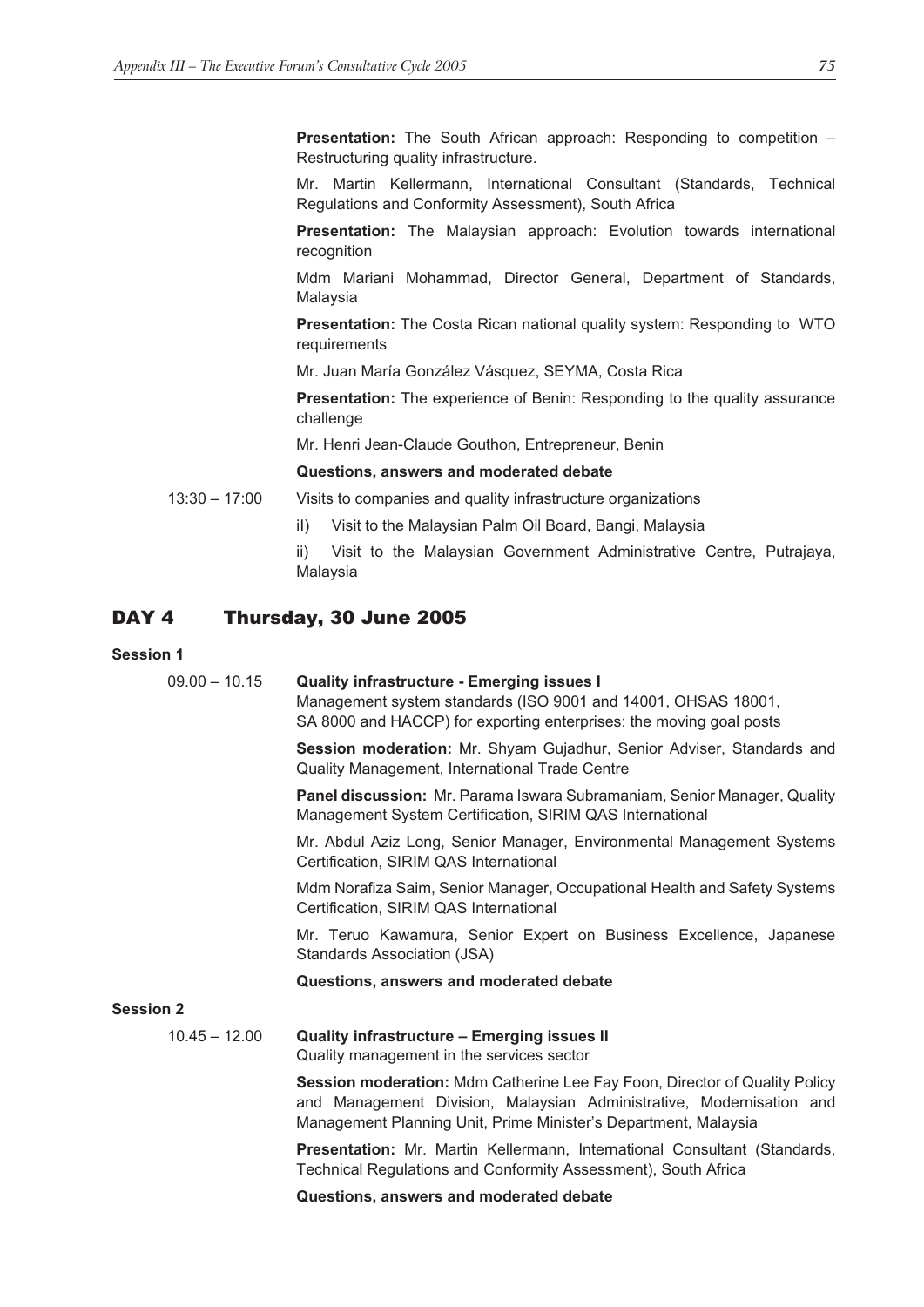**Presentation:** The South African approach: Responding to competition – Restructuring quality infrastructure.

Mr. Martin Kellermann, International Consultant (Standards, Technical Regulations and Conformity Assessment), South Africa

**Presentation:** The Malaysian approach: Evolution towards international recognition

Mdm Mariani Mohammad, Director General, Department of Standards, Malaysia

**Presentation:** The Costa Rican national quality system: Responding to WTO requirements

Mr. Juan María González Vásquez, SEYMA, Costa Rica

**Presentation:** The experience of Benin: Responding to the quality assurance challenge

Mr. Henri Jean-Claude Gouthon, Entrepreneur, Benin

**Questions, answers and moderated debate**

13:30 – 17:00 Visits to companies and quality infrastructure organizations

i) Visit to the Malaysian Palm Oil Board, Bangi, Malaysia

ii) Visit to the Malaysian Government Administrative Centre, Putrajaya, Malaysia

## DAY 4 Thursday, 30 June 2005

### Session 1

09.00 – 10.15 **Quality infrastructure - Emerging issues I**
Management system standards (ISO 9001 and 14001, OHSAS 18001, SA 8000 and HACCP) for exporting enterprises: the moving goal posts

**Session moderation:** Mr. Shyam Gujadhur, Senior Adviser, Standards and Quality Management, International Trade Centre

**Panel discussion:** Mr. Parama Iswara Subramaniam, Senior Manager, Quality Management System Certification, SIRIM QAS International

Mr. Abdul Aziz Long, Senior Manager, Environmental Management Systems Certification, SIRIM QAS International

Mdm Norafiza Saim, Senior Manager, Occupational Health and Safety Systems Certification, SIRIM QAS International

Mr. Teruo Kawamura, Senior Expert on Business Excellence, Japanese Standards Association (JSA)

**Questions, answers and moderated debate**

### Session 2

10.45 – 12.00 **Quality infrastructure – Emerging issues II**
Quality management in the services sector

**Session moderation:** Mdm Catherine Lee Fay Foon, Director of Quality Policy and Management Division, Malaysian Administrative, Modernisation and Management Planning Unit, Prime Minister's Department, Malaysia

**Presentation:** Mr. Martin Kellermann, International Consultant (Standards, Technical Regulations and Conformity Assessment), South Africa

**Questions, answers and moderated debate**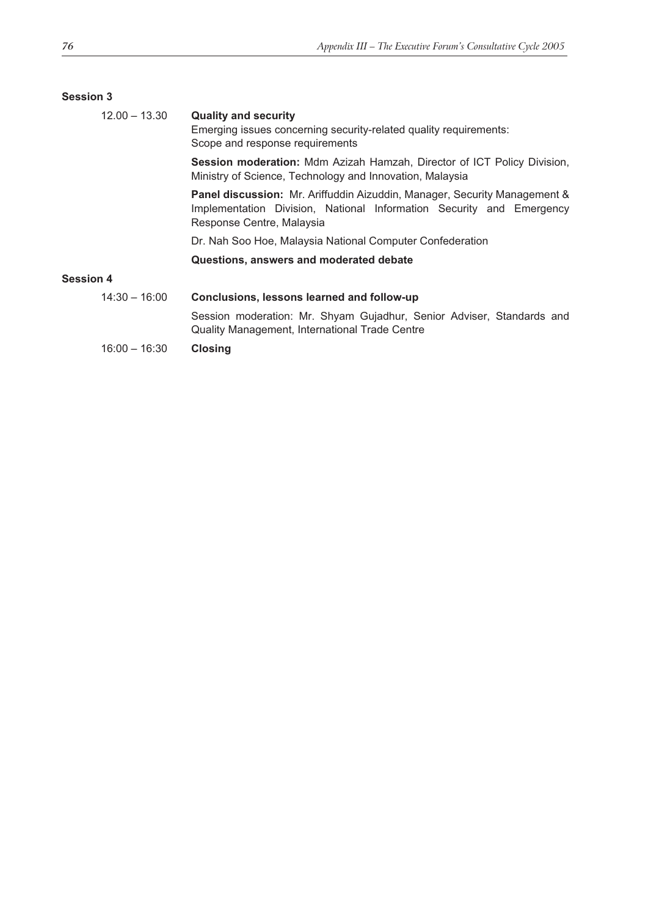**Session 3**

12.00 – 13.30 **Quality and security**
Emerging issues concerning security-related quality requirements:
Scope and response requirements

**Session moderation:** Mdm Azizah Hamzah, Director of ICT Policy Division, Ministry of Science, Technology and Innovation, Malaysia

**Panel discussion:** Mr. Ariffuddin Aizuddin, Manager, Security Management & Implementation Division, National Information Security and Emergency Response Centre, Malaysia

Dr. Nah Soo Hoe, Malaysia National Computer Confederation

**Questions, answers and moderated debate**

**Session 4**

14:30 – 16:00 **Conclusions, lessons learned and follow-up**

Session moderation: Mr. Shyam Gujadhur, Senior Adviser, Standards and Quality Management, International Trade Centre

16:00 – 16:30 **Closing**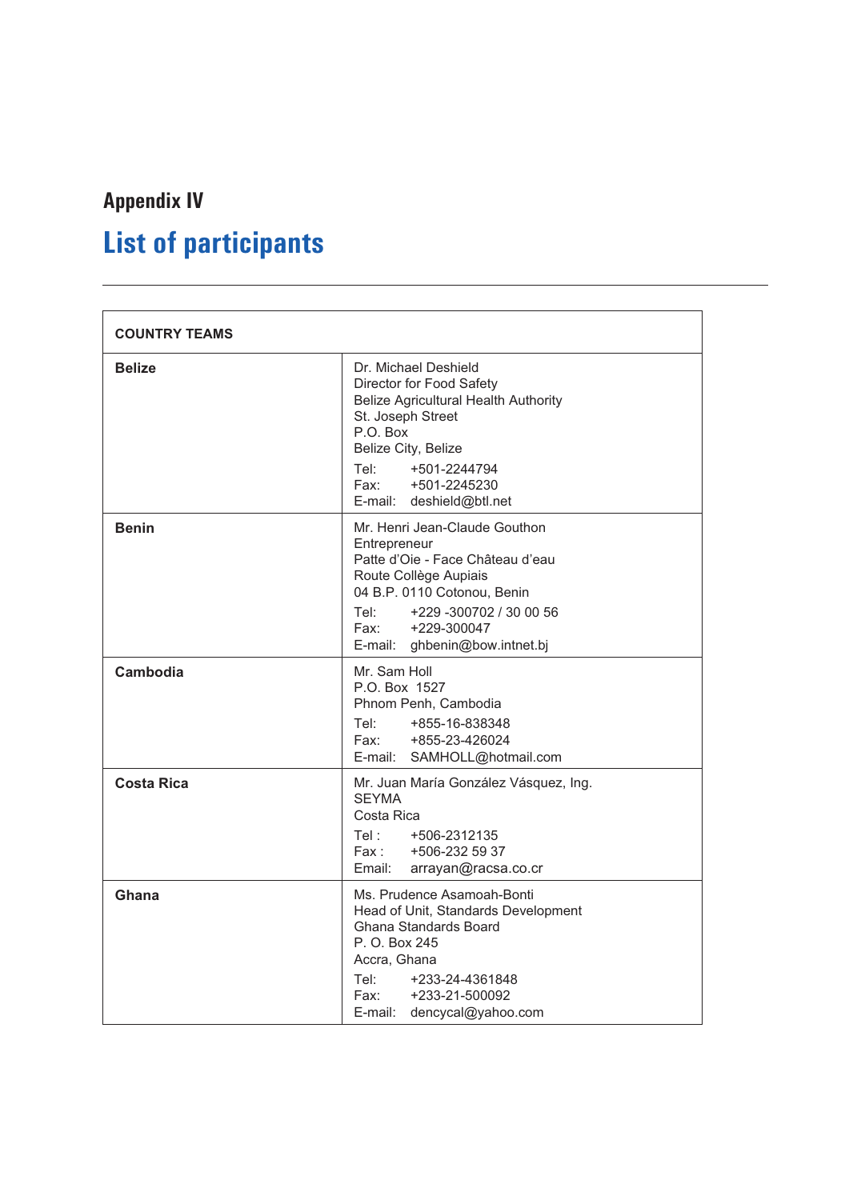Appendix IV

# List of participants

| COUNTRY TEAMS | |
|---|---|
| **Belize** | Dr. Michael Deshield<br>Director for Food Safety<br>Belize Agricultural Health Authority<br>St. Joseph Street<br>P.O. Box<br>Belize City, Belize<br>Tel: +501-2244794<br>Fax: +501-2245230<br>E-mail: deshield@btl.net |
| **Benin** | Mr. Henri Jean-Claude Gouthon<br>Entrepreneur<br>Patte d'Oie - Face Château d'eau<br>Route Collège Aupiais<br>04 B.P. 0110 Cotonou, Benin<br>Tel: +229 -300702 / 30 00 56<br>Fax: +229-300047<br>E-mail: ghbenin@bow.intnet.bj |
| **Cambodia** | Mr. Sam Holl<br>P.O. Box 1527<br>Phnom Penh, Cambodia<br>Tel: +855-16-838348<br>Fax: +855-23-426024<br>E-mail: SAMHOLL@hotmail.com |
| **Costa Rica** | Mr. Juan María González Vásquez, Ing.<br>SEYMA<br>Costa Rica<br>Tel : +506-2312135<br>Fax : +506-232 59 37<br>Email: arrayan@racsa.co.cr |
| **Ghana** | Ms. Prudence Asamoah-Bonti<br>Head of Unit, Standards Development<br>Ghana Standards Board<br>P. O. Box 245<br>Accra, Ghana<br>Tel: +233-24-4361848<br>Fax: +233-21-500092<br>E-mail: dencycal@yahoo.com |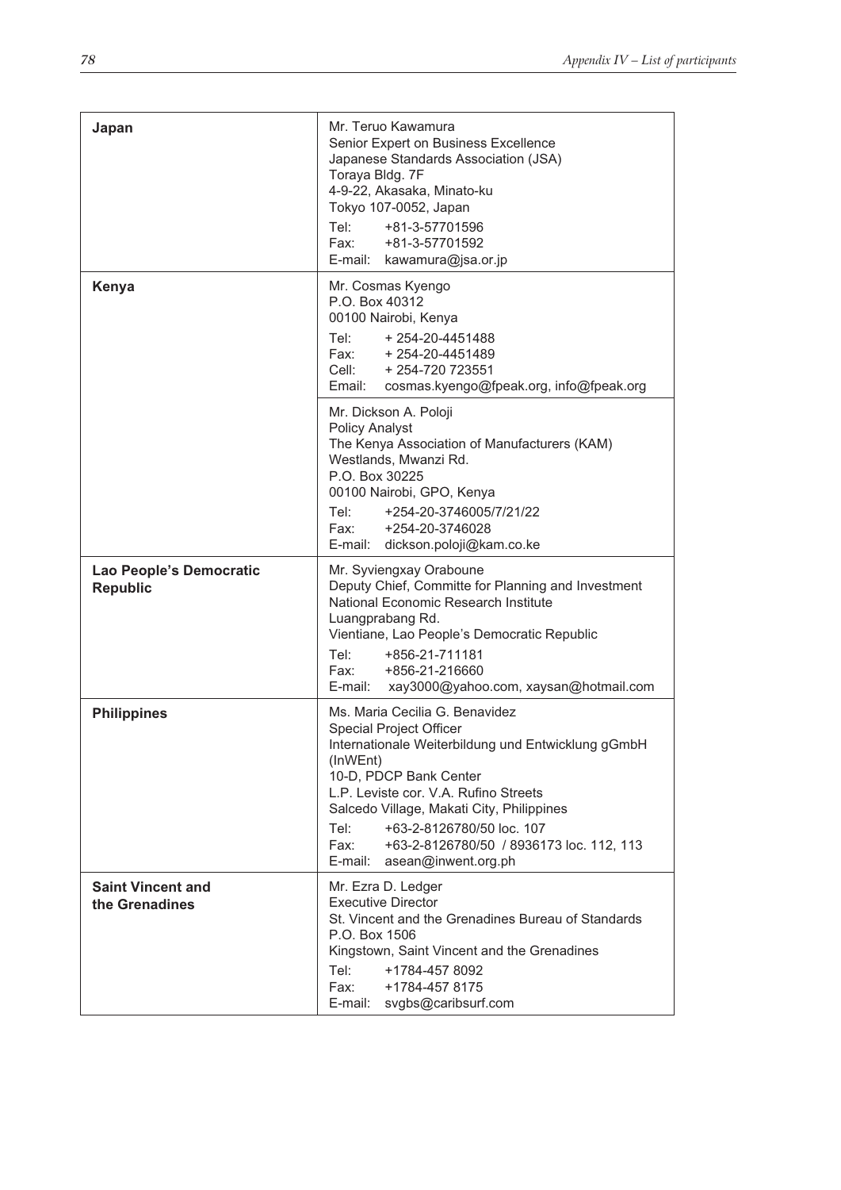| | |
|---|---|
| **Japan** | Mr. Teruo Kawamura<br>Senior Expert on Business Excellence<br>Japanese Standards Association (JSA)<br>Toraya Bldg. 7F<br>4-9-22, Akasaka, Minato-ku<br>Tokyo 107-0052, Japan<br>Tel: +81-3-57701596<br>Fax: +81-3-57701592<br>E-mail: kawamura@jsa.or.jp |
| **Kenya** | Mr. Cosmas Kyengo<br>P.O. Box 40312<br>00100 Nairobi, Kenya<br>Tel: + 254-20-4451488<br>Fax: + 254-20-4451489<br>Cell: + 254-720 723551<br>Email: cosmas.kyengo@fpeak.org, info@fpeak.org |
| | Mr. Dickson A. Poloji<br>Policy Analyst<br>The Kenya Association of Manufacturers (KAM)<br>Westlands, Mwanzi Rd.<br>P.O. Box 30225<br>00100 Nairobi, GPO, Kenya<br>Tel: +254-20-3746005/7/21/22<br>Fax: +254-20-3746028<br>E-mail: dickson.poloji@kam.co.ke |
| **Lao People's Democratic Republic** | Mr. Syviengxay Oraboune<br>Deputy Chief, Committe for Planning and Investment<br>National Economic Research Institute<br>Luangprabang Rd.<br>Vientiane, Lao People's Democratic Republic<br>Tel: +856-21-711181<br>Fax: +856-21-216660<br>E-mail: xay3000@yahoo.com, xaysan@hotmail.com |
| **Philippines** | Ms. Maria Cecilia G. Benavidez<br>Special Project Officer<br>Internationale Weiterbildung und Entwicklung gGmbH (InWEnt)<br>10-D, PDCP Bank Center<br>L.P. Leviste cor. V.A. Rufino Streets<br>Salcedo Village, Makati City, Philippines<br>Tel: +63-2-8126780/50 loc. 107<br>Fax: +63-2-8126780/50 / 8936173 loc. 112, 113<br>E-mail: asean@inwent.org.ph |
| **Saint Vincent and the Grenadines** | Mr. Ezra D. Ledger<br>Executive Director<br>St. Vincent and the Grenadines Bureau of Standards<br>P.O. Box 1506<br>Kingstown, Saint Vincent and the Grenadines<br>Tel: +1784-457 8092<br>Fax: +1784-457 8175<br>E-mail: svgbs@caribsurf.com |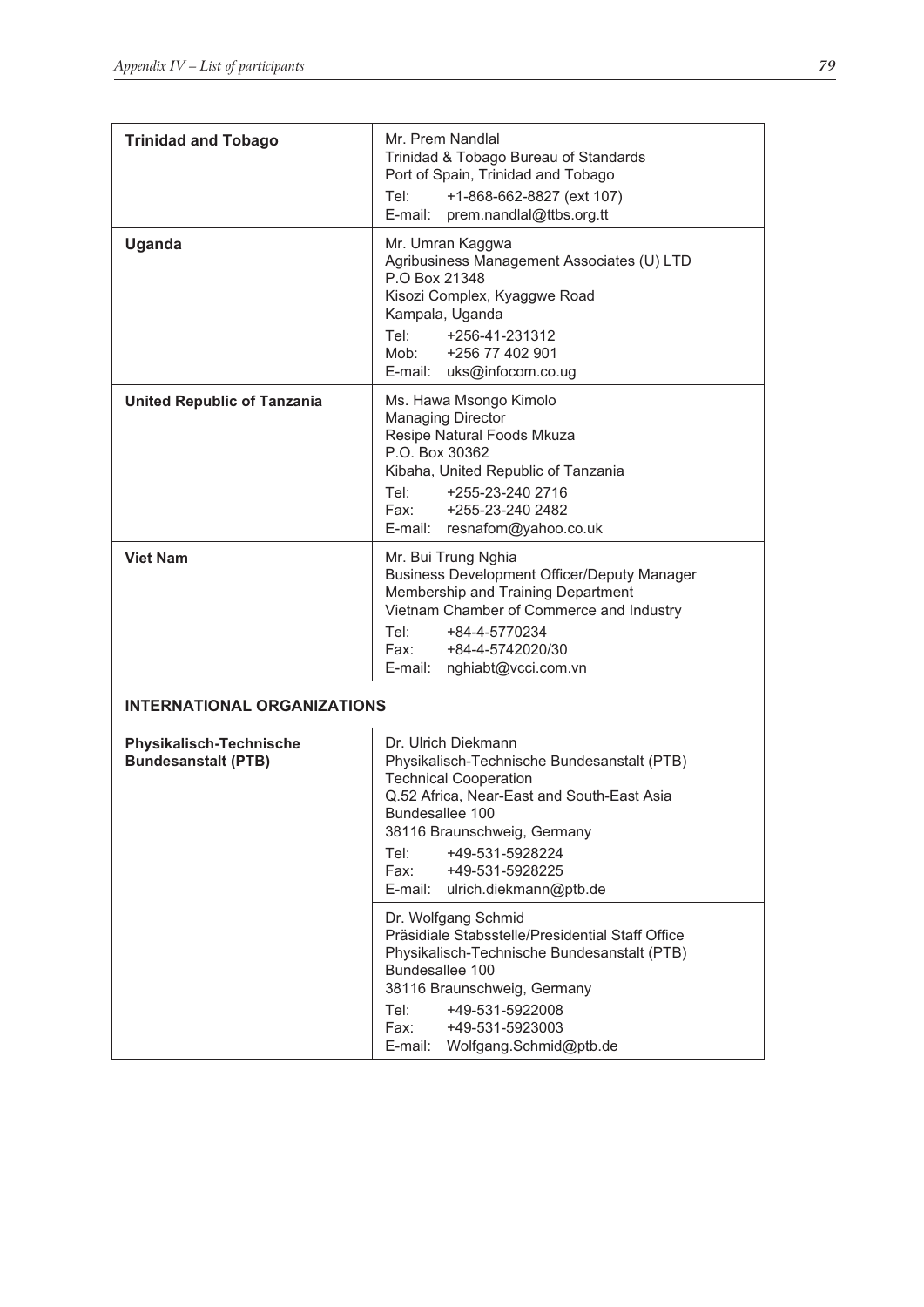| | |
|---|---|
| **Trinidad and Tobago** | Mr. Prem Nandlal<br>Trinidad & Tobago Bureau of Standards<br>Port of Spain, Trinidad and Tobago<br>Tel: +1-868-662-8827 (ext 107)<br>E-mail: prem.nandlal@ttbs.org.tt |
| **Uganda** | Mr. Umran Kaggwa<br>Agribusiness Management Associates (U) LTD<br>P.O Box 21348<br>Kisozi Complex, Kyaggwe Road<br>Kampala, Uganda<br>Tel: +256-41-231312<br>Mob: +256 77 402 901<br>E-mail: uks@infocom.co.ug |
| **United Republic of Tanzania** | Ms. Hawa Msongo Kimolo<br>Managing Director<br>Resipe Natural Foods Mkuza<br>P.O. Box 30362<br>Kibaha, United Republic of Tanzania<br>Tel: +255-23-240 2716<br>Fax: +255-23-240 2482<br>E-mail: resnafom@yahoo.co.uk |
| **Viet Nam** | Mr. Bui Trung Nghia<br>Business Development Officer/Deputy Manager<br>Membership and Training Department<br>Vietnam Chamber of Commerce and Industry<br>Tel: +84-4-5770234<br>Fax: +84-4-5742020/30<br>E-mail: nghiabt@vcci.com.vn |
| **INTERNATIONAL ORGANIZATIONS** | |
| **Physikalisch-Technische Bundesanstalt (PTB)** | Dr. Ulrich Diekmann<br>Physikalisch-Technische Bundesanstalt (PTB)<br>Technical Cooperation<br>Q.52 Africa, Near-East and South-East Asia<br>Bundesallee 100<br>38116 Braunschweig, Germany<br>Tel: +49-531-5928224<br>Fax: +49-531-5928225<br>E-mail: ulrich.diekmann@ptb.de |
| | Dr. Wolfgang Schmid<br>Präsidiale Stabsstelle/Presidential Staff Office<br>Physikalisch-Technische Bundesanstalt (PTB)<br>Bundesallee 100<br>38116 Braunschweig, Germany<br>Tel: +49-531-5922008<br>Fax: +49-531-5923003<br>E-mail: Wolfgang.Schmid@ptb.de |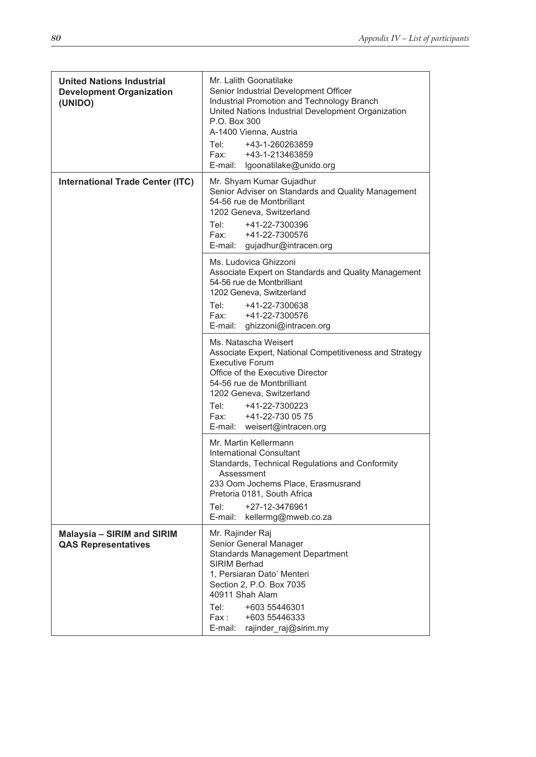| | |
|---|---|
| **United Nations Industrial Development Organization (UNIDO)** | Mr. Lalith Goonatilake<br>Senior Industrial Development Officer<br>Industrial Promotion and Technology Branch<br>United Nations Industrial Development Organization<br>P.O. Box 300<br>A-1400 Vienna, Austria<br>Tel: +43-1-260263859<br>Fax: +43-1-213463859<br>E-mail: lgoonatilake@unido.org |
| **International Trade Center (ITC)** | Mr. Shyam Kumar Gujadhur<br>Senior Adviser on Standards and Quality Management<br>54-56 rue de Montbrillant<br>1202 Geneva, Switzerland<br>Tel: +41-22-7300396<br>Fax: +41-22-7300576<br>E-mail: gujadhur@intracen.org |
| | Ms. Ludovica Ghizzoni<br>Associate Expert on Standards and Quality Management<br>54-56 rue de Montbrilliant<br>1202 Geneva, Switzerland<br>Tel: +41-22-7300638<br>Fax: +41-22-7300576<br>E-mail: ghizzoni@intracen.org |
| | Ms. Natascha Weisert<br>Associate Expert, National Competitiveness and Strategy Executive Forum<br>Office of the Executive Director<br>54-56 rue de Montbrilliant<br>1202 Geneva, Switzerland<br>Tel: +41-22-7300223<br>Fax: +41-22-730 05 75<br>E-mail: weisert@intracen.org |
| | Mr. Martin Kellermann<br>International Consultant<br>Standards, Technical Regulations and Conformity Assessment<br>233 Oom Jochems Place, Erasmusrand<br>Pretoria 0181, South Africa<br>Tel: +27-12-3476961<br>E-mail: kellermg@mweb.co.za |
| **Malaysia – SIRIM and SIRIM QAS Representatives** | Mr. Rajinder Raj<br>Senior General Manager<br>Standards Management Department<br>SIRIM Berhad<br>1, Persiaran Dato' Menteri<br>Section 2, P.O. Box 7035<br>40911 Shah Alam<br>Tel: +603 55446301<br>Fax : +603 55446333<br>E-mail: rajinder_raj@sirim.my |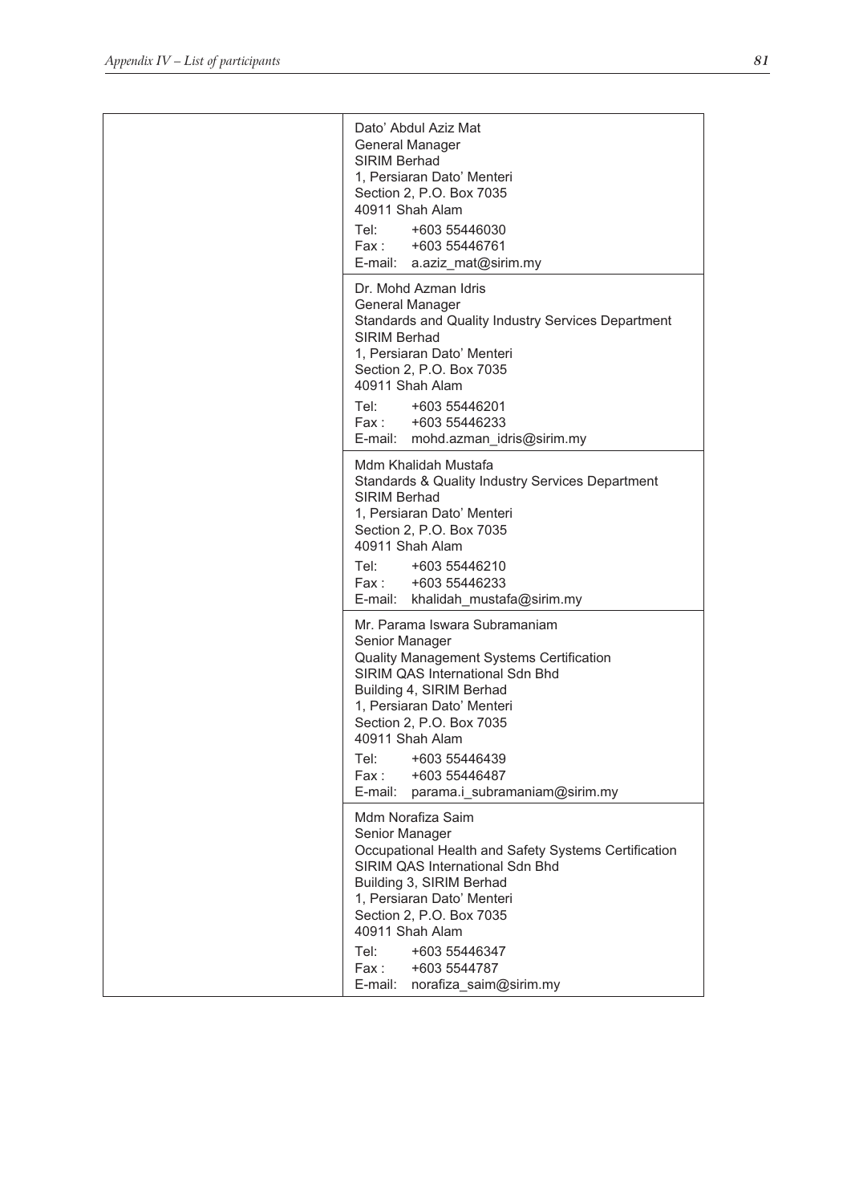| | |
|---|---|
| | Dato' Abdul Aziz Mat<br>General Manager<br>SIRIM Berhad<br>1, Persiaran Dato' Menteri<br>Section 2, P.O. Box 7035<br>40911 Shah Alam<br>Tel: +603 55446030<br>Fax : +603 55446761<br>E-mail: a.aziz_mat@sirim.my |
| | Dr. Mohd Azman Idris<br>General Manager<br>Standards and Quality Industry Services Department<br>SIRIM Berhad<br>1, Persiaran Dato' Menteri<br>Section 2, P.O. Box 7035<br>40911 Shah Alam<br>Tel: +603 55446201<br>Fax : +603 55446233<br>E-mail: mohd.azman_idris@sirim.my |
| | Mdm Khalidah Mustafa<br>Standards & Quality Industry Services Department<br>SIRIM Berhad<br>1, Persiaran Dato' Menteri<br>Section 2, P.O. Box 7035<br>40911 Shah Alam<br>Tel: +603 55446210<br>Fax : +603 55446233<br>E-mail: khalidah_mustafa@sirim.my |
| | Mr. Parama Iswara Subramaniam<br>Senior Manager<br>Quality Management Systems Certification<br>SIRIM QAS International Sdn Bhd<br>Building 4, SIRIM Berhad<br>1, Persiaran Dato' Menteri<br>Section 2, P.O. Box 7035<br>40911 Shah Alam<br>Tel: +603 55446439<br>Fax : +603 55446487<br>E-mail: parama.i_subramaniam@sirim.my |
| | Mdm Norafiza Saim<br>Senior Manager<br>Occupational Health and Safety Systems Certification<br>SIRIM QAS International Sdn Bhd<br>Building 3, SIRIM Berhad<br>1, Persiaran Dato' Menteri<br>Section 2, P.O. Box 7035<br>40911 Shah Alam<br>Tel: +603 55446347<br>Fax : +603 5544787<br>E-mail: norafiza_saim@sirim.my |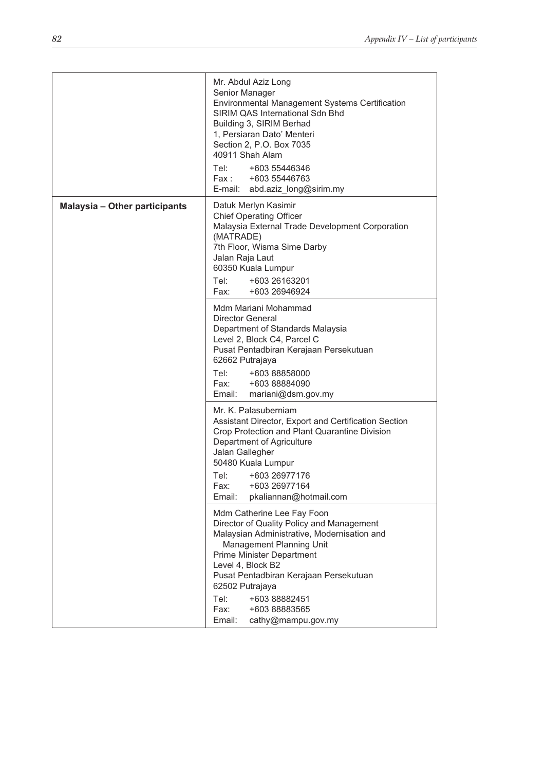| | |
|---|---|
| | Mr. Abdul Aziz Long<br>Senior Manager<br>Environmental Management Systems Certification<br>SIRIM QAS International Sdn Bhd<br>Building 3, SIRIM Berhad<br>1, Persiaran Dato' Menteri<br>Section 2, P.O. Box 7035<br>40911 Shah Alam<br>Tel: +603 55446346<br>Fax : +603 55446763<br>E-mail: abd.aziz_long@sirim.my |
| **Malaysia – Other participants** | Datuk Merlyn Kasimir<br>Chief Operating Officer<br>Malaysia External Trade Development Corporation (MATRADE)<br>7th Floor, Wisma Sime Darby<br>Jalan Raja Laut<br>60350 Kuala Lumpur<br>Tel: +603 26163201<br>Fax: +603 26946924 |
| | Mdm Mariani Mohammad<br>Director General<br>Department of Standards Malaysia<br>Level 2, Block C4, Parcel C<br>Pusat Pentadbiran Kerajaan Persekutuan<br>62662 Putrajaya<br>Tel: +603 88858000<br>Fax: +603 88884090<br>Email: mariani@dsm.gov.my |
| | Mr. K. Palasuberniam<br>Assistant Director, Export and Certification Section<br>Crop Protection and Plant Quarantine Division<br>Department of Agriculture<br>Jalan Gallegher<br>50480 Kuala Lumpur<br>Tel: +603 26977176<br>Fax: +603 26977164<br>Email: pkaliannan@hotmail.com |
| | Mdm Catherine Lee Fay Foon<br>Director of Quality Policy and Management<br>Malaysian Administrative, Modernisation and Management Planning Unit<br>Prime Minister Department<br>Level 4, Block B2<br>Pusat Pentadbiran Kerajaan Persekutuan<br>62502 Putrajaya<br>Tel: +603 88882451<br>Fax: +603 88883565<br>Email: cathy@mampu.gov.my |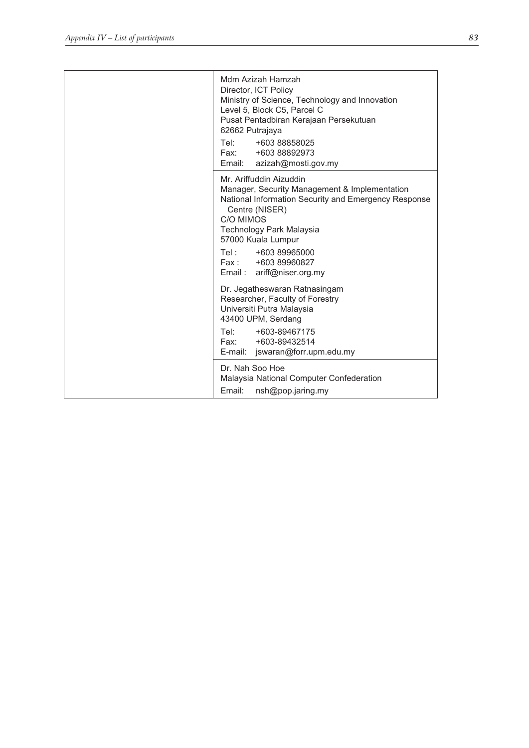| | |
|---|---|
| | Mdm Azizah Hamzah<br>Director, ICT Policy<br>Ministry of Science, Technology and Innovation<br>Level 5, Block C5, Parcel C<br>Pusat Pentadbiran Kerajaan Persekutuan<br>62662 Putrajaya<br>Tel: +603 88858025<br>Fax: +603 88892973<br>Email: azizah@mosti.gov.my |
| | Mr. Ariffuddin Aizuddin<br>Manager, Security Management & Implementation<br>National Information Security and Emergency Response Centre (NISER)<br>C/O MIMOS<br>Technology Park Malaysia<br>57000 Kuala Lumpur<br>Tel : +603 89965000<br>Fax : +603 89960827<br>Email : ariff@niser.org.my |
| | Dr. Jegatheswaran Ratnasingam<br>Researcher, Faculty of Forestry<br>Universiti Putra Malaysia<br>43400 UPM, Serdang<br>Tel: +603-89467175<br>Fax: +603-89432514<br>E-mail: jswaran@forr.upm.edu.my |
| | Dr. Nah Soo Hoe<br>Malaysia National Computer Confederation<br>Email: nsh@pop.jaring.my |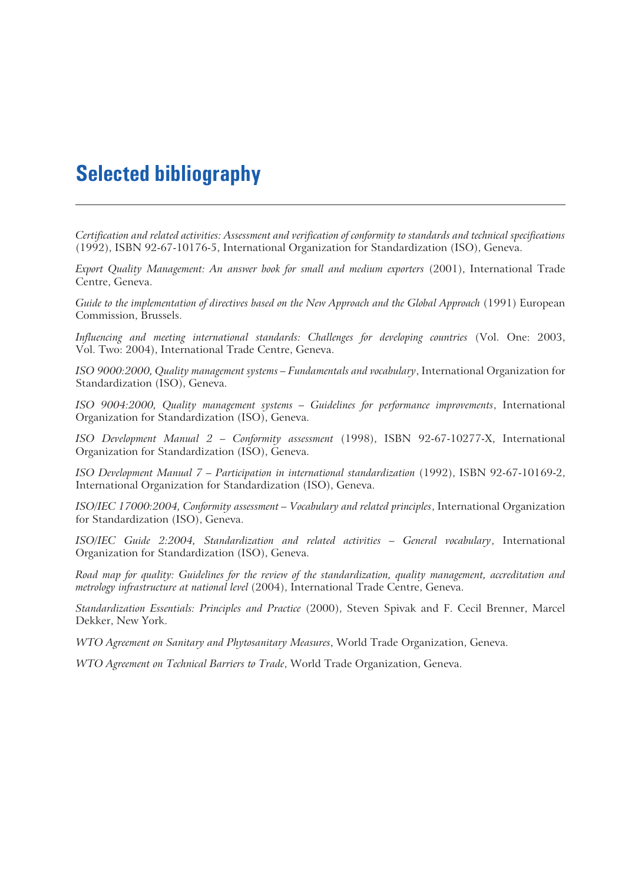# Selected bibliography

*Certification and related activities: Assessment and verification of conformity to standards and technical specifications* (1992), ISBN 92-67-10176-5, International Organization for Standardization (ISO), Geneva.

*Export Quality Management: An answer book for small and medium exporters* (2001), International Trade Centre, Geneva.

*Guide to the implementation of directives based on the New Approach and the Global Approach* (1991) European Commission, Brussels.

*Influencing and meeting international standards: Challenges for developing countries* (Vol. One: 2003, Vol. Two: 2004), International Trade Centre, Geneva.

*ISO 9000:2000, Quality management systems – Fundamentals and vocabulary*, International Organization for Standardization (ISO), Geneva.

*ISO 9004:2000, Quality management systems – Guidelines for performance improvements*, International Organization for Standardization (ISO), Geneva.

*ISO Development Manual 2 – Conformity assessment* (1998), ISBN 92-67-10277-X, International Organization for Standardization (ISO), Geneva.

*ISO Development Manual 7 – Participation in international standardization* (1992), ISBN 92-67-10169-2, International Organization for Standardization (ISO), Geneva.

*ISO/IEC 17000:2004, Conformity assessment – Vocabulary and related principles*, International Organization for Standardization (ISO), Geneva.

*ISO/IEC Guide 2:2004, Standardization and related activities – General vocabulary*, International Organization for Standardization (ISO), Geneva.

*Road map for quality: Guidelines for the review of the standardization, quality management, accreditation and metrology infrastructure at national level* (2004), International Trade Centre, Geneva.

*Standardization Essentials: Principles and Practice* (2000), Steven Spivak and F. Cecil Brenner, Marcel Dekker, New York.

*WTO Agreement on Sanitary and Phytosanitary Measures*, World Trade Organization, Geneva.

*WTO Agreement on Technical Barriers to Trade*, World Trade Organization, Geneva.